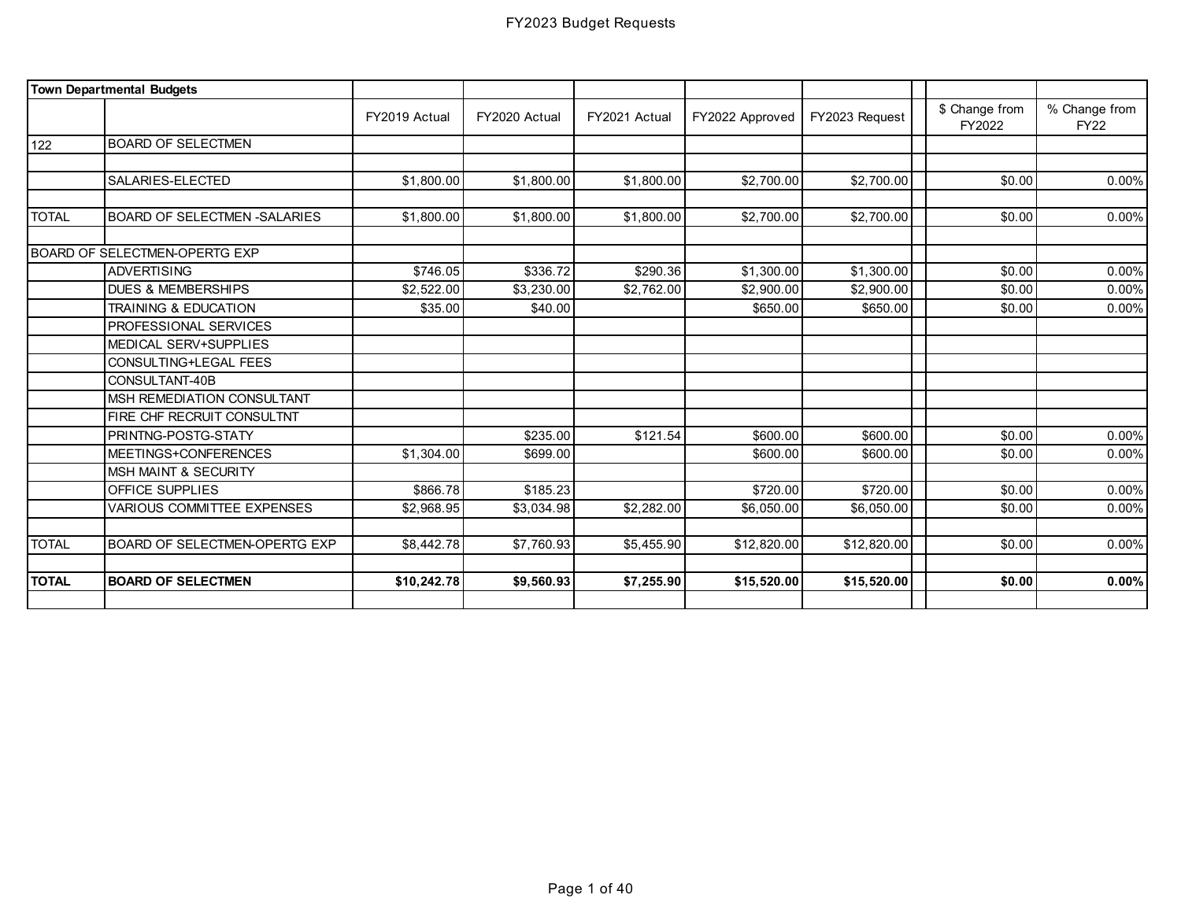# FY2023 Budget Requests

| **Town Departmental Budgets** | | | | | | | | | |
|---|---|---|---|---|---|---|---|---|---|
| | | FY2019 Actual | FY2020 Actual | FY2021 Actual | FY2022 Approved | FY2023 Request | | $ Change from FY2022 | % Change from FY22 |
| 122 | BOARD OF SELECTMEN | | | | | | | | |
| | | | | | | | | | |
| | SALARIES-ELECTED | $1,800.00 | $1,800.00 | $1,800.00 | $2,700.00 | $2,700.00 | | $0.00 | 0.00% |
| | | | | | | | | | |
| TOTAL | BOARD OF SELECTMEN -SALARIES | $1,800.00 | $1,800.00 | $1,800.00 | $2,700.00 | $2,700.00 | | $0.00 | 0.00% |
| | | | | | | | | | |
| BOARD OF SELECTMEN-OPERTG EXP | | | | | | | | | |
| | ADVERTISING | $746.05 | $336.72 | $290.36 | $1,300.00 | $1,300.00 | | $0.00 | 0.00% |
| | DUES & MEMBERSHIPS | $2,522.00 | $3,230.00 | $2,762.00 | $2,900.00 | $2,900.00 | | $0.00 | 0.00% |
| | TRAINING & EDUCATION | $35.00 | $40.00 | | $650.00 | $650.00 | | $0.00 | 0.00% |
| | PROFESSIONAL SERVICES | | | | | | | | |
| | MEDICAL SERV+SUPPLIES | | | | | | | | |
| | CONSULTING+LEGAL FEES | | | | | | | | |
| | CONSULTANT-40B | | | | | | | | |
| | MSH REMEDIATION CONSULTANT | | | | | | | | |
| | FIRE CHF RECRUIT CONSULTNT | | | | | | | | |
| | PRINTNG-POSTG-STATY | | $235.00 | $121.54 | $600.00 | $600.00 | | $0.00 | 0.00% |
| | MEETINGS+CONFERENCES | $1,304.00 | $699.00 | | $600.00 | $600.00 | | $0.00 | 0.00% |
| | MSH MAINT & SECURITY | | | | | | | | |
| | OFFICE SUPPLIES | $866.78 | $185.23 | | $720.00 | $720.00 | | $0.00 | 0.00% |
| | VARIOUS COMMITTEE EXPENSES | $2,968.95 | $3,034.98 | $2,282.00 | $6,050.00 | $6,050.00 | | $0.00 | 0.00% |
| | | | | | | | | | |
| TOTAL | BOARD OF SELECTMEN-OPERTG EXP | $8,442.78 | $7,760.93 | $5,455.90 | $12,820.00 | $12,820.00 | | $0.00 | 0.00% |
| | | | | | | | | | |
| **TOTAL** | **BOARD OF SELECTMEN** | **$10,242.78** | **$9,560.93** | **$7,255.90** | **$15,520.00** | **$15,520.00** | | **$0.00** | **0.00%** |
| | | | | | | | | | |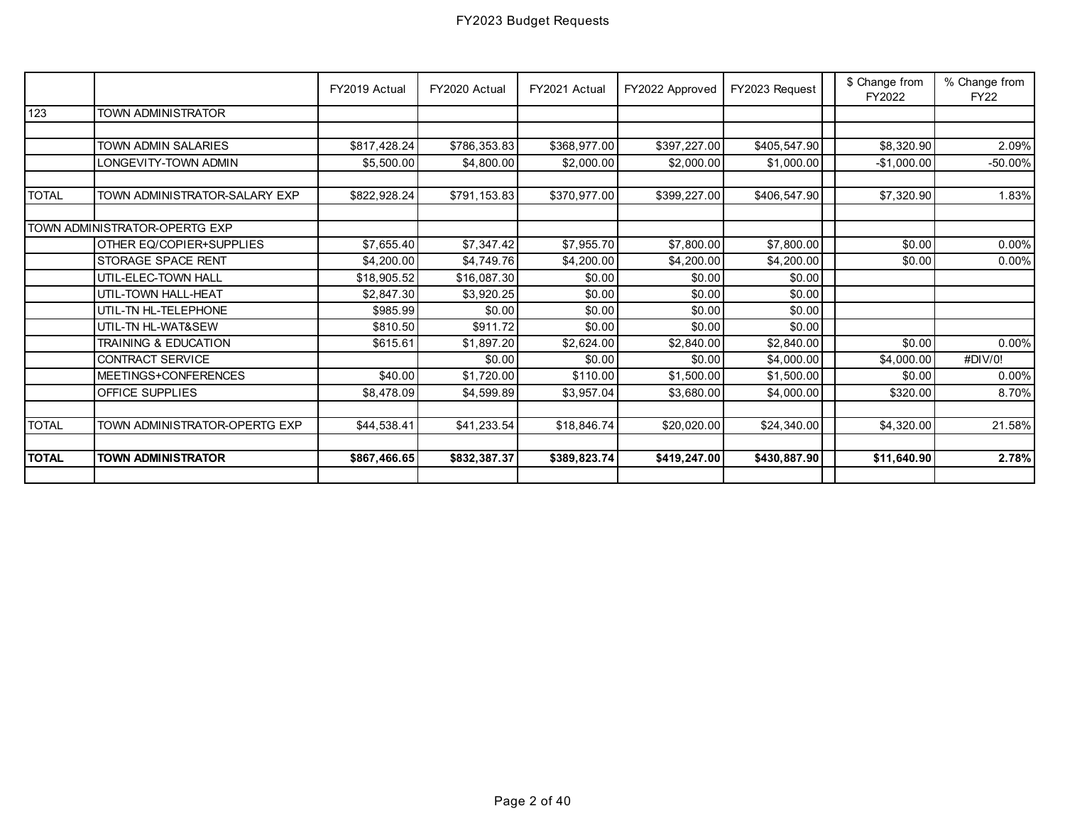# FY2023 Budget Requests

| | | FY2019 Actual | FY2020 Actual | FY2021 Actual | FY2022 Approved | FY2023 Request | | $ Change from FY2022 | % Change from FY22 |
|---|---|---|---|---|---|---|---|---|---|
| 123 | TOWN ADMINISTRATOR | | | | | | | | |
| | | | | | | | | | |
| | TOWN ADMIN SALARIES | $817,428.24 | $786,353.83 | $368,977.00 | $397,227.00 | $405,547.90 | | $8,320.90 | 2.09% |
| | LONGEVITY-TOWN ADMIN | $5,500.00 | $4,800.00 | $2,000.00 | $2,000.00 | $1,000.00 | | -$1,000.00 | -50.00% |
| | | | | | | | | | |
| TOTAL | TOWN ADMINISTRATOR-SALARY EXP | $822,928.24 | $791,153.83 | $370,977.00 | $399,227.00 | $406,547.90 | | $7,320.90 | 1.83% |
| | | | | | | | | | |
| TOWN ADMINISTRATOR-OPERTG EXP | | | | | | | | | |
| | OTHER EQ/COPIER+SUPPLIES | $7,655.40 | $7,347.42 | $7,955.70 | $7,800.00 | $7,800.00 | | $0.00 | 0.00% |
| | STORAGE SPACE RENT | $4,200.00 | $4,749.76 | $4,200.00 | $4,200.00 | $4,200.00 | | $0.00 | 0.00% |
| | UTIL-ELEC-TOWN HALL | $18,905.52 | $16,087.30 | $0.00 | $0.00 | $0.00 | | | |
| | UTIL-TOWN HALL-HEAT | $2,847.30 | $3,920.25 | $0.00 | $0.00 | $0.00 | | | |
| | UTIL-TN HL-TELEPHONE | $985.99 | $0.00 | $0.00 | $0.00 | $0.00 | | | |
| | UTIL-TN HL-WAT&SEW | $810.50 | $911.72 | $0.00 | $0.00 | $0.00 | | | |
| | TRAINING & EDUCATION | $615.61 | $1,897.20 | $2,624.00 | $2,840.00 | $2,840.00 | | $0.00 | 0.00% |
| | CONTRACT SERVICE | | $0.00 | $0.00 | $0.00 | $4,000.00 | | $4,000.00 | #DIV/0! |
| | MEETINGS+CONFERENCES | $40.00 | $1,720.00 | $110.00 | $1,500.00 | $1,500.00 | | $0.00 | 0.00% |
| | OFFICE SUPPLIES | $8,478.09 | $4,599.89 | $3,957.04 | $3,680.00 | $4,000.00 | | $320.00 | 8.70% |
| | | | | | | | | | |
| TOTAL | TOWN ADMINISTRATOR-OPERTG EXP | $44,538.41 | $41,233.54 | $18,846.74 | $20,020.00 | $24,340.00 | | $4,320.00 | 21.58% |
| | | | | | | | | | |
| **TOTAL** | **TOWN ADMINISTRATOR** | **$867,466.65** | **$832,387.37** | **$389,823.74** | **$419,247.00** | **$430,887.90** | | **$11,640.90** | **2.78%** |
| | | | | | | | | | |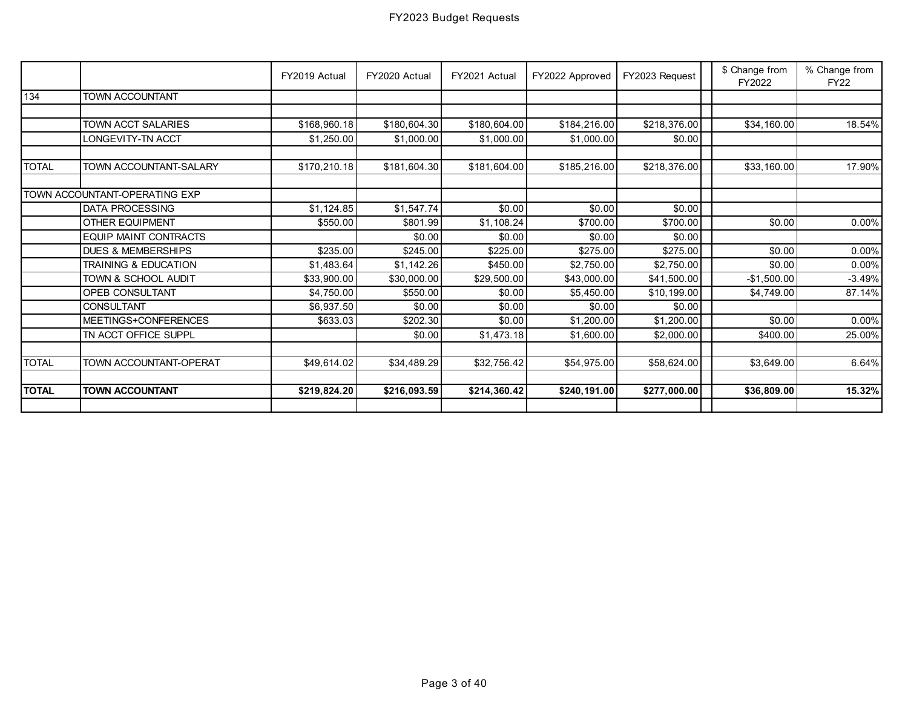# FY2023 Budget Requests

| | | FY2019 Actual | FY2020 Actual | FY2021 Actual | FY2022 Approved | FY2023 Request | | $ Change from FY2022 | % Change from FY22 |
|---|---|---|---|---|---|---|---|---|---|
| 134 | TOWN ACCOUNTANT | | | | | | | | |
| | | | | | | | | | |
| | TOWN ACCT SALARIES | $168,960.18 | $180,604.30 | $180,604.00 | $184,216.00 | $218,376.00 | | $34,160.00 | 18.54% |
| | LONGEVITY-TN ACCT | $1,250.00 | $1,000.00 | $1,000.00 | $1,000.00 | $0.00 | | | |
| | | | | | | | | | |
| TOTAL | TOWN ACCOUNTANT-SALARY | $170,210.18 | $181,604.30 | $181,604.00 | $185,216.00 | $218,376.00 | | $33,160.00 | 17.90% |
| | | | | | | | | | |
| TOWN ACCOUNTANT-OPERATING EXP | | | | | | | | | |
| | DATA PROCESSING | $1,124.85 | $1,547.74 | $0.00 | $0.00 | $0.00 | | | |
| | OTHER EQUIPMENT | $550.00 | $801.99 | $1,108.24 | $700.00 | $700.00 | | $0.00 | 0.00% |
| | EQUIP MAINT CONTRACTS | | $0.00 | $0.00 | $0.00 | $0.00 | | | |
| | DUES & MEMBERSHIPS | $235.00 | $245.00 | $225.00 | $275.00 | $275.00 | | $0.00 | 0.00% |
| | TRAINING & EDUCATION | $1,483.64 | $1,142.26 | $450.00 | $2,750.00 | $2,750.00 | | $0.00 | 0.00% |
| | TOWN & SCHOOL AUDIT | $33,900.00 | $30,000.00 | $29,500.00 | $43,000.00 | $41,500.00 | | -$1,500.00 | -3.49% |
| | OPEB CONSULTANT | $4,750.00 | $550.00 | $0.00 | $5,450.00 | $10,199.00 | | $4,749.00 | 87.14% |
| | CONSULTANT | $6,937.50 | $0.00 | $0.00 | $0.00 | $0.00 | | | |
| | MEETINGS+CONFERENCES | $633.03 | $202.30 | $0.00 | $1,200.00 | $1,200.00 | | $0.00 | 0.00% |
| | TN ACCT OFFICE SUPPL | | $0.00 | $1,473.18 | $1,600.00 | $2,000.00 | | $400.00 | 25.00% |
| | | | | | | | | | |
| TOTAL | TOWN ACCOUNTANT-OPERAT | $49,614.02 | $34,489.29 | $32,756.42 | $54,975.00 | $58,624.00 | | $3,649.00 | 6.64% |
| | | | | | | | | | |
| **TOTAL** | **TOWN ACCOUNTANT** | **$219,824.20** | **$216,093.59** | **$214,360.42** | **$240,191.00** | **$277,000.00** | | **$36,809.00** | **15.32%** |
| | | | | | | | | | |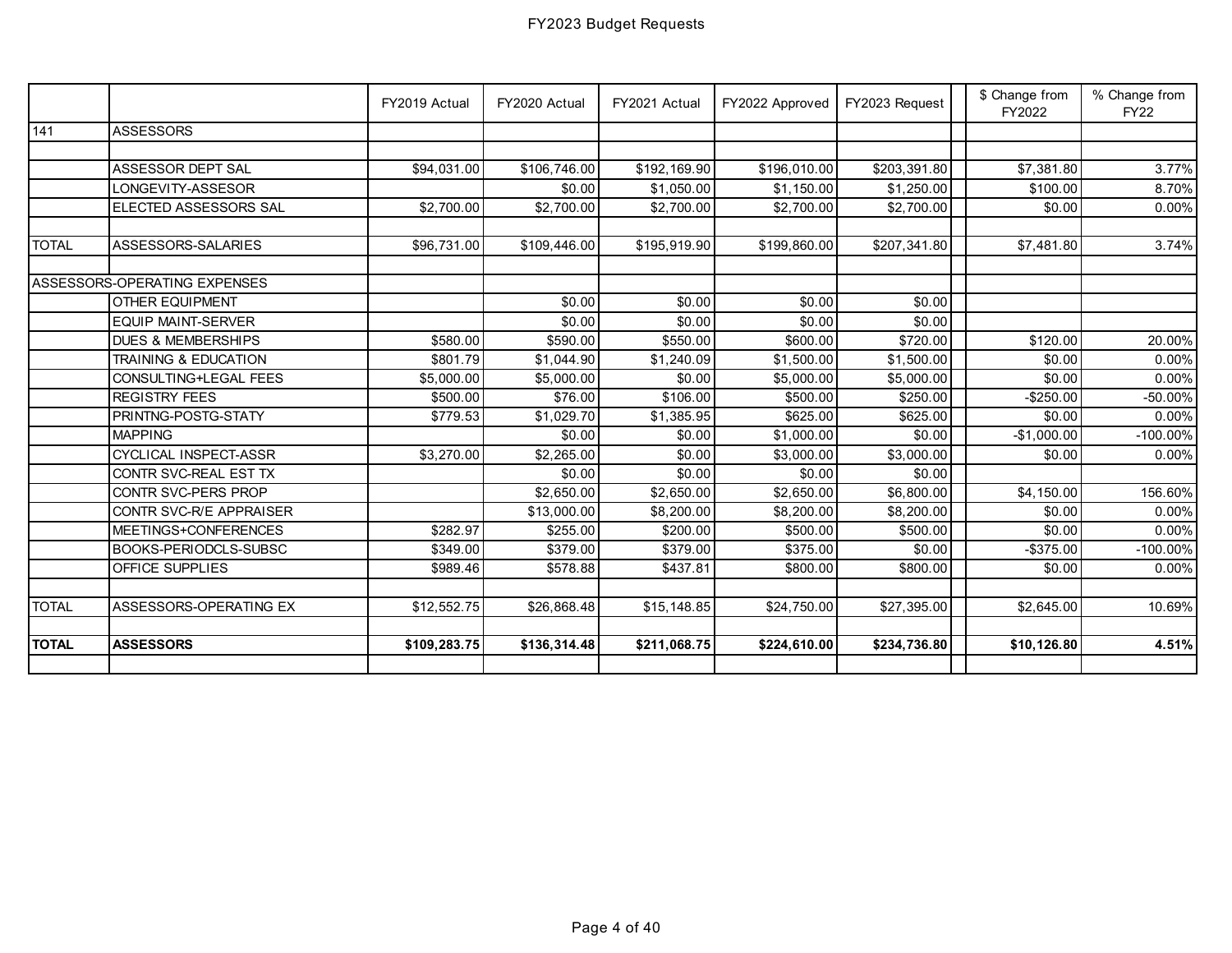# FY2023 Budget Requests

| | | FY2019 Actual | FY2020 Actual | FY2021 Actual | FY2022 Approved | FY2023 Request | | $ Change from FY2022 | % Change from FY22 |
|---|---|---|---|---|---|---|---|---|---|
| 141 | ASSESSORS | | | | | | | | |
| | | | | | | | | | |
| | ASSESSOR DEPT SAL | $94,031.00 | $106,746.00 | $192,169.90 | $196,010.00 | $203,391.80 | | $7,381.80 | 3.77% |
| | LONGEVITY-ASSESOR | | $0.00 | $1,050.00 | $1,150.00 | $1,250.00 | | $100.00 | 8.70% |
| | ELECTED ASSESSORS SAL | $2,700.00 | $2,700.00 | $2,700.00 | $2,700.00 | $2,700.00 | | $0.00 | 0.00% |
| | | | | | | | | | |
| TOTAL | ASSESSORS-SALARIES | $96,731.00 | $109,446.00 | $195,919.90 | $199,860.00 | $207,341.80 | | $7,481.80 | 3.74% |
| | | | | | | | | | |
| ASSESSORS-OPERATING EXPENSES | | | | | | | | | |
| | OTHER EQUIPMENT | | $0.00 | $0.00 | $0.00 | $0.00 | | | |
| | EQUIP MAINT-SERVER | | $0.00 | $0.00 | $0.00 | $0.00 | | | |
| | DUES & MEMBERSHIPS | $580.00 | $590.00 | $550.00 | $600.00 | $720.00 | | $120.00 | 20.00% |
| | TRAINING & EDUCATION | $801.79 | $1,044.90 | $1,240.09 | $1,500.00 | $1,500.00 | | $0.00 | 0.00% |
| | CONSULTING+LEGAL FEES | $5,000.00 | $5,000.00 | $0.00 | $5,000.00 | $5,000.00 | | $0.00 | 0.00% |
| | REGISTRY FEES | $500.00 | $76.00 | $106.00 | $500.00 | $250.00 | | -$250.00 | -50.00% |
| | PRINTNG-POSTG-STATY | $779.53 | $1,029.70 | $1,385.95 | $625.00 | $625.00 | | $0.00 | 0.00% |
| | MAPPING | | $0.00 | $0.00 | $1,000.00 | $0.00 | | -$1,000.00 | -100.00% |
| | CYCLICAL INSPECT-ASSR | $3,270.00 | $2,265.00 | $0.00 | $3,000.00 | $3,000.00 | | $0.00 | 0.00% |
| | CONTR SVC-REAL EST TX | | $0.00 | $0.00 | $0.00 | $0.00 | | | |
| | CONTR SVC-PERS PROP | | $2,650.00 | $2,650.00 | $2,650.00 | $6,800.00 | | $4,150.00 | 156.60% |
| | CONTR SVC-R/E APPRAISER | | $13,000.00 | $8,200.00 | $8,200.00 | $8,200.00 | | $0.00 | 0.00% |
| | MEETINGS+CONFERENCES | $282.97 | $255.00 | $200.00 | $500.00 | $500.00 | | $0.00 | 0.00% |
| | BOOKS-PERIODCLS-SUBSC | $349.00 | $379.00 | $379.00 | $375.00 | $0.00 | | -$375.00 | -100.00% |
| | OFFICE SUPPLIES | $989.46 | $578.88 | $437.81 | $800.00 | $800.00 | | $0.00 | 0.00% |
| | | | | | | | | | |
| TOTAL | ASSESSORS-OPERATING EX | $12,552.75 | $26,868.48 | $15,148.85 | $24,750.00 | $27,395.00 | | $2,645.00 | 10.69% |
| | | | | | | | | | |
| **TOTAL** | **ASSESSORS** | **$109,283.75** | **$136,314.48** | **$211,068.75** | **$224,610.00** | **$234,736.80** | | **$10,126.80** | **4.51%** |
| | | | | | | | | | |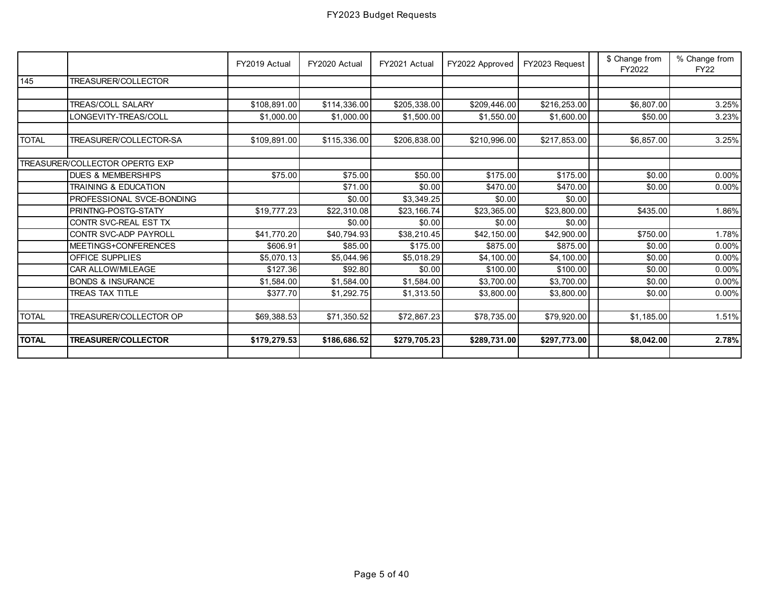# FY2023 Budget Requests

| | | FY2019 Actual | FY2020 Actual | FY2021 Actual | FY2022 Approved | FY2023 Request | | $ Change from FY2022 | % Change from FY22 |
|---|---|---|---|---|---|---|---|---|---|
| 145 | TREASURER/COLLECTOR | | | | | | | | |
| | | | | | | | | | |
| | TREAS/COLL SALARY | $108,891.00 | $114,336.00 | $205,338.00 | $209,446.00 | $216,253.00 | | $6,807.00 | 3.25% |
| | LONGEVITY-TREAS/COLL | $1,000.00 | $1,000.00 | $1,500.00 | $1,550.00 | $1,600.00 | | $50.00 | 3.23% |
| | | | | | | | | | |
| TOTAL | TREASURER/COLLECTOR-SA | $109,891.00 | $115,336.00 | $206,838.00 | $210,996.00 | $217,853.00 | | $6,857.00 | 3.25% |
| | | | | | | | | | |
| TREASURER/COLLECTOR OPERTG EXP | | | | | | | | | |
| | DUES & MEMBERSHIPS | $75.00 | $75.00 | $50.00 | $175.00 | $175.00 | | $0.00 | 0.00% |
| | TRAINING & EDUCATION | | $71.00 | $0.00 | $470.00 | $470.00 | | $0.00 | 0.00% |
| | PROFESSIONAL SVCE-BONDING | | $0.00 | $3,349.25 | $0.00 | $0.00 | | | |
| | PRINTNG-POSTG-STATY | $19,777.23 | $22,310.08 | $23,166.74 | $23,365.00 | $23,800.00 | | $435.00 | 1.86% |
| | CONTR SVC-REAL EST TX | | $0.00 | $0.00 | $0.00 | $0.00 | | | |
| | CONTR SVC-ADP PAYROLL | $41,770.20 | $40,794.93 | $38,210.45 | $42,150.00 | $42,900.00 | | $750.00 | 1.78% |
| | MEETINGS+CONFERENCES | $606.91 | $85.00 | $175.00 | $875.00 | $875.00 | | $0.00 | 0.00% |
| | OFFICE SUPPLIES | $5,070.13 | $5,044.96 | $5,018.29 | $4,100.00 | $4,100.00 | | $0.00 | 0.00% |
| | CAR ALLOW/MILEAGE | $127.36 | $92.80 | $0.00 | $100.00 | $100.00 | | $0.00 | 0.00% |
| | BONDS & INSURANCE | $1,584.00 | $1,584.00 | $1,584.00 | $3,700.00 | $3,700.00 | | $0.00 | 0.00% |
| | TREAS TAX TITLE | $377.70 | $1,292.75 | $1,313.50 | $3,800.00 | $3,800.00 | | $0.00 | 0.00% |
| | | | | | | | | | |
| TOTAL | TREASURER/COLLECTOR OP | $69,388.53 | $71,350.52 | $72,867.23 | $78,735.00 | $79,920.00 | | $1,185.00 | 1.51% |
| | | | | | | | | | |
| **TOTAL** | **TREASURER/COLLECTOR** | **$179,279.53** | **$186,686.52** | **$279,705.23** | **$289,731.00** | **$297,773.00** | | **$8,042.00** | **2.78%** |
| | | | | | | | | | |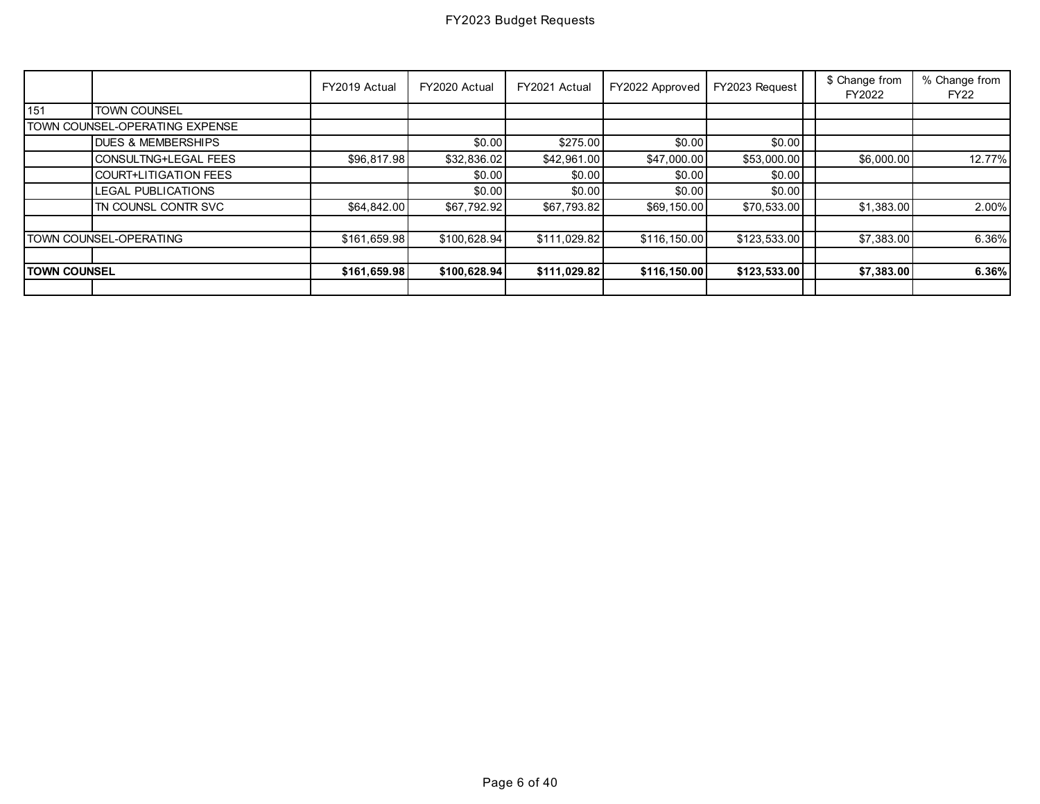# FY2023 Budget Requests

| | | FY2019 Actual | FY2020 Actual | FY2021 Actual | FY2022 Approved | FY2023 Request | | $ Change from FY2022 | % Change from FY22 |
|---|---|---|---|---|---|---|---|---|---|
| 151 | TOWN COUNSEL | | | | | | | | |
| TOWN COUNSEL-OPERATING EXPENSE | | | | | | | | | |
| | DUES & MEMBERSHIPS | | $0.00 | $275.00 | $0.00 | $0.00 | | | |
| | CONSULTNG+LEGAL FEES | $96,817.98 | $32,836.02 | $42,961.00 | $47,000.00 | $53,000.00 | | $6,000.00 | 12.77% |
| | COURT+LITIGATION FEES | | $0.00 | $0.00 | $0.00 | $0.00 | | | |
| | LEGAL PUBLICATIONS | | $0.00 | $0.00 | $0.00 | $0.00 | | | |
| | TN COUNSL CONTR SVC | $64,842.00 | $67,792.92 | $67,793.82 | $69,150.00 | $70,533.00 | | $1,383.00 | 2.00% |
| | | | | | | | | | |
| TOWN COUNSEL-OPERATING | | $161,659.98 | $100,628.94 | $111,029.82 | $116,150.00 | $123,533.00 | | $7,383.00 | 6.36% |
| | | | | | | | | | |
| **TOWN COUNSEL** | | **$161,659.98** | **$100,628.94** | **$111,029.82** | **$116,150.00** | **$123,533.00** | | **$7,383.00** | **6.36%** |
| | | | | | | | | | |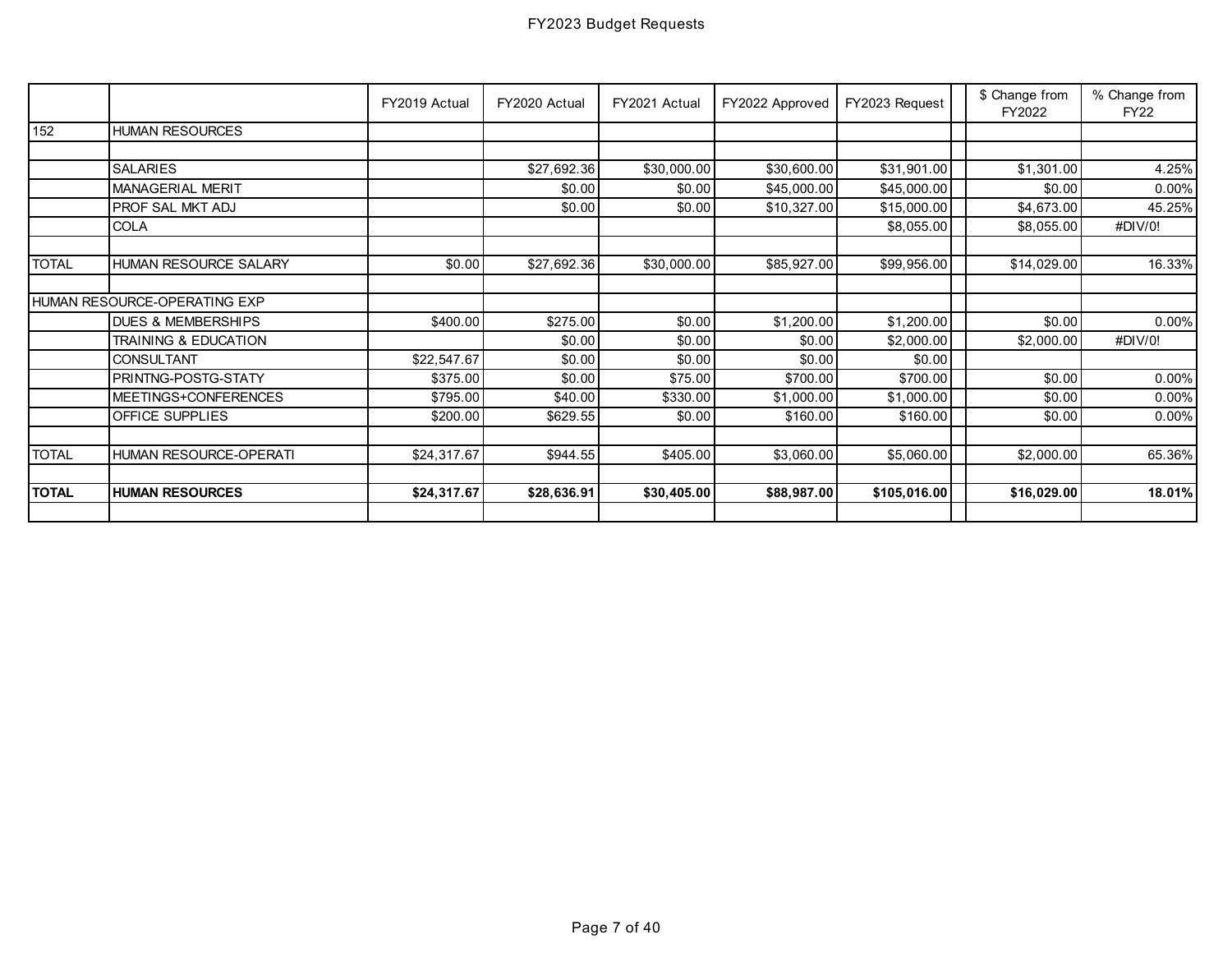# FY2023 Budget Requests

| | | FY2019 Actual | FY2020 Actual | FY2021 Actual | FY2022 Approved | FY2023 Request | | $ Change from FY2022 | % Change from FY22 |
|---|---|---|---|---|---|---|---|---|---|
| 152 | HUMAN RESOURCES | | | | | | | | |
| | | | | | | | | | |
| | SALARIES | | $27,692.36 | $30,000.00 | $30,600.00 | $31,901.00 | | $1,301.00 | 4.25% |
| | MANAGERIAL MERIT | | $0.00 | $0.00 | $45,000.00 | $45,000.00 | | $0.00 | 0.00% |
| | PROF SAL MKT ADJ | | $0.00 | $0.00 | $10,327.00 | $15,000.00 | | $4,673.00 | 45.25% |
| | COLA | | | | | $8,055.00 | | $8,055.00 | #DIV/0! |
| | | | | | | | | | |
| TOTAL | HUMAN RESOURCE SALARY | $0.00 | $27,692.36 | $30,000.00 | $85,927.00 | $99,956.00 | | $14,029.00 | 16.33% |
| | | | | | | | | | |
| HUMAN RESOURCE-OPERATING EXP | | | | | | | | | |
| | DUES & MEMBERSHIPS | $400.00 | $275.00 | $0.00 | $1,200.00 | $1,200.00 | | $0.00 | 0.00% |
| | TRAINING & EDUCATION | | $0.00 | $0.00 | $0.00 | $2,000.00 | | $2,000.00 | #DIV/0! |
| | CONSULTANT | $22,547.67 | $0.00 | $0.00 | $0.00 | $0.00 | | | |
| | PRINTNG-POSTG-STATY | $375.00 | $0.00 | $75.00 | $700.00 | $700.00 | | $0.00 | 0.00% |
| | MEETINGS+CONFERENCES | $795.00 | $40.00 | $330.00 | $1,000.00 | $1,000.00 | | $0.00 | 0.00% |
| | OFFICE SUPPLIES | $200.00 | $629.55 | $0.00 | $160.00 | $160.00 | | $0.00 | 0.00% |
| | | | | | | | | | |
| TOTAL | HUMAN RESOURCE-OPERATI | $24,317.67 | $944.55 | $405.00 | $3,060.00 | $5,060.00 | | $2,000.00 | 65.36% |
| | | | | | | | | | |
| **TOTAL** | **HUMAN RESOURCES** | **$24,317.67** | **$28,636.91** | **$30,405.00** | **$88,987.00** | **$105,016.00** | | **$16,029.00** | **18.01%** |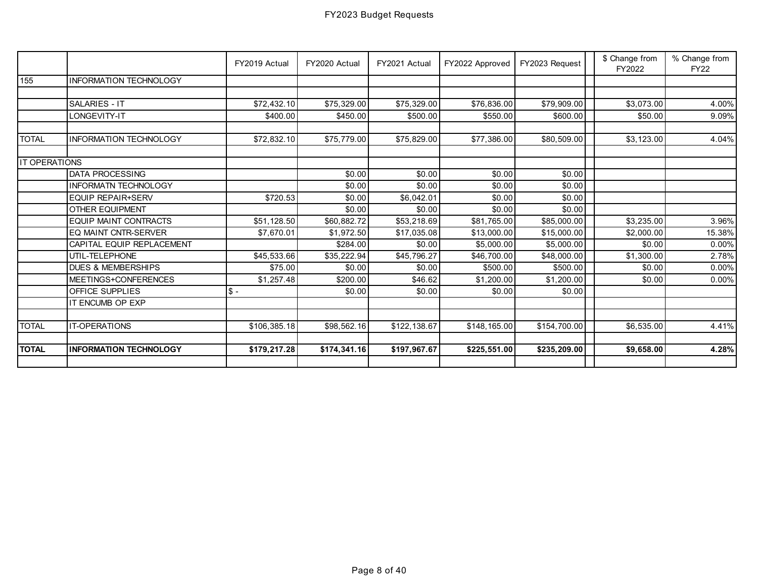# FY2023 Budget Requests

| | | FY2019 Actual | FY2020 Actual | FY2021 Actual | FY2022 Approved | FY2023 Request | | $ Change from FY2022 | % Change from FY22 |
|---|---|---|---|---|---|---|---|---|---|
| 155 | INFORMATION TECHNOLOGY | | | | | | | | |
| | | | | | | | | | |
| | SALARIES - IT | $72,432.10 | $75,329.00 | $75,329.00 | $76,836.00 | $79,909.00 | | $3,073.00 | 4.00% |
| | LONGEVITY-IT | $400.00 | $450.00 | $500.00 | $550.00 | $600.00 | | $50.00 | 9.09% |
| | | | | | | | | | |
| TOTAL | INFORMATION TECHNOLOGY | $72,832.10 | $75,779.00 | $75,829.00 | $77,386.00 | $80,509.00 | | $3,123.00 | 4.04% |
| | | | | | | | | | |
| IT OPERATIONS | | | | | | | | | |
| | DATA PROCESSING | | $0.00 | $0.00 | $0.00 | $0.00 | | | |
| | INFORMATN TECHNOLOGY | | $0.00 | $0.00 | $0.00 | $0.00 | | | |
| | EQUIP REPAIR+SERV | $720.53 | $0.00 | $6,042.01 | $0.00 | $0.00 | | | |
| | OTHER EQUIPMENT | | $0.00 | $0.00 | $0.00 | $0.00 | | | |
| | EQUIP MAINT CONTRACTS | $51,128.50 | $60,882.72 | $53,218.69 | $81,765.00 | $85,000.00 | | $3,235.00 | 3.96% |
| | EQ MAINT CNTR-SERVER | $7,670.01 | $1,972.50 | $17,035.08 | $13,000.00 | $15,000.00 | | $2,000.00 | 15.38% |
| | CAPITAL EQUIP REPLACEMENT | | $284.00 | $0.00 | $5,000.00 | $5,000.00 | | $0.00 | 0.00% |
| | UTIL-TELEPHONE | $45,533.66 | $35,222.94 | $45,796.27 | $46,700.00 | $48,000.00 | | $1,300.00 | 2.78% |
| | DUES & MEMBERSHIPS | $75.00 | $0.00 | $0.00 | $500.00 | $500.00 | | $0.00 | 0.00% |
| | MEETINGS+CONFERENCES | $1,257.48 | $200.00 | $46.62 | $1,200.00 | $1,200.00 | | $0.00 | 0.00% |
| | OFFICE SUPPLIES | $ - | $0.00 | $0.00 | $0.00 | $0.00 | | | |
| | IT ENCUMB OP EXP | | | | | | | | |
| | | | | | | | | | |
| TOTAL | IT-OPERATIONS | $106,385.18 | $98,562.16 | $122,138.67 | $148,165.00 | $154,700.00 | | $6,535.00 | 4.41% |
| | | | | | | | | | |
| **TOTAL** | **INFORMATION TECHNOLOGY** | **$179,217.28** | **$174,341.16** | **$197,967.67** | **$225,551.00** | **$235,209.00** | | **$9,658.00** | **4.28%** |
| | | | | | | | | | |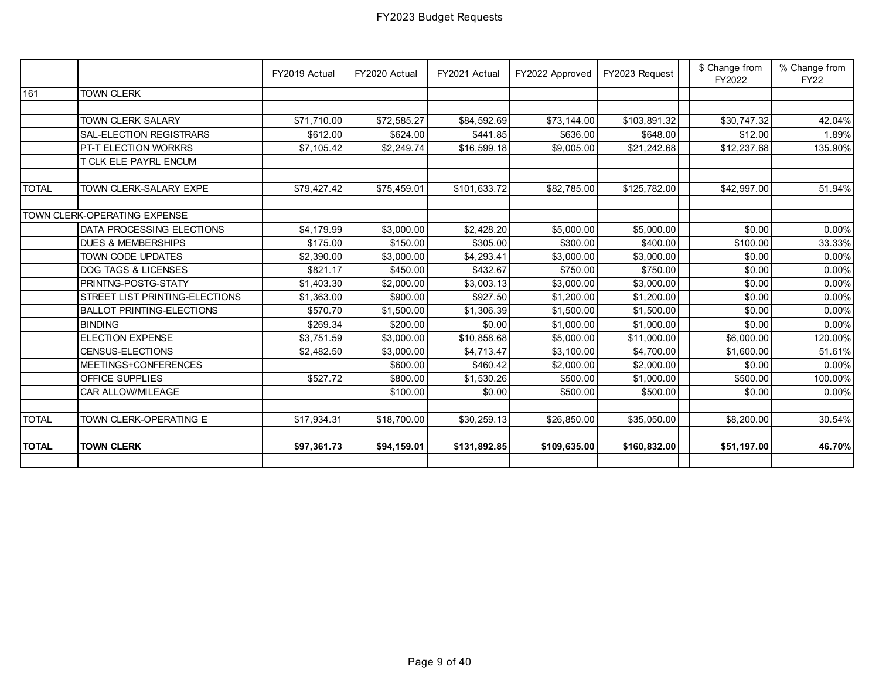# FY2023 Budget Requests

| | | FY2019 Actual | FY2020 Actual | FY2021 Actual | FY2022 Approved | FY2023 Request | | $ Change from FY2022 | % Change from FY22 |
|---|---|---|---|---|---|---|---|---|---|
| 161 | TOWN CLERK | | | | | | | | |
| | | | | | | | | | |
| | TOWN CLERK SALARY | $71,710.00 | $72,585.27 | $84,592.69 | $73,144.00 | $103,891.32 | | $30,747.32 | 42.04% |
| | SAL-ELECTION REGISTRARS | $612.00 | $624.00 | $441.85 | $636.00 | $648.00 | | $12.00 | 1.89% |
| | PT-T ELECTION WORKRS | $7,105.42 | $2,249.74 | $16,599.18 | $9,005.00 | $21,242.68 | | $12,237.68 | 135.90% |
| | T CLK ELE PAYRL ENCUM | | | | | | | | |
| | | | | | | | | | |
| TOTAL | TOWN CLERK-SALARY EXPE | $79,427.42 | $75,459.01 | $101,633.72 | $82,785.00 | $125,782.00 | | $42,997.00 | 51.94% |
| | | | | | | | | | |
| TOWN CLERK-OPERATING EXPENSE | | | | | | | | | |
| | DATA PROCESSING ELECTIONS | $4,179.99 | $3,000.00 | $2,428.20 | $5,000.00 | $5,000.00 | | $0.00 | 0.00% |
| | DUES & MEMBERSHIPS | $175.00 | $150.00 | $305.00 | $300.00 | $400.00 | | $100.00 | 33.33% |
| | TOWN CODE UPDATES | $2,390.00 | $3,000.00 | $4,293.41 | $3,000.00 | $3,000.00 | | $0.00 | 0.00% |
| | DOG TAGS & LICENSES | $821.17 | $450.00 | $432.67 | $750.00 | $750.00 | | $0.00 | 0.00% |
| | PRINTNG-POSTG-STATY | $1,403.30 | $2,000.00 | $3,003.13 | $3,000.00 | $3,000.00 | | $0.00 | 0.00% |
| | STREET LIST PRINTING-ELECTIONS | $1,363.00 | $900.00 | $927.50 | $1,200.00 | $1,200.00 | | $0.00 | 0.00% |
| | BALLOT PRINTING-ELECTIONS | $570.70 | $1,500.00 | $1,306.39 | $1,500.00 | $1,500.00 | | $0.00 | 0.00% |
| | BINDING | $269.34 | $200.00 | $0.00 | $1,000.00 | $1,000.00 | | $0.00 | 0.00% |
| | ELECTION EXPENSE | $3,751.59 | $3,000.00 | $10,858.68 | $5,000.00 | $11,000.00 | | $6,000.00 | 120.00% |
| | CENSUS-ELECTIONS | $2,482.50 | $3,000.00 | $4,713.47 | $3,100.00 | $4,700.00 | | $1,600.00 | 51.61% |
| | MEETINGS+CONFERENCES | | $600.00 | $460.42 | $2,000.00 | $2,000.00 | | $0.00 | 0.00% |
| | OFFICE SUPPLIES | $527.72 | $800.00 | $1,530.26 | $500.00 | $1,000.00 | | $500.00 | 100.00% |
| | CAR ALLOW/MILEAGE | | $100.00 | $0.00 | $500.00 | $500.00 | | $0.00 | 0.00% |
| | | | | | | | | | |
| TOTAL | TOWN CLERK-OPERATING E | $17,934.31 | $18,700.00 | $30,259.13 | $26,850.00 | $35,050.00 | | $8,200.00 | 30.54% |
| | | | | | | | | | |
| **TOTAL** | **TOWN CLERK** | **$97,361.73** | **$94,159.01** | **$131,892.85** | **$109,635.00** | **$160,832.00** | | **$51,197.00** | **46.70%** |
| | | | | | | | | | |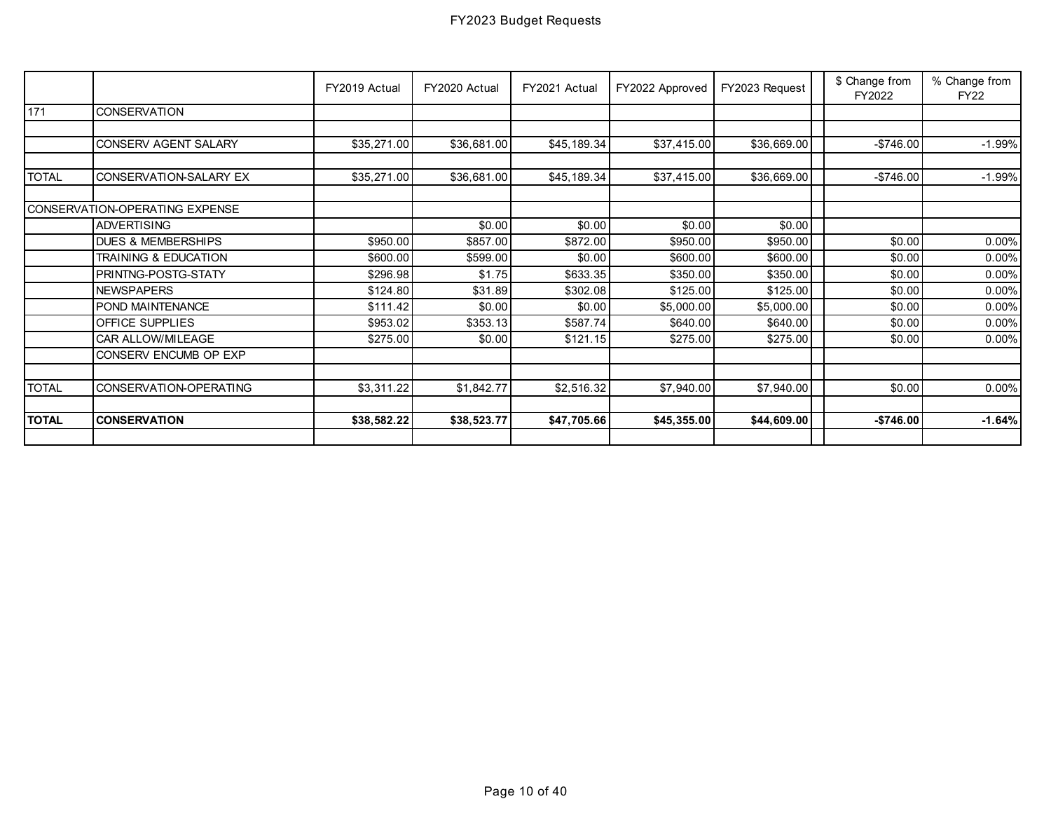# FY2023 Budget Requests

| | | FY2019 Actual | FY2020 Actual | FY2021 Actual | FY2022 Approved | FY2023 Request | | $ Change from FY2022 | % Change from FY22 |
|---|---|---|---|---|---|---|---|---|---|
| 171 | CONSERVATION | | | | | | | | |
| | | | | | | | | | |
| | CONSERV AGENT SALARY | $35,271.00 | $36,681.00 | $45,189.34 | $37,415.00 | $36,669.00 | | -$746.00 | -1.99% |
| | | | | | | | | | |
| TOTAL | CONSERVATION-SALARY EX | $35,271.00 | $36,681.00 | $45,189.34 | $37,415.00 | $36,669.00 | | -$746.00 | -1.99% |
| | | | | | | | | | |
| CONSERVATION-OPERATING EXPENSE | | | | | | | | | |
| | ADVERTISING | | $0.00 | $0.00 | $0.00 | $0.00 | | | |
| | DUES & MEMBERSHIPS | $950.00 | $857.00 | $872.00 | $950.00 | $950.00 | | $0.00 | 0.00% |
| | TRAINING & EDUCATION | $600.00 | $599.00 | $0.00 | $600.00 | $600.00 | | $0.00 | 0.00% |
| | PRINTNG-POSTG-STATY | $296.98 | $1.75 | $633.35 | $350.00 | $350.00 | | $0.00 | 0.00% |
| | NEWSPAPERS | $124.80 | $31.89 | $302.08 | $125.00 | $125.00 | | $0.00 | 0.00% |
| | POND MAINTENANCE | $111.42 | $0.00 | $0.00 | $5,000.00 | $5,000.00 | | $0.00 | 0.00% |
| | OFFICE SUPPLIES | $953.02 | $353.13 | $587.74 | $640.00 | $640.00 | | $0.00 | 0.00% |
| | CAR ALLOW/MILEAGE | $275.00 | $0.00 | $121.15 | $275.00 | $275.00 | | $0.00 | 0.00% |
| | CONSERV ENCUMB OP EXP | | | | | | | | |
| | | | | | | | | | |
| TOTAL | CONSERVATION-OPERATING | $3,311.22 | $1,842.77 | $2,516.32 | $7,940.00 | $7,940.00 | | $0.00 | 0.00% |
| | | | | | | | | | |
| **TOTAL** | **CONSERVATION** | **$38,582.22** | **$38,523.77** | **$47,705.66** | **$45,355.00** | **$44,609.00** | | **-$746.00** | **-1.64%** |
| | | | | | | | | | |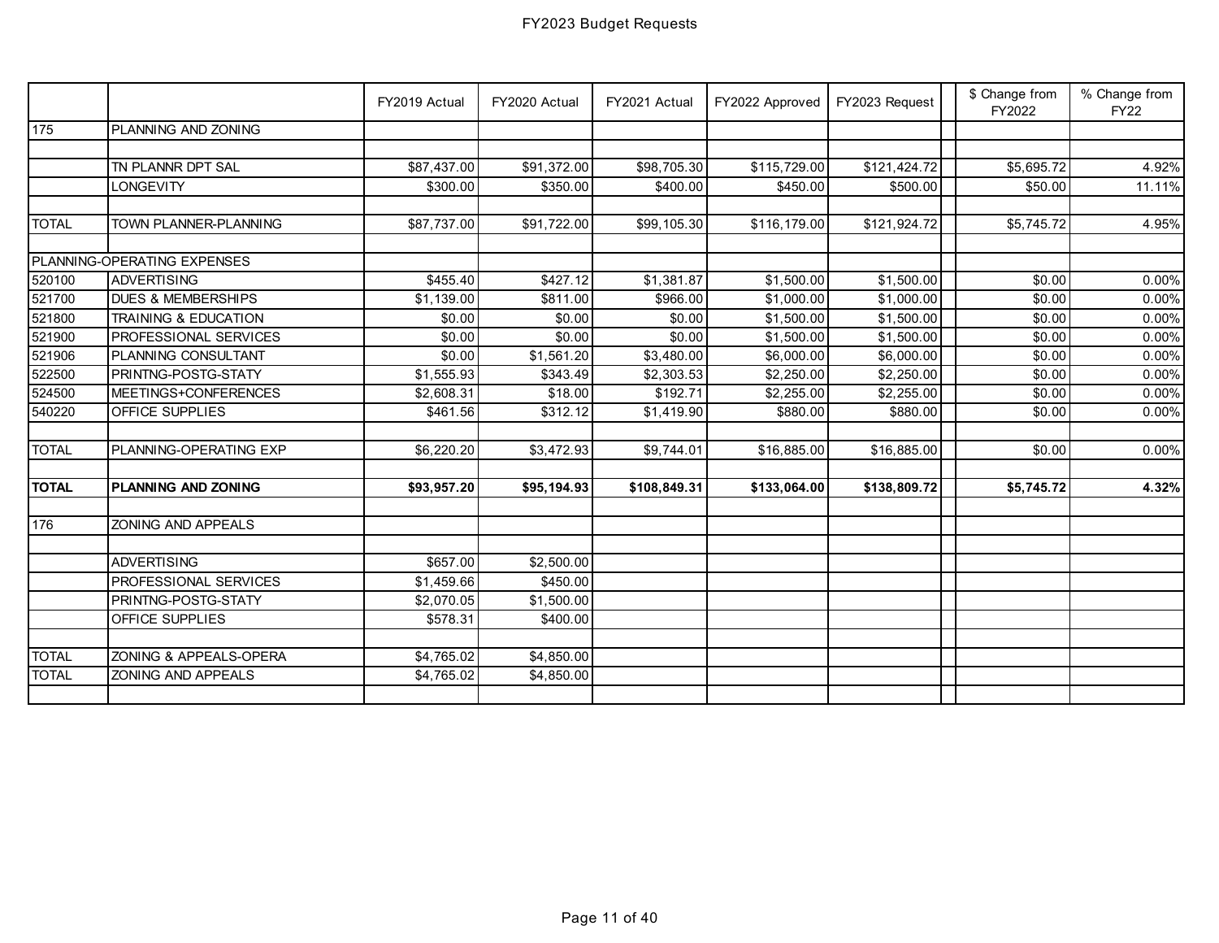# FY2023 Budget Requests

| | | FY2019 Actual | FY2020 Actual | FY2021 Actual | FY2022 Approved | FY2023 Request | | $ Change from FY2022 | % Change from FY22 |
|---|---|---|---|---|---|---|---|---|---|
| 175 | PLANNING AND ZONING | | | | | | | | |
| | | | | | | | | | |
| | TN PLANNR DPT SAL | $87,437.00 | $91,372.00 | $98,705.30 | $115,729.00 | $121,424.72 | | $5,695.72 | 4.92% |
| | LONGEVITY | $300.00 | $350.00 | $400.00 | $450.00 | $500.00 | | $50.00 | 11.11% |
| | | | | | | | | | |
| TOTAL | TOWN PLANNER-PLANNING | $87,737.00 | $91,722.00 | $99,105.30 | $116,179.00 | $121,924.72 | | $5,745.72 | 4.95% |
| | | | | | | | | | |
| PLANNING-OPERATING EXPENSES | | | | | | | | | |
| 520100 | ADVERTISING | $455.40 | $427.12 | $1,381.87 | $1,500.00 | $1,500.00 | | $0.00 | 0.00% |
| 521700 | DUES & MEMBERSHIPS | $1,139.00 | $811.00 | $966.00 | $1,000.00 | $1,000.00 | | $0.00 | 0.00% |
| 521800 | TRAINING & EDUCATION | $0.00 | $0.00 | $0.00 | $1,500.00 | $1,500.00 | | $0.00 | 0.00% |
| 521900 | PROFESSIONAL SERVICES | $0.00 | $0.00 | $0.00 | $1,500.00 | $1,500.00 | | $0.00 | 0.00% |
| 521906 | PLANNING CONSULTANT | $0.00 | $1,561.20 | $3,480.00 | $6,000.00 | $6,000.00 | | $0.00 | 0.00% |
| 522500 | PRINTNG-POSTG-STATY | $1,555.93 | $343.49 | $2,303.53 | $2,250.00 | $2,250.00 | | $0.00 | 0.00% |
| 524500 | MEETINGS+CONFERENCES | $2,608.31 | $18.00 | $192.71 | $2,255.00 | $2,255.00 | | $0.00 | 0.00% |
| 540220 | OFFICE SUPPLIES | $461.56 | $312.12 | $1,419.90 | $880.00 | $880.00 | | $0.00 | 0.00% |
| | | | | | | | | | |
| TOTAL | PLANNING-OPERATING EXP | $6,220.20 | $3,472.93 | $9,744.01 | $16,885.00 | $16,885.00 | | $0.00 | 0.00% |
| | | | | | | | | | |
| **TOTAL** | **PLANNING AND ZONING** | **$93,957.20** | **$95,194.93** | **$108,849.31** | **$133,064.00** | **$138,809.72** | | **$5,745.72** | **4.32%** |
| | | | | | | | | | |
| 176 | ZONING AND APPEALS | | | | | | | | |
| | | | | | | | | | |
| | ADVERTISING | $657.00 | $2,500.00 | | | | | | |
| | PROFESSIONAL SERVICES | $1,459.66 | $450.00 | | | | | | |
| | PRINTNG-POSTG-STATY | $2,070.05 | $1,500.00 | | | | | | |
| | OFFICE SUPPLIES | $578.31 | $400.00 | | | | | | |
| | | | | | | | | | |
| TOTAL | ZONING & APPEALS-OPERA | $4,765.02 | $4,850.00 | | | | | | |
| TOTAL | ZONING AND APPEALS | $4,765.02 | $4,850.00 | | | | | | |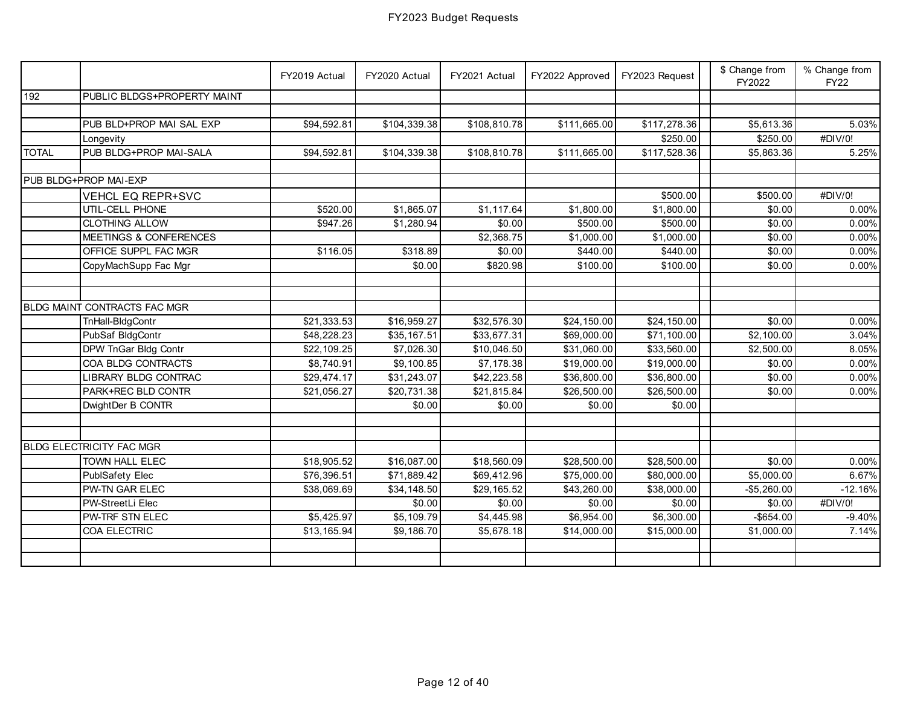# FY2023 Budget Requests

| | | FY2019 Actual | FY2020 Actual | FY2021 Actual | FY2022 Approved | FY2023 Request | | $ Change from FY2022 | % Change from FY22 |
|---|---|---|---|---|---|---|---|---|---|
| 192 | PUBLIC BLDGS+PROPERTY MAINT | | | | | | | | |
| | | | | | | | | | |
| | PUB BLD+PROP MAI SAL EXP | $94,592.81 | $104,339.38 | $108,810.78 | $111,665.00 | $117,278.36 | | $5,613.36 | 5.03% |
| | Longevity | | | | | $250.00 | | $250.00 | #DIV/0! |
| TOTAL | PUB BLDG+PROP MAI-SALA | $94,592.81 | $104,339.38 | $108,810.78 | $111,665.00 | $117,528.36 | | $5,863.36 | 5.25% |
| | | | | | | | | | |
| PUB BLDG+PROP MAI-EXP | | | | | | | | | |
| | VEHCL EQ REPR+SVC | | | | | $500.00 | | $500.00 | #DIV/0! |
| | UTIL-CELL PHONE | $520.00 | $1,865.07 | $1,117.64 | $1,800.00 | $1,800.00 | | $0.00 | 0.00% |
| | CLOTHING ALLOW | $947.26 | $1,280.94 | $0.00 | $500.00 | $500.00 | | $0.00 | 0.00% |
| | MEETINGS & CONFERENCES | | | $2,368.75 | $1,000.00 | $1,000.00 | | $0.00 | 0.00% |
| | OFFICE SUPPL FAC MGR | $116.05 | $318.89 | $0.00 | $440.00 | $440.00 | | $0.00 | 0.00% |
| | CopyMachSupp Fac Mgr | | $0.00 | $820.98 | $100.00 | $100.00 | | $0.00 | 0.00% |
| | | | | | | | | | |
| | | | | | | | | | |
| BLDG MAINT CONTRACTS FAC MGR | | | | | | | | | |
| | TnHall-BldgContr | $21,333.53 | $16,959.27 | $32,576.30 | $24,150.00 | $24,150.00 | | $0.00 | 0.00% |
| | PubSaf BldgContr | $48,228.23 | $35,167.51 | $33,677.31 | $69,000.00 | $71,100.00 | | $2,100.00 | 3.04% |
| | DPW TnGar Bldg Contr | $22,109.25 | $7,026.30 | $10,046.50 | $31,060.00 | $33,560.00 | | $2,500.00 | 8.05% |
| | COA BLDG CONTRACTS | $8,740.91 | $9,100.85 | $7,178.38 | $19,000.00 | $19,000.00 | | $0.00 | 0.00% |
| | LIBRARY BLDG CONTRAC | $29,474.17 | $31,243.07 | $42,223.58 | $36,800.00 | $36,800.00 | | $0.00 | 0.00% |
| | PARK+REC BLD CONTR | $21,056.27 | $20,731.38 | $21,815.84 | $26,500.00 | $26,500.00 | | $0.00 | 0.00% |
| | DwightDer B CONTR | | $0.00 | $0.00 | $0.00 | $0.00 | | | |
| | | | | | | | | | |
| | | | | | | | | | |
| BLDG ELECTRICITY FAC MGR | | | | | | | | | |
| | TOWN HALL ELEC | $18,905.52 | $16,087.00 | $18,560.09 | $28,500.00 | $28,500.00 | | $0.00 | 0.00% |
| | PublSafety Elec | $76,396.51 | $71,889.42 | $69,412.96 | $75,000.00 | $80,000.00 | | $5,000.00 | 6.67% |
| | PW-TN GAR ELEC | $38,069.69 | $34,148.50 | $29,165.52 | $43,260.00 | $38,000.00 | | -$5,260.00 | -12.16% |
| | PW-StreetLi Elec | | $0.00 | $0.00 | $0.00 | $0.00 | | $0.00 | #DIV/0! |
| | PW-TRF STN ELEC | $5,425.97 | $5,109.79 | $4,445.98 | $6,954.00 | $6,300.00 | | -$654.00 | -9.40% |
| | COA ELECTRIC | $13,165.94 | $9,186.70 | $5,678.18 | $14,000.00 | $15,000.00 | | $1,000.00 | 7.14% |
| | | | | | | | | | |
| | | | | | | | | | |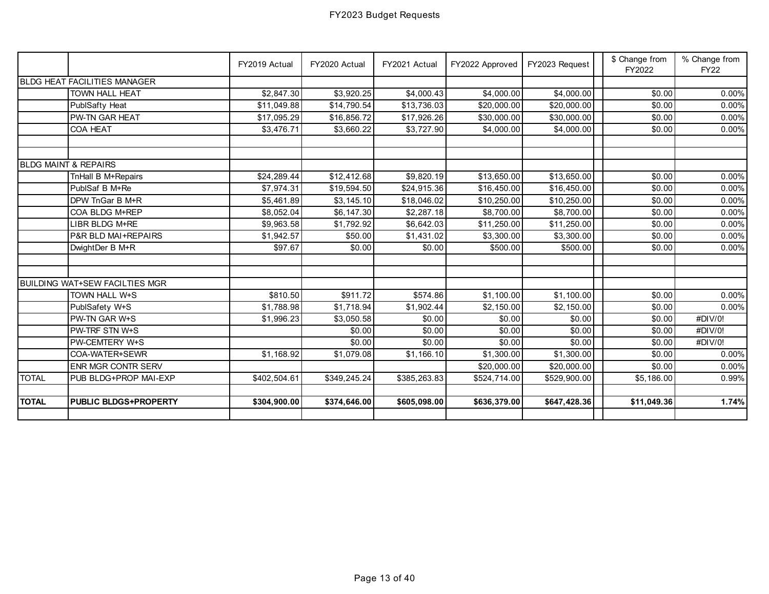# FY2023 Budget Requests

| | | FY2019 Actual | FY2020 Actual | FY2021 Actual | FY2022 Approved | FY2023 Request | | $ Change from FY2022 | % Change from FY22 |
|---|---|---|---|---|---|---|---|---|---|
| BLDG HEAT FACILITIES MANAGER | | | | | | | | | |
| | TOWN HALL HEAT | $2,847.30 | $3,920.25 | $4,000.43 | $4,000.00 | $4,000.00 | | $0.00 | 0.00% |
| | PublSafty Heat | $11,049.88 | $14,790.54 | $13,736.03 | $20,000.00 | $20,000.00 | | $0.00 | 0.00% |
| | PW-TN GAR HEAT | $17,095.29 | $16,856.72 | $17,926.26 | $30,000.00 | $30,000.00 | | $0.00 | 0.00% |
| | COA HEAT | $3,476.71 | $3,660.22 | $3,727.90 | $4,000.00 | $4,000.00 | | $0.00 | 0.00% |
| | | | | | | | | | |
| | | | | | | | | | |
| BLDG MAINT & REPAIRS | | | | | | | | | |
| | TnHall B M+Repairs | $24,289.44 | $12,412.68 | $9,820.19 | $13,650.00 | $13,650.00 | | $0.00 | 0.00% |
| | PublSaf B M+Re | $7,974.31 | $19,594.50 | $24,915.36 | $16,450.00 | $16,450.00 | | $0.00 | 0.00% |
| | DPW TnGar B M+R | $5,461.89 | $3,145.10 | $18,046.02 | $10,250.00 | $10,250.00 | | $0.00 | 0.00% |
| | COA BLDG M+REP | $8,052.04 | $6,147.30 | $2,287.18 | $8,700.00 | $8,700.00 | | $0.00 | 0.00% |
| | LIBR BLDG M+RE | $9,963.58 | $1,792.92 | $6,642.03 | $11,250.00 | $11,250.00 | | $0.00 | 0.00% |
| | P&R BLD MAI+REPAIRS | $1,942.57 | $50.00 | $1,431.02 | $3,300.00 | $3,300.00 | | $0.00 | 0.00% |
| | DwightDer B M+R | $97.67 | $0.00 | $0.00 | $500.00 | $500.00 | | $0.00 | 0.00% |
| | | | | | | | | | |
| | | | | | | | | | |
| BUILDING WAT+SEW FACILTIES MGR | | | | | | | | | |
| | TOWN HALL W+S | $810.50 | $911.72 | $574.86 | $1,100.00 | $1,100.00 | | $0.00 | 0.00% |
| | PublSafety W+S | $1,788.98 | $1,718.94 | $1,902.44 | $2,150.00 | $2,150.00 | | $0.00 | 0.00% |
| | PW-TN GAR W+S | $1,996.23 | $3,050.58 | $0.00 | $0.00 | $0.00 | | $0.00 | #DIV/0! |
| | PW-TRF STN W+S | | $0.00 | $0.00 | $0.00 | $0.00 | | $0.00 | #DIV/0! |
| | PW-CEMTERY W+S | | $0.00 | $0.00 | $0.00 | $0.00 | | $0.00 | #DIV/0! |
| | COA-WATER+SEWR | $1,168.92 | $1,079.08 | $1,166.10 | $1,300.00 | $1,300.00 | | $0.00 | 0.00% |
| | ENR MGR CONTR SERV | | | | $20,000.00 | $20,000.00 | | $0.00 | 0.00% |
| TOTAL | PUB BLDG+PROP MAI-EXP | $402,504.61 | $349,245.24 | $385,263.83 | $524,714.00 | $529,900.00 | | $5,186.00 | 0.99% |
| | | | | | | | | | |
| **TOTAL** | **PUBLIC BLDGS+PROPERTY** | **$304,900.00** | **$374,646.00** | **$605,098.00** | **$636,379.00** | **$647,428.36** | | **$11,049.36** | **1.74%** |
| | | | | | | | | | |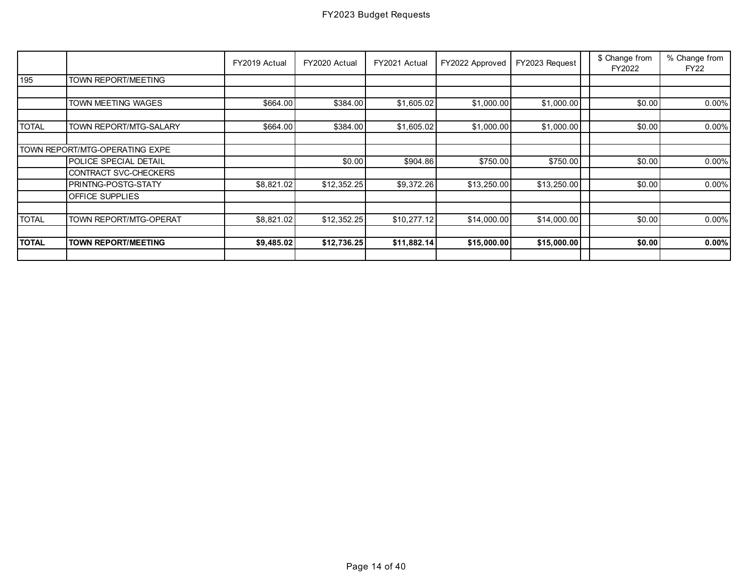# FY2023 Budget Requests

| | | FY2019 Actual | FY2020 Actual | FY2021 Actual | FY2022 Approved | FY2023 Request | | $ Change from FY2022 | % Change from FY22 |
|---|---|---|---|---|---|---|---|---|---|
| 195 | TOWN REPORT/MEETING | | | | | | | | |
| | | | | | | | | | |
| | TOWN MEETING WAGES | $664.00 | $384.00 | $1,605.02 | $1,000.00 | $1,000.00 | | $0.00 | 0.00% |
| | | | | | | | | | |
| TOTAL | TOWN REPORT/MTG-SALARY | $664.00 | $384.00 | $1,605.02 | $1,000.00 | $1,000.00 | | $0.00 | 0.00% |
| | | | | | | | | | |
| TOWN REPORT/MTG-OPERATING EXPE | | | | | | | | | |
| | POLICE SPECIAL DETAIL | | $0.00 | $904.86 | $750.00 | $750.00 | | $0.00 | 0.00% |
| | CONTRACT SVC-CHECKERS | | | | | | | | |
| | PRINTNG-POSTG-STATY | $8,821.02 | $12,352.25 | $9,372.26 | $13,250.00 | $13,250.00 | | $0.00 | 0.00% |
| | OFFICE SUPPLIES | | | | | | | | |
| | | | | | | | | | |
| TOTAL | TOWN REPORT/MTG-OPERAT | $8,821.02 | $12,352.25 | $10,277.12 | $14,000.00 | $14,000.00 | | $0.00 | 0.00% |
| | | | | | | | | | |
| **TOTAL** | **TOWN REPORT/MEETING** | **$9,485.02** | **$12,736.25** | **$11,882.14** | **$15,000.00** | **$15,000.00** | | **$0.00** | **0.00%** |
| | | | | | | | | | |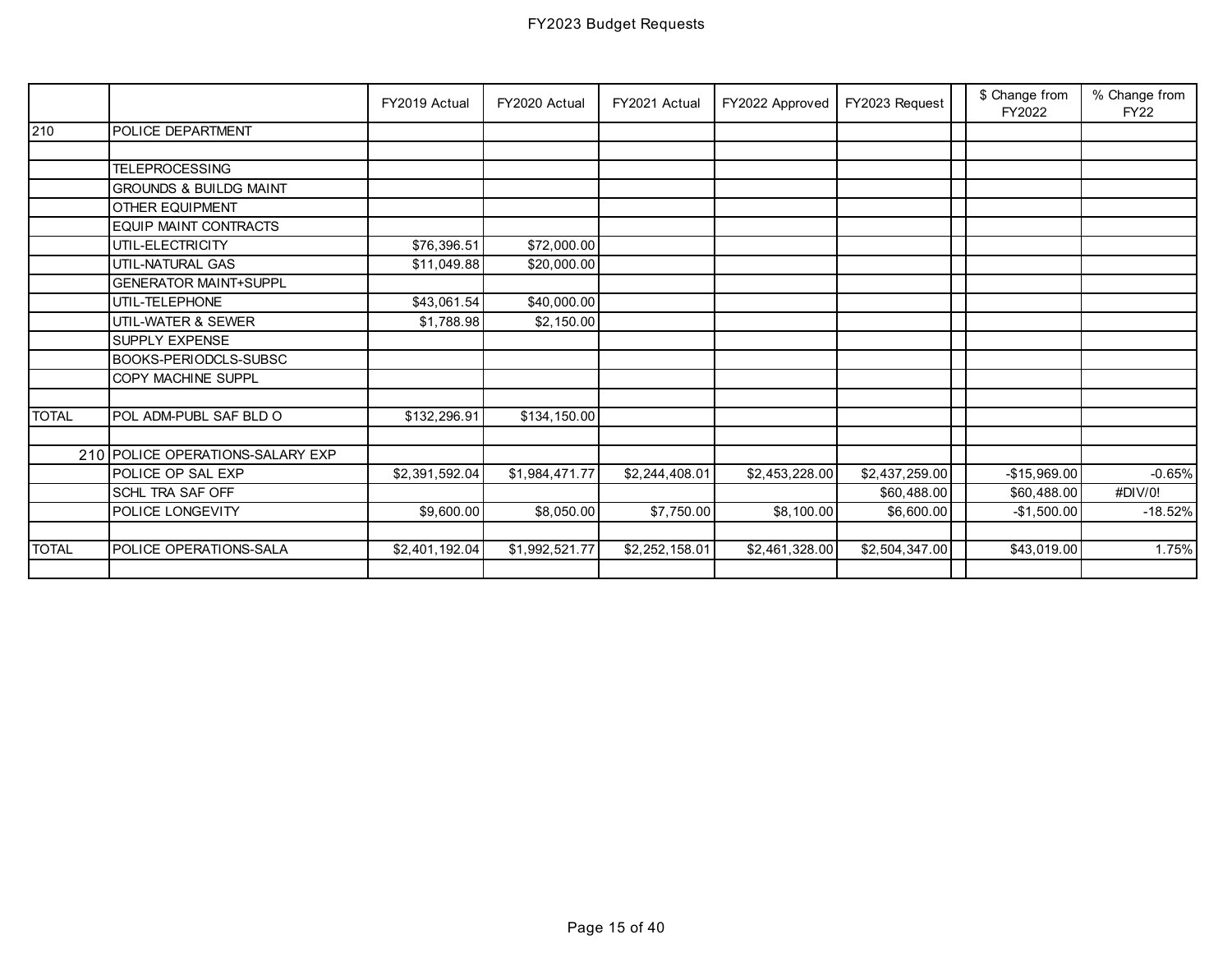# FY2023 Budget Requests

| | | FY2019 Actual | FY2020 Actual | FY2021 Actual | FY2022 Approved | FY2023 Request | | $ Change from FY2022 | % Change from FY22 |
|---|---|---|---|---|---|---|---|---|---|
| 210 | POLICE DEPARTMENT | | | | | | | | |
| | | | | | | | | | |
| | TELEPROCESSING | | | | | | | | |
| | GROUNDS & BUILDG MAINT | | | | | | | | |
| | OTHER EQUIPMENT | | | | | | | | |
| | EQUIP MAINT CONTRACTS | | | | | | | | |
| | UTIL-ELECTRICITY | $76,396.51 | $72,000.00 | | | | | | |
| | UTIL-NATURAL GAS | $11,049.88 | $20,000.00 | | | | | | |
| | GENERATOR MAINT+SUPPL | | | | | | | | |
| | UTIL-TELEPHONE | $43,061.54 | $40,000.00 | | | | | | |
| | UTIL-WATER & SEWER | $1,788.98 | $2,150.00 | | | | | | |
| | SUPPLY EXPENSE | | | | | | | | |
| | BOOKS-PERIODCLS-SUBSC | | | | | | | | |
| | COPY MACHINE SUPPL | | | | | | | | |
| | | | | | | | | | |
| TOTAL | POL ADM-PUBL SAF BLD O | $132,296.91 | $134,150.00 | | | | | | |
| | | | | | | | | | |
| 210 | POLICE OPERATIONS-SALARY EXP | | | | | | | | |
| | POLICE OP SAL EXP | $2,391,592.04 | $1,984,471.77 | $2,244,408.01 | $2,453,228.00 | $2,437,259.00 | | -$15,969.00 | -0.65% |
| | SCHL TRA SAF OFF | | | | | $60,488.00 | | $60,488.00 | #DIV/0! |
| | POLICE LONGEVITY | $9,600.00 | $8,050.00 | $7,750.00 | $8,100.00 | $6,600.00 | | -$1,500.00 | -18.52% |
| | | | | | | | | | |
| TOTAL | POLICE OPERATIONS-SALA | $2,401,192.04 | $1,992,521.77 | $2,252,158.01 | $2,461,328.00 | $2,504,347.00 | | $43,019.00 | 1.75% |
| | | | | | | | | | |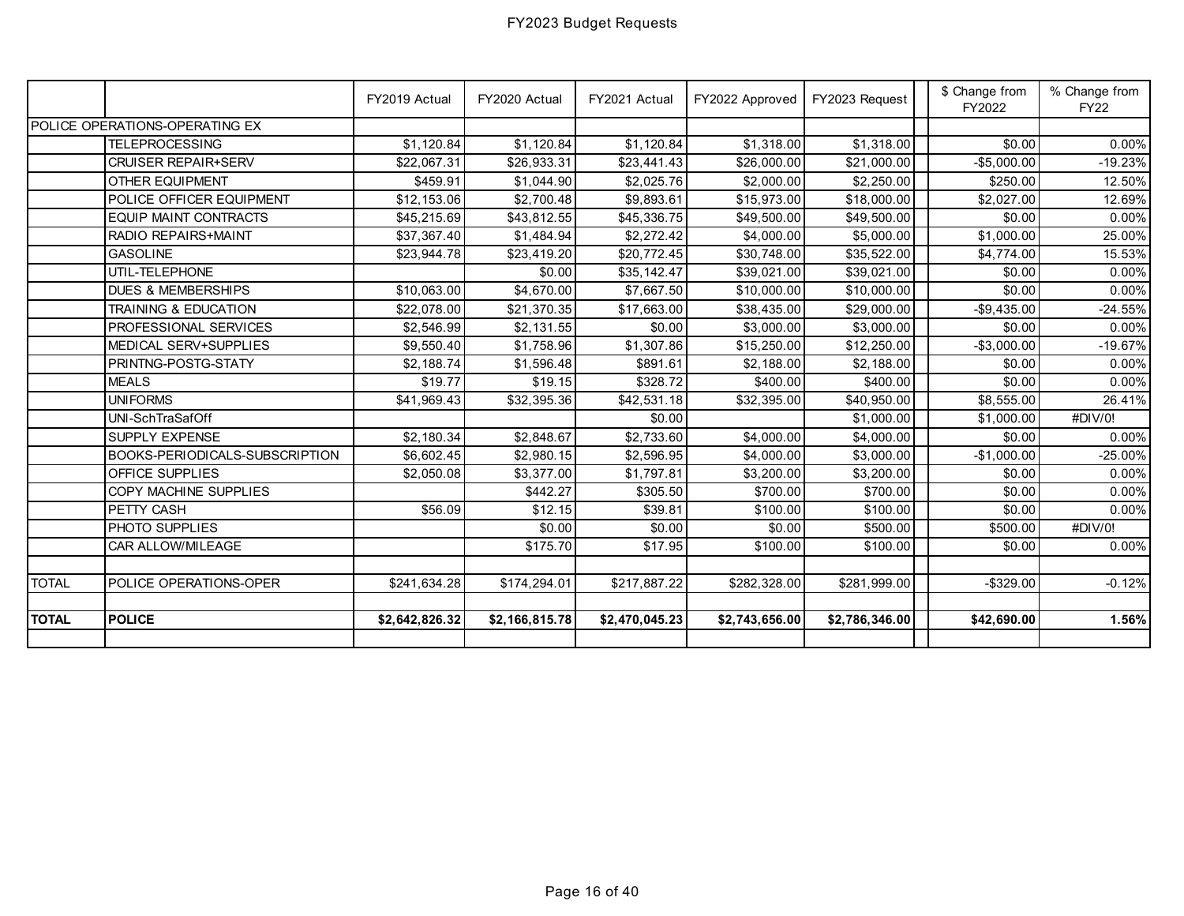# FY2023 Budget Requests

| | | FY2019 Actual | FY2020 Actual | FY2021 Actual | FY2022 Approved | FY2023 Request | | $ Change from FY2022 | % Change from FY22 |
|---|---|---|---|---|---|---|---|---|---|
| POLICE OPERATIONS-OPERATING EX | | | | | | | | | |
| | TELEPROCESSING | $1,120.84 | $1,120.84 | $1,120.84 | $1,318.00 | $1,318.00 | | $0.00 | 0.00% |
| | CRUISER REPAIR+SERV | $22,067.31 | $26,933.31 | $23,441.43 | $26,000.00 | $21,000.00 | | -$5,000.00 | -19.23% |
| | OTHER EQUIPMENT | $459.91 | $1,044.90 | $2,025.76 | $2,000.00 | $2,250.00 | | $250.00 | 12.50% |
| | POLICE OFFICER EQUIPMENT | $12,153.06 | $2,700.48 | $9,893.61 | $15,973.00 | $18,000.00 | | $2,027.00 | 12.69% |
| | EQUIP MAINT CONTRACTS | $45,215.69 | $43,812.55 | $45,336.75 | $49,500.00 | $49,500.00 | | $0.00 | 0.00% |
| | RADIO REPAIRS+MAINT | $37,367.40 | $1,484.94 | $2,272.42 | $4,000.00 | $5,000.00 | | $1,000.00 | 25.00% |
| | GASOLINE | $23,944.78 | $23,419.20 | $20,772.45 | $30,748.00 | $35,522.00 | | $4,774.00 | 15.53% |
| | UTIL-TELEPHONE | | $0.00 | $35,142.47 | $39,021.00 | $39,021.00 | | $0.00 | 0.00% |
| | DUES & MEMBERSHIPS | $10,063.00 | $4,670.00 | $7,667.50 | $10,000.00 | $10,000.00 | | $0.00 | 0.00% |
| | TRAINING & EDUCATION | $22,078.00 | $21,370.35 | $17,663.00 | $38,435.00 | $29,000.00 | | -$9,435.00 | -24.55% |
| | PROFESSIONAL SERVICES | $2,546.99 | $2,131.55 | $0.00 | $3,000.00 | $3,000.00 | | $0.00 | 0.00% |
| | MEDICAL SERV+SUPPLIES | $9,550.40 | $1,758.96 | $1,307.86 | $15,250.00 | $12,250.00 | | -$3,000.00 | -19.67% |
| | PRINTNG-POSTG-STATY | $2,188.74 | $1,596.48 | $891.61 | $2,188.00 | $2,188.00 | | $0.00 | 0.00% |
| | MEALS | $19.77 | $19.15 | $328.72 | $400.00 | $400.00 | | $0.00 | 0.00% |
| | UNIFORMS | $41,969.43 | $32,395.36 | $42,531.18 | $32,395.00 | $40,950.00 | | $8,555.00 | 26.41% |
| | UNI-SchTraSafOff | | | $0.00 | | $1,000.00 | | $1,000.00 | #DIV/0! |
| | SUPPLY EXPENSE | $2,180.34 | $2,848.67 | $2,733.60 | $4,000.00 | $4,000.00 | | $0.00 | 0.00% |
| | BOOKS-PERIODICALS-SUBSCRIPTION | $6,602.45 | $2,980.15 | $2,596.95 | $4,000.00 | $3,000.00 | | -$1,000.00 | -25.00% |
| | OFFICE SUPPLIES | $2,050.08 | $3,377.00 | $1,797.81 | $3,200.00 | $3,200.00 | | $0.00 | 0.00% |
| | COPY MACHINE SUPPLIES | | $442.27 | $305.50 | $700.00 | $700.00 | | $0.00 | 0.00% |
| | PETTY CASH | $56.09 | $12.15 | $39.81 | $100.00 | $100.00 | | $0.00 | 0.00% |
| | PHOTO SUPPLIES | | $0.00 | $0.00 | $0.00 | $500.00 | | $500.00 | #DIV/0! |
| | CAR ALLOW/MILEAGE | | $175.70 | $17.95 | $100.00 | $100.00 | | $0.00 | 0.00% |
| | | | | | | | | | |
| TOTAL | POLICE OPERATIONS-OPER | $241,634.28 | $174,294.01 | $217,887.22 | $282,328.00 | $281,999.00 | | -$329.00 | -0.12% |
| | | | | | | | | | |
| **TOTAL** | **POLICE** | **$2,642,826.32** | **$2,166,815.78** | **$2,470,045.23** | **$2,743,656.00** | **$2,786,346.00** | | **$42,690.00** | **1.56%** |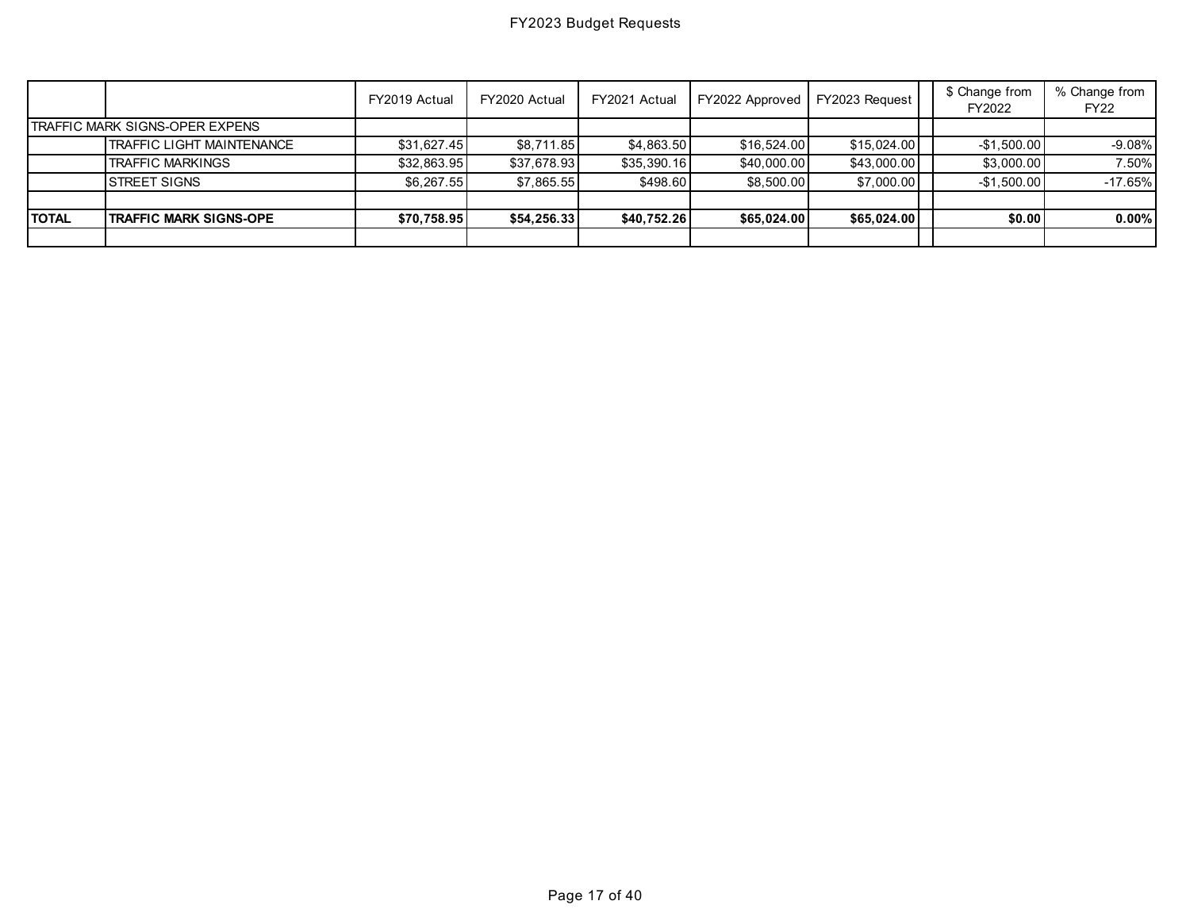# FY2023 Budget Requests

| | | FY2019 Actual | FY2020 Actual | FY2021 Actual | FY2022 Approved | FY2023 Request | | $ Change from FY2022 | % Change from FY22 |
|---|---|---|---|---|---|---|---|---|---|
| TRAFFIC MARK SIGNS-OPER EXPENS | | | | | | | | | |
| | TRAFFIC LIGHT MAINTENANCE | $31,627.45 | $8,711.85 | $4,863.50 | $16,524.00 | $15,024.00 | | -$1,500.00 | -9.08% |
| | TRAFFIC MARKINGS | $32,863.95 | $37,678.93 | $35,390.16 | $40,000.00 | $43,000.00 | | $3,000.00 | 7.50% |
| | STREET SIGNS | $6,267.55 | $7,865.55 | $498.60 | $8,500.00 | $7,000.00 | | -$1,500.00 | -17.65% |
| | | | | | | | | | |
| **TOTAL** | **TRAFFIC MARK SIGNS-OPE** | **$70,758.95** | **$54,256.33** | **$40,752.26** | **$65,024.00** | **$65,024.00** | | **$0.00** | **0.00%** |
| | | | | | | | | | |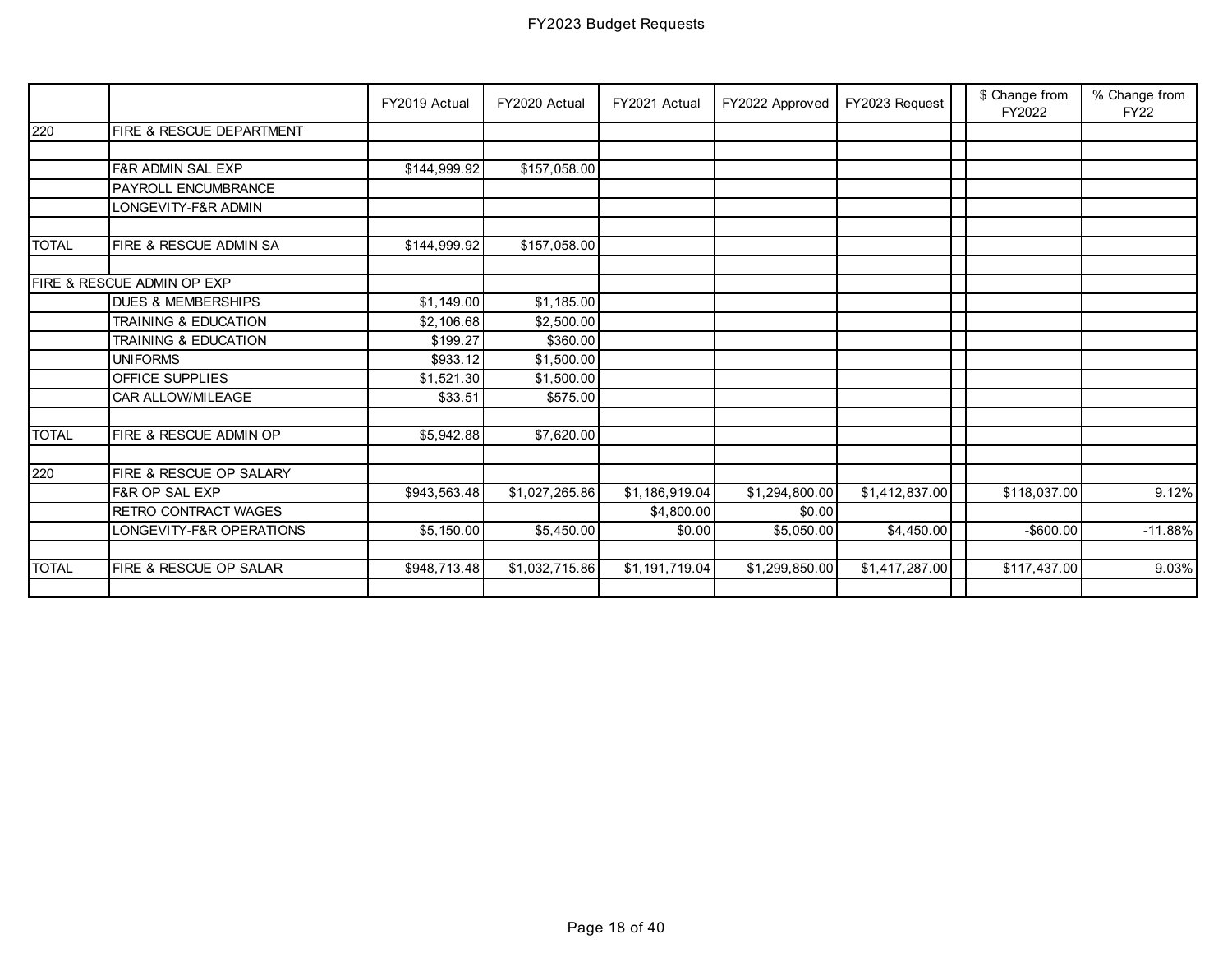# FY2023 Budget Requests

| | | FY2019 Actual | FY2020 Actual | FY2021 Actual | FY2022 Approved | FY2023 Request | | $ Change from FY2022 | % Change from FY22 |
|---|---|---|---|---|---|---|---|---|---|
| 220 | FIRE & RESCUE DEPARTMENT | | | | | | | | |
| | | | | | | | | | |
| | F&R ADMIN SAL EXP | $144,999.92 | $157,058.00 | | | | | | |
| | PAYROLL ENCUMBRANCE | | | | | | | | |
| | LONGEVITY-F&R ADMIN | | | | | | | | |
| | | | | | | | | | |
| TOTAL | FIRE & RESCUE ADMIN SA | $144,999.92 | $157,058.00 | | | | | | |
| | | | | | | | | | |
| FIRE & RESCUE ADMIN OP EXP | | | | | | | | | |
| | DUES & MEMBERSHIPS | $1,149.00 | $1,185.00 | | | | | | |
| | TRAINING & EDUCATION | $2,106.68 | $2,500.00 | | | | | | |
| | TRAINING & EDUCATION | $199.27 | $360.00 | | | | | | |
| | UNIFORMS | $933.12 | $1,500.00 | | | | | | |
| | OFFICE SUPPLIES | $1,521.30 | $1,500.00 | | | | | | |
| | CAR ALLOW/MILEAGE | $33.51 | $575.00 | | | | | | |
| | | | | | | | | | |
| TOTAL | FIRE & RESCUE ADMIN OP | $5,942.88 | $7,620.00 | | | | | | |
| | | | | | | | | | |
| 220 | FIRE & RESCUE OP SALARY | | | | | | | | |
| | F&R OP SAL EXP | $943,563.48 | $1,027,265.86 | $1,186,919.04 | $1,294,800.00 | $1,412,837.00 | | $118,037.00 | 9.12% |
| | RETRO CONTRACT WAGES | | | $4,800.00 | $0.00 | | | | |
| | LONGEVITY-F&R OPERATIONS | $5,150.00 | $5,450.00 | $0.00 | $5,050.00 | $4,450.00 | | -$600.00 | -11.88% |
| | | | | | | | | | |
| TOTAL | FIRE & RESCUE OP SALAR | $948,713.48 | $1,032,715.86 | $1,191,719.04 | $1,299,850.00 | $1,417,287.00 | | $117,437.00 | 9.03% |
| | | | | | | | | | |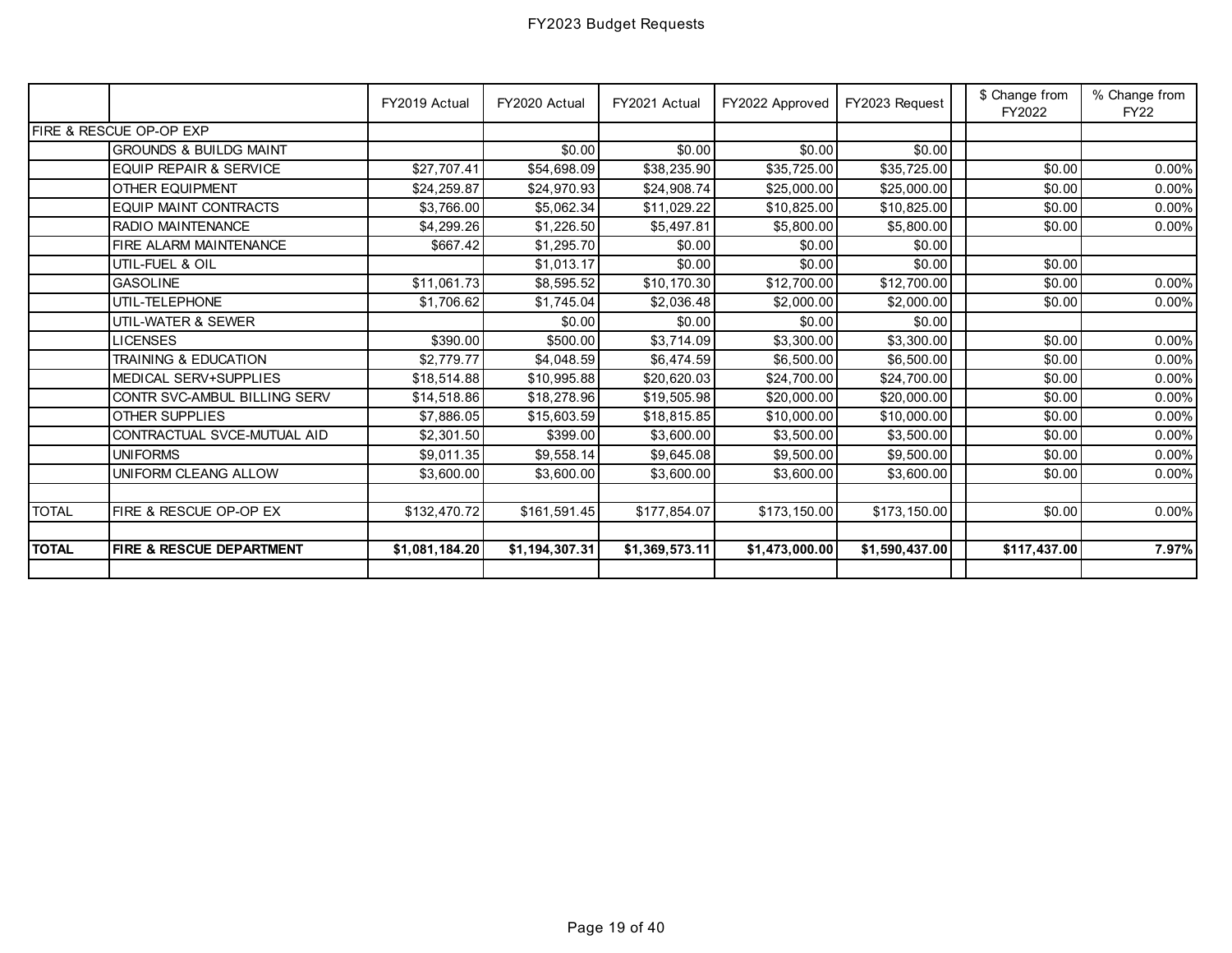# FY2023 Budget Requests

| | | FY2019 Actual | FY2020 Actual | FY2021 Actual | FY2022 Approved | FY2023 Request | | $ Change from FY2022 | % Change from FY22 |
|---|---|---|---|---|---|---|---|---|---|
| FIRE & RESCUE OP-OP EXP | | | | | | | | | |
| | GROUNDS & BUILDG MAINT | | $0.00 | $0.00 | $0.00 | $0.00 | | | |
| | EQUIP REPAIR & SERVICE | $27,707.41 | $54,698.09 | $38,235.90 | $35,725.00 | $35,725.00 | | $0.00 | 0.00% |
| | OTHER EQUIPMENT | $24,259.87 | $24,970.93 | $24,908.74 | $25,000.00 | $25,000.00 | | $0.00 | 0.00% |
| | EQUIP MAINT CONTRACTS | $3,766.00 | $5,062.34 | $11,029.22 | $10,825.00 | $10,825.00 | | $0.00 | 0.00% |
| | RADIO MAINTENANCE | $4,299.26 | $1,226.50 | $5,497.81 | $5,800.00 | $5,800.00 | | $0.00 | 0.00% |
| | FIRE ALARM MAINTENANCE | $667.42 | $1,295.70 | $0.00 | $0.00 | $0.00 | | | |
| | UTIL-FUEL & OIL | | $1,013.17 | $0.00 | $0.00 | $0.00 | | $0.00 | |
| | GASOLINE | $11,061.73 | $8,595.52 | $10,170.30 | $12,700.00 | $12,700.00 | | $0.00 | 0.00% |
| | UTIL-TELEPHONE | $1,706.62 | $1,745.04 | $2,036.48 | $2,000.00 | $2,000.00 | | $0.00 | 0.00% |
| | UTIL-WATER & SEWER | | $0.00 | $0.00 | $0.00 | $0.00 | | | |
| | LICENSES | $390.00 | $500.00 | $3,714.09 | $3,300.00 | $3,300.00 | | $0.00 | 0.00% |
| | TRAINING & EDUCATION | $2,779.77 | $4,048.59 | $6,474.59 | $6,500.00 | $6,500.00 | | $0.00 | 0.00% |
| | MEDICAL SERV+SUPPLIES | $18,514.88 | $10,995.88 | $20,620.03 | $24,700.00 | $24,700.00 | | $0.00 | 0.00% |
| | CONTR SVC-AMBUL BILLING SERV | $14,518.86 | $18,278.96 | $19,505.98 | $20,000.00 | $20,000.00 | | $0.00 | 0.00% |
| | OTHER SUPPLIES | $7,886.05 | $15,603.59 | $18,815.85 | $10,000.00 | $10,000.00 | | $0.00 | 0.00% |
| | CONTRACTUAL SVCE-MUTUAL AID | $2,301.50 | $399.00 | $3,600.00 | $3,500.00 | $3,500.00 | | $0.00 | 0.00% |
| | UNIFORMS | $9,011.35 | $9,558.14 | $9,645.08 | $9,500.00 | $9,500.00 | | $0.00 | 0.00% |
| | UNIFORM CLEANG ALLOW | $3,600.00 | $3,600.00 | $3,600.00 | $3,600.00 | $3,600.00 | | $0.00 | 0.00% |
| | | | | | | | | | |
| TOTAL | FIRE & RESCUE OP-OP EX | $132,470.72 | $161,591.45 | $177,854.07 | $173,150.00 | $173,150.00 | | $0.00 | 0.00% |
| | | | | | | | | | |
| **TOTAL** | **FIRE & RESCUE DEPARTMENT** | **$1,081,184.20** | **$1,194,307.31** | **$1,369,573.11** | **$1,473,000.00** | **$1,590,437.00** | | **$117,437.00** | **7.97%** |
| | | | | | | | | | |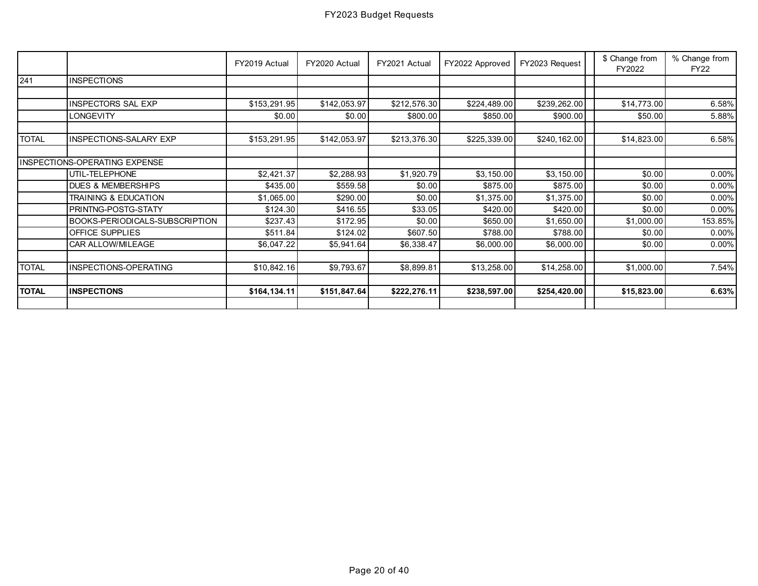# FY2023 Budget Requests

| | | FY2019 Actual | FY2020 Actual | FY2021 Actual | FY2022 Approved | FY2023 Request | | $ Change from FY2022 | % Change from FY22 |
|---|---|---|---|---|---|---|---|---|---|
| 241 | INSPECTIONS | | | | | | | | |
| | | | | | | | | | |
| | INSPECTORS SAL EXP | $153,291.95 | $142,053.97 | $212,576.30 | $224,489.00 | $239,262.00 | | $14,773.00 | 6.58% |
| | LONGEVITY | $0.00 | $0.00 | $800.00 | $850.00 | $900.00 | | $50.00 | 5.88% |
| | | | | | | | | | |
| TOTAL | INSPECTIONS-SALARY EXP | $153,291.95 | $142,053.97 | $213,376.30 | $225,339.00 | $240,162.00 | | $14,823.00 | 6.58% |
| | | | | | | | | | |
| INSPECTIONS-OPERATING EXPENSE | | | | | | | | | |
| | UTIL-TELEPHONE | $2,421.37 | $2,288.93 | $1,920.79 | $3,150.00 | $3,150.00 | | $0.00 | 0.00% |
| | DUES & MEMBERSHIPS | $435.00 | $559.58 | $0.00 | $875.00 | $875.00 | | $0.00 | 0.00% |
| | TRAINING & EDUCATION | $1,065.00 | $290.00 | $0.00 | $1,375.00 | $1,375.00 | | $0.00 | 0.00% |
| | PRINTNG-POSTG-STATY | $124.30 | $416.55 | $33.05 | $420.00 | $420.00 | | $0.00 | 0.00% |
| | BOOKS-PERIODICALS-SUBSCRIPTION | $237.43 | $172.95 | $0.00 | $650.00 | $1,650.00 | | $1,000.00 | 153.85% |
| | OFFICE SUPPLIES | $511.84 | $124.02 | $607.50 | $788.00 | $788.00 | | $0.00 | 0.00% |
| | CAR ALLOW/MILEAGE | $6,047.22 | $5,941.64 | $6,338.47 | $6,000.00 | $6,000.00 | | $0.00 | 0.00% |
| | | | | | | | | | |
| TOTAL | INSPECTIONS-OPERATING | $10,842.16 | $9,793.67 | $8,899.81 | $13,258.00 | $14,258.00 | | $1,000.00 | 7.54% |
| | | | | | | | | | |
| **TOTAL** | **INSPECTIONS** | **$164,134.11** | **$151,847.64** | **$222,276.11** | **$238,597.00** | **$254,420.00** | | **$15,823.00** | **6.63%** |
| | | | | | | | | | |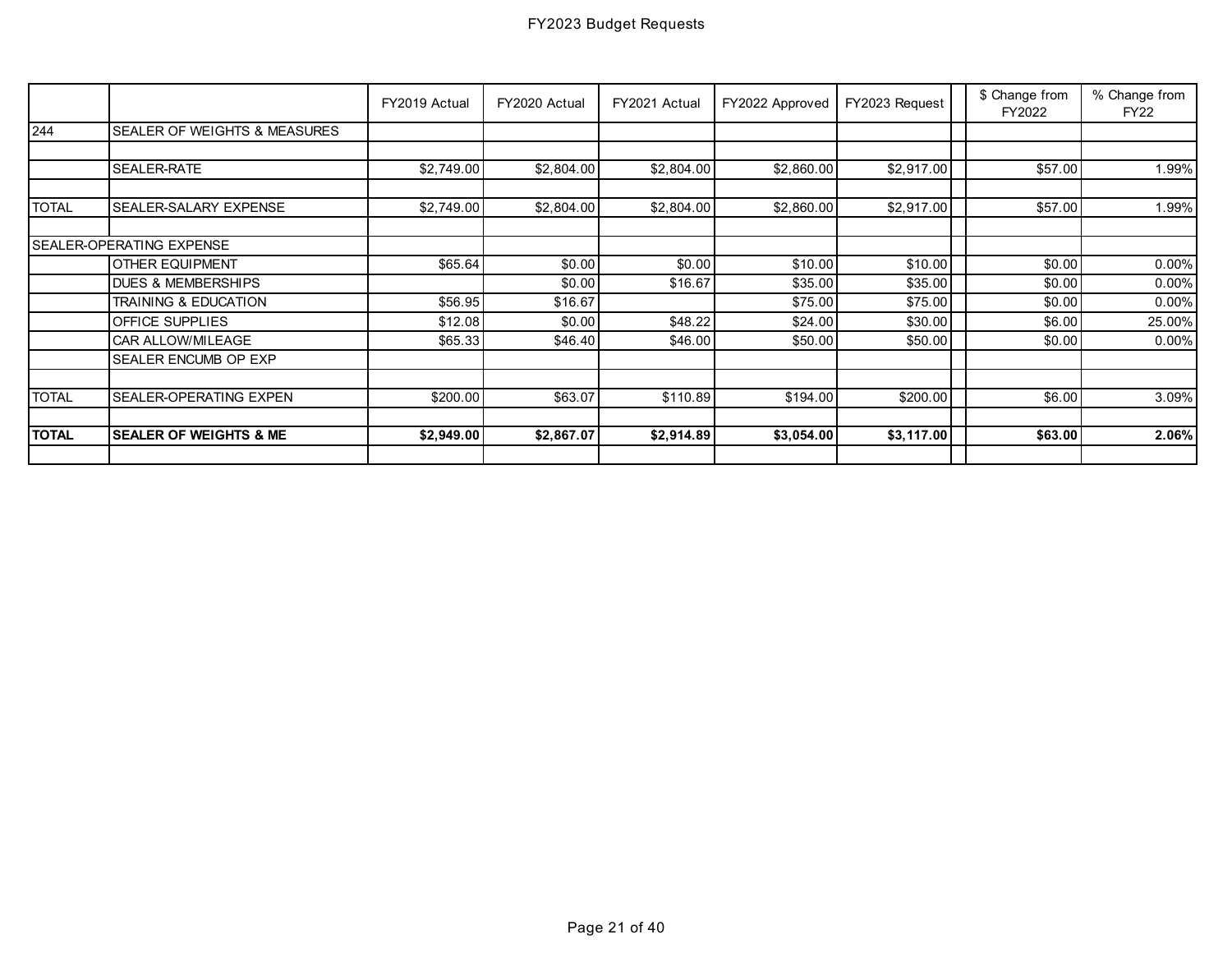# FY2023 Budget Requests

| | | FY2019 Actual | FY2020 Actual | FY2021 Actual | FY2022 Approved | FY2023 Request | | $ Change from FY2022 | % Change from FY22 |
|---|---|---|---|---|---|---|---|---|---|
| 244 | SEALER OF WEIGHTS & MEASURES | | | | | | | | |
| | | | | | | | | | |
| | SEALER-RATE | $2,749.00 | $2,804.00 | $2,804.00 | $2,860.00 | $2,917.00 | | $57.00 | 1.99% |
| | | | | | | | | | |
| TOTAL | SEALER-SALARY EXPENSE | $2,749.00 | $2,804.00 | $2,804.00 | $2,860.00 | $2,917.00 | | $57.00 | 1.99% |
| | | | | | | | | | |
| SEALER-OPERATING EXPENSE | | | | | | | | | |
| | OTHER EQUIPMENT | $65.64 | $0.00 | $0.00 | $10.00 | $10.00 | | $0.00 | 0.00% |
| | DUES & MEMBERSHIPS | | $0.00 | $16.67 | $35.00 | $35.00 | | $0.00 | 0.00% |
| | TRAINING & EDUCATION | $56.95 | $16.67 | | $75.00 | $75.00 | | $0.00 | 0.00% |
| | OFFICE SUPPLIES | $12.08 | $0.00 | $48.22 | $24.00 | $30.00 | | $6.00 | 25.00% |
| | CAR ALLOW/MILEAGE | $65.33 | $46.40 | $46.00 | $50.00 | $50.00 | | $0.00 | 0.00% |
| | SEALER ENCUMB OP EXP | | | | | | | | |
| | | | | | | | | | |
| TOTAL | SEALER-OPERATING EXPEN | $200.00 | $63.07 | $110.89 | $194.00 | $200.00 | | $6.00 | 3.09% |
| | | | | | | | | | |
| **TOTAL** | **SEALER OF WEIGHTS & ME** | **$2,949.00** | **$2,867.07** | **$2,914.89** | **$3,054.00** | **$3,117.00** | | **$63.00** | **2.06%** |
| | | | | | | | | | |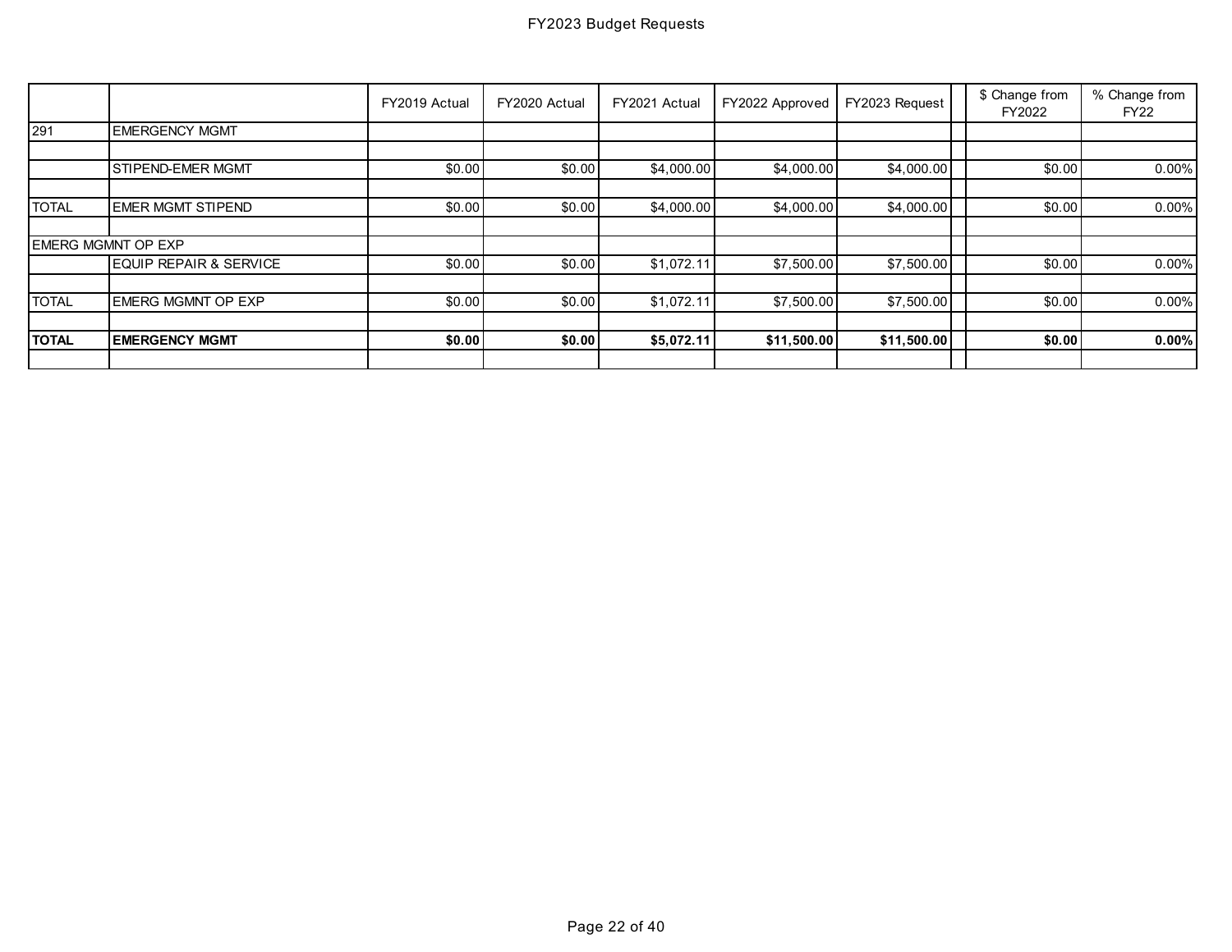# FY2023 Budget Requests

| | | FY2019 Actual | FY2020 Actual | FY2021 Actual | FY2022 Approved | FY2023 Request | | $ Change from FY2022 | % Change from FY22 |
|---|---|---|---|---|---|---|---|---|---|
| 291 | EMERGENCY MGMT | | | | | | | | |
| | | | | | | | | | |
| | STIPEND-EMER MGMT | $0.00 | $0.00 | $4,000.00 | $4,000.00 | $4,000.00 | | $0.00 | 0.00% |
| | | | | | | | | | |
| TOTAL | EMER MGMT STIPEND | $0.00 | $0.00 | $4,000.00 | $4,000.00 | $4,000.00 | | $0.00 | 0.00% |
| | | | | | | | | | |
| EMERG MGMNT OP EXP | | | | | | | | | |
| | EQUIP REPAIR & SERVICE | $0.00 | $0.00 | $1,072.11 | $7,500.00 | $7,500.00 | | $0.00 | 0.00% |
| | | | | | | | | | |
| TOTAL | EMERG MGMNT OP EXP | $0.00 | $0.00 | $1,072.11 | $7,500.00 | $7,500.00 | | $0.00 | 0.00% |
| | | | | | | | | | |
| **TOTAL** | **EMERGENCY MGMT** | **$0.00** | **$0.00** | **$5,072.11** | **$11,500.00** | **$11,500.00** | | **$0.00** | **0.00%** |
| | | | | | | | | | |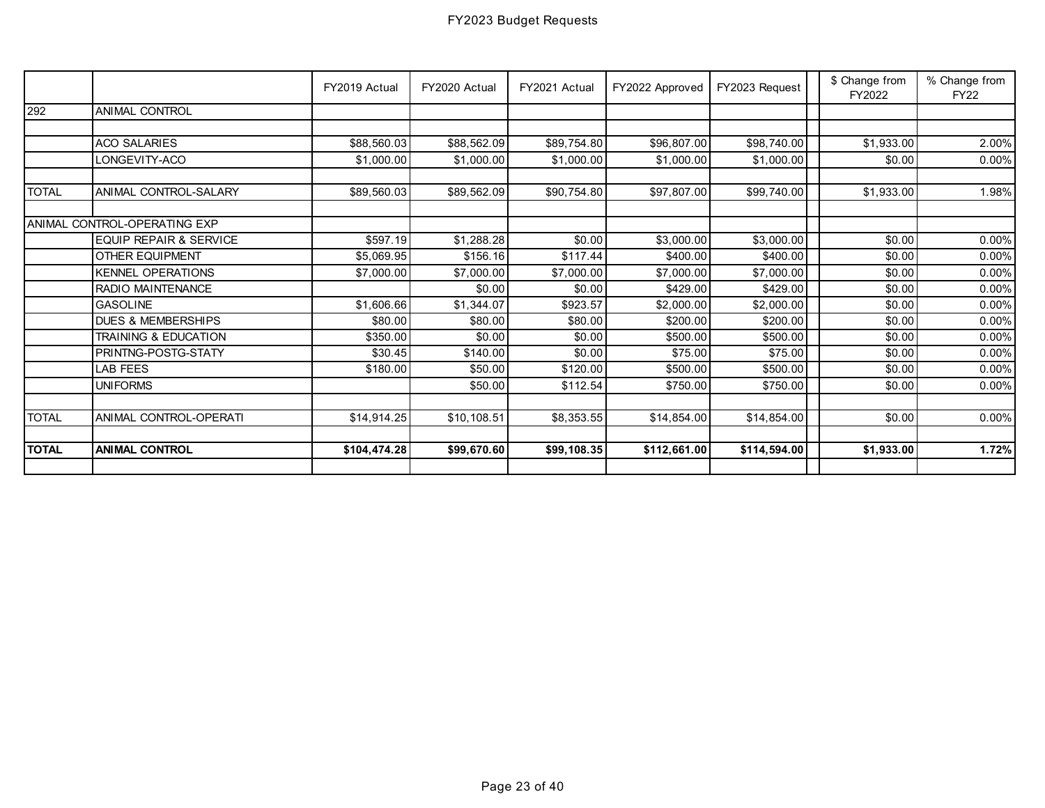# FY2023 Budget Requests

| | | FY2019 Actual | FY2020 Actual | FY2021 Actual | FY2022 Approved | FY2023 Request | | $ Change from FY2022 | % Change from FY22 |
|---|---|---|---|---|---|---|---|---|---|
| 292 | ANIMAL CONTROL | | | | | | | | |
| | | | | | | | | | |
| | ACO SALARIES | $88,560.03 | $88,562.09 | $89,754.80 | $96,807.00 | $98,740.00 | | $1,933.00 | 2.00% |
| | LONGEVITY-ACO | $1,000.00 | $1,000.00 | $1,000.00 | $1,000.00 | $1,000.00 | | $0.00 | 0.00% |
| | | | | | | | | | |
| TOTAL | ANIMAL CONTROL-SALARY | $89,560.03 | $89,562.09 | $90,754.80 | $97,807.00 | $99,740.00 | | $1,933.00 | 1.98% |
| | | | | | | | | | |
| ANIMAL CONTROL-OPERATING EXP | | | | | | | | | |
| | EQUIP REPAIR & SERVICE | $597.19 | $1,288.28 | $0.00 | $3,000.00 | $3,000.00 | | $0.00 | 0.00% |
| | OTHER EQUIPMENT | $5,069.95 | $156.16 | $117.44 | $400.00 | $400.00 | | $0.00 | 0.00% |
| | KENNEL OPERATIONS | $7,000.00 | $7,000.00 | $7,000.00 | $7,000.00 | $7,000.00 | | $0.00 | 0.00% |
| | RADIO MAINTENANCE | | $0.00 | $0.00 | $429.00 | $429.00 | | $0.00 | 0.00% |
| | GASOLINE | $1,606.66 | $1,344.07 | $923.57 | $2,000.00 | $2,000.00 | | $0.00 | 0.00% |
| | DUES & MEMBERSHIPS | $80.00 | $80.00 | $80.00 | $200.00 | $200.00 | | $0.00 | 0.00% |
| | TRAINING & EDUCATION | $350.00 | $0.00 | $0.00 | $500.00 | $500.00 | | $0.00 | 0.00% |
| | PRINTNG-POSTG-STATY | $30.45 | $140.00 | $0.00 | $75.00 | $75.00 | | $0.00 | 0.00% |
| | LAB FEES | $180.00 | $50.00 | $120.00 | $500.00 | $500.00 | | $0.00 | 0.00% |
| | UNIFORMS | | $50.00 | $112.54 | $750.00 | $750.00 | | $0.00 | 0.00% |
| | | | | | | | | | |
| TOTAL | ANIMAL CONTROL-OPERATI | $14,914.25 | $10,108.51 | $8,353.55 | $14,854.00 | $14,854.00 | | $0.00 | 0.00% |
| | | | | | | | | | |
| **TOTAL** | **ANIMAL CONTROL** | **$104,474.28** | **$99,670.60** | **$99,108.35** | **$112,661.00** | **$114,594.00** | | **$1,933.00** | **1.72%** |
| | | | | | | | | | |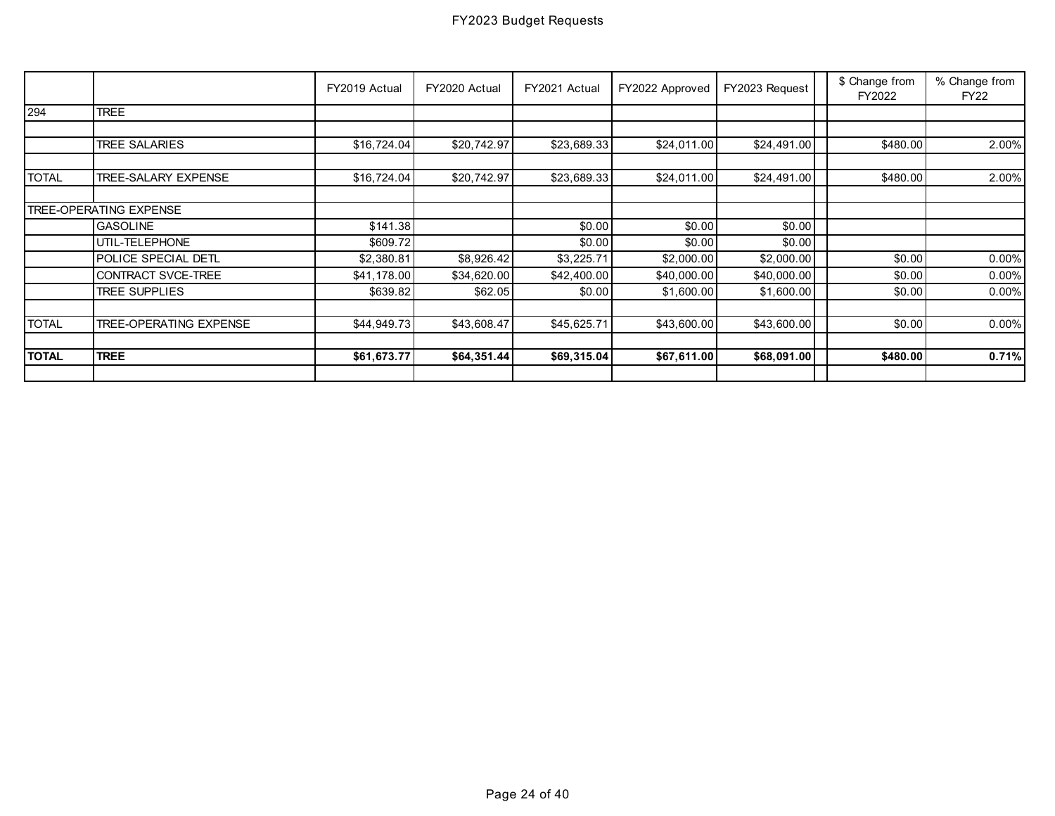# FY2023 Budget Requests

| | | FY2019 Actual | FY2020 Actual | FY2021 Actual | FY2022 Approved | FY2023 Request | | $ Change from FY2022 | % Change from FY22 |
|---|---|---|---|---|---|---|---|---|---|
| 294 | TREE | | | | | | | | |
| | | | | | | | | | |
| | TREE SALARIES | $16,724.04 | $20,742.97 | $23,689.33 | $24,011.00 | $24,491.00 | | $480.00 | 2.00% |
| | | | | | | | | | |
| TOTAL | TREE-SALARY EXPENSE | $16,724.04 | $20,742.97 | $23,689.33 | $24,011.00 | $24,491.00 | | $480.00 | 2.00% |
| | | | | | | | | | |
| TREE-OPERATING EXPENSE | | | | | | | | | |
| | GASOLINE | $141.38 | | $0.00 | $0.00 | $0.00 | | | |
| | UTIL-TELEPHONE | $609.72 | | $0.00 | $0.00 | $0.00 | | | |
| | POLICE SPECIAL DETL | $2,380.81 | $8,926.42 | $3,225.71 | $2,000.00 | $2,000.00 | | $0.00 | 0.00% |
| | CONTRACT SVCE-TREE | $41,178.00 | $34,620.00 | $42,400.00 | $40,000.00 | $40,000.00 | | $0.00 | 0.00% |
| | TREE SUPPLIES | $639.82 | $62.05 | $0.00 | $1,600.00 | $1,600.00 | | $0.00 | 0.00% |
| | | | | | | | | | |
| TOTAL | TREE-OPERATING EXPENSE | $44,949.73 | $43,608.47 | $45,625.71 | $43,600.00 | $43,600.00 | | $0.00 | 0.00% |
| | | | | | | | | | |
| **TOTAL** | **TREE** | **$61,673.77** | **$64,351.44** | **$69,315.04** | **$67,611.00** | **$68,091.00** | | **$480.00** | **0.71%** |
| | | | | | | | | | |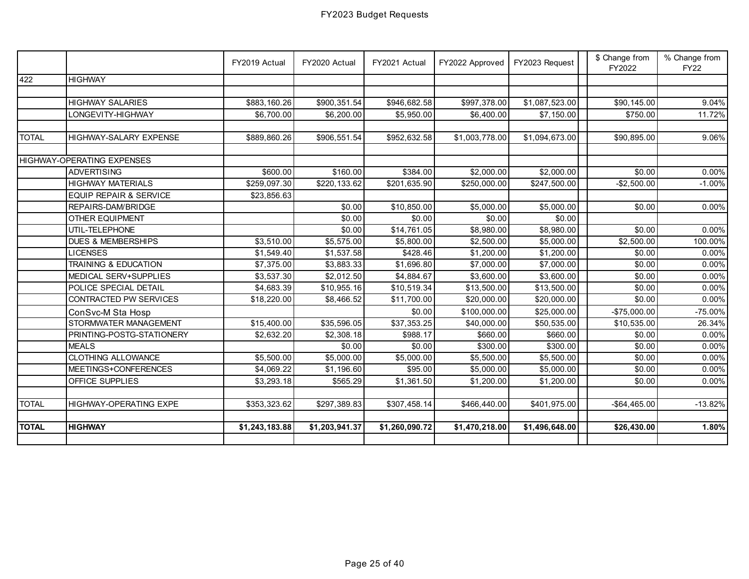# FY2023 Budget Requests

| | | FY2019 Actual | FY2020 Actual | FY2021 Actual | FY2022 Approved | FY2023 Request | | $ Change from FY2022 | % Change from FY22 |
|---|---|---|---|---|---|---|---|---|---|
| 422 | HIGHWAY | | | | | | | | |
| | | | | | | | | | |
| | HIGHWAY SALARIES | $883,160.26 | $900,351.54 | $946,682.58 | $997,378.00 | $1,087,523.00 | | $90,145.00 | 9.04% |
| | LONGEVITY-HIGHWAY | $6,700.00 | $6,200.00 | $5,950.00 | $6,400.00 | $7,150.00 | | $750.00 | 11.72% |
| | | | | | | | | | |
| TOTAL | HIGHWAY-SALARY EXPENSE | $889,860.26 | $906,551.54 | $952,632.58 | $1,003,778.00 | $1,094,673.00 | | $90,895.00 | 9.06% |
| | | | | | | | | | |
| HIGHWAY-OPERATING EXPENSES | | | | | | | | | |
| | ADVERTISING | $600.00 | $160.00 | $384.00 | $2,000.00 | $2,000.00 | | $0.00 | 0.00% |
| | HIGHWAY MATERIALS | $259,097.30 | $220,133.62 | $201,635.90 | $250,000.00 | $247,500.00 | | -$2,500.00 | -1.00% |
| | EQUIP REPAIR & SERVICE | $23,856.63 | | | | | | | |
| | REPAIRS-DAM/BRIDGE | | $0.00 | $10,850.00 | $5,000.00 | $5,000.00 | | $0.00 | 0.00% |
| | OTHER EQUIPMENT | | $0.00 | $0.00 | $0.00 | $0.00 | | | |
| | UTIL-TELEPHONE | | $0.00 | $14,761.05 | $8,980.00 | $8,980.00 | | $0.00 | 0.00% |
| | DUES & MEMBERSHIPS | $3,510.00 | $5,575.00 | $5,800.00 | $2,500.00 | $5,000.00 | | $2,500.00 | 100.00% |
| | LICENSES | $1,549.40 | $1,537.58 | $428.46 | $1,200.00 | $1,200.00 | | $0.00 | 0.00% |
| | TRAINING & EDUCATION | $7,375.00 | $3,883.33 | $1,696.80 | $7,000.00 | $7,000.00 | | $0.00 | 0.00% |
| | MEDICAL SERV+SUPPLIES | $3,537.30 | $2,012.50 | $4,884.67 | $3,600.00 | $3,600.00 | | $0.00 | 0.00% |
| | POLICE SPECIAL DETAIL | $4,683.39 | $10,955.16 | $10,519.34 | $13,500.00 | $13,500.00 | | $0.00 | 0.00% |
| | CONTRACTED PW SERVICES | $18,220.00 | $8,466.52 | $11,700.00 | $20,000.00 | $20,000.00 | | $0.00 | 0.00% |
| | ConSvc-M Sta Hosp | | | $0.00 | $100,000.00 | $25,000.00 | | -$75,000.00 | -75.00% |
| | STORMWATER MANAGEMENT | $15,400.00 | $35,596.05 | $37,353.25 | $40,000.00 | $50,535.00 | | $10,535.00 | 26.34% |
| | PRINTING-POSTG-STATIONERY | $2,632.20 | $2,308.18 | $988.17 | $660.00 | $660.00 | | $0.00 | 0.00% |
| | MEALS | | $0.00 | $0.00 | $300.00 | $300.00 | | $0.00 | 0.00% |
| | CLOTHING ALLOWANCE | $5,500.00 | $5,000.00 | $5,000.00 | $5,500.00 | $5,500.00 | | $0.00 | 0.00% |
| | MEETINGS+CONFERENCES | $4,069.22 | $1,196.60 | $95.00 | $5,000.00 | $5,000.00 | | $0.00 | 0.00% |
| | OFFICE SUPPLIES | $3,293.18 | $565.29 | $1,361.50 | $1,200.00 | $1,200.00 | | $0.00 | 0.00% |
| | | | | | | | | | |
| TOTAL | HIGHWAY-OPERATING EXPE | $353,323.62 | $297,389.83 | $307,458.14 | $466,440.00 | $401,975.00 | | -$64,465.00 | -13.82% |
| | | | | | | | | | |
| **TOTAL** | **HIGHWAY** | **$1,243,183.88** | **$1,203,941.37** | **$1,260,090.72** | **$1,470,218.00** | **$1,496,648.00** | | **$26,430.00** | **1.80%** |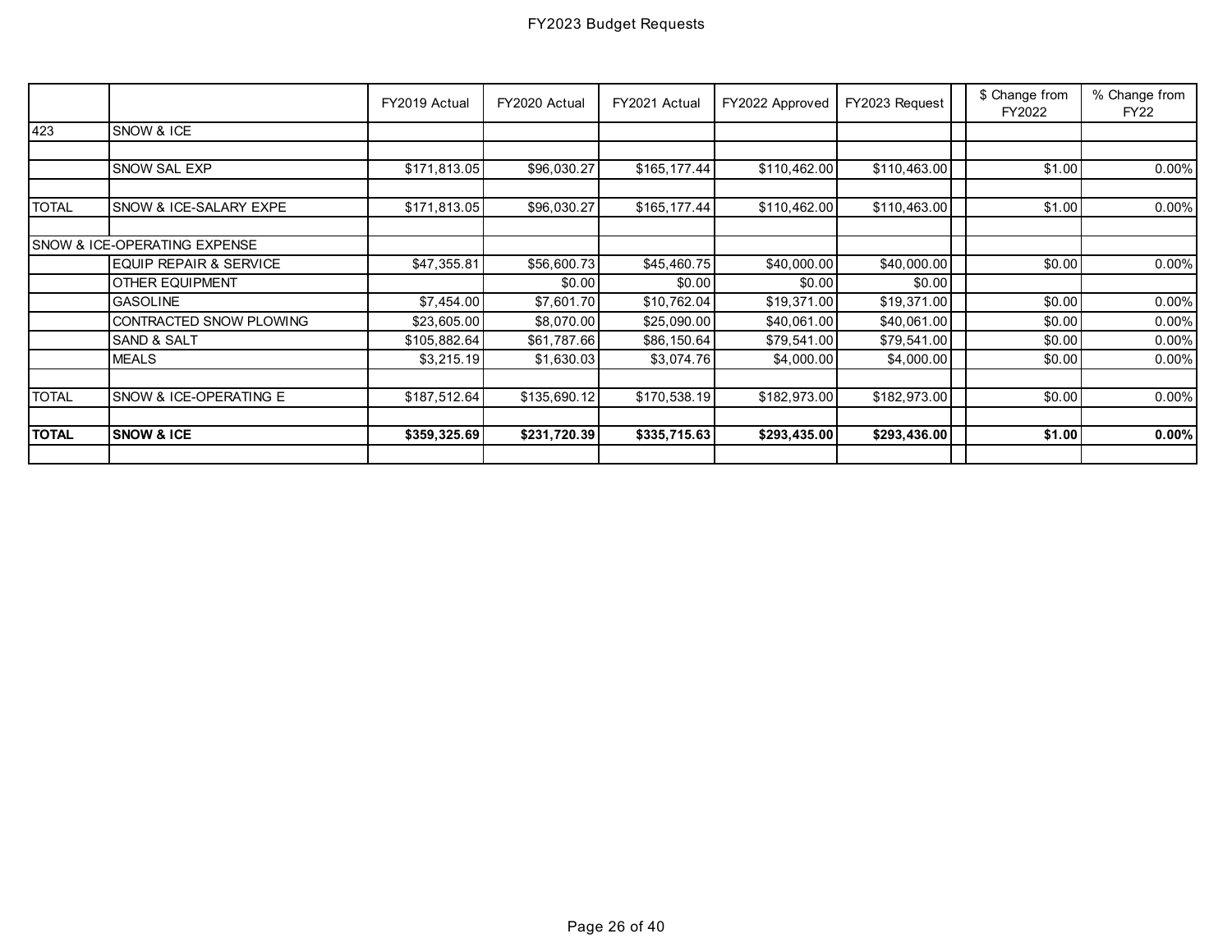# FY2023 Budget Requests

| | | FY2019 Actual | FY2020 Actual | FY2021 Actual | FY2022 Approved | FY2023 Request | | $ Change from FY2022 | % Change from FY22 |
|---|---|---|---|---|---|---|---|---|---|
| 423 | SNOW & ICE | | | | | | | | |
| | | | | | | | | | |
| | SNOW SAL EXP | $171,813.05 | $96,030.27 | $165,177.44 | $110,462.00 | $110,463.00 | | $1.00 | 0.00% |
| | | | | | | | | | |
| TOTAL | SNOW & ICE-SALARY EXPE | $171,813.05 | $96,030.27 | $165,177.44 | $110,462.00 | $110,463.00 | | $1.00 | 0.00% |
| | | | | | | | | | |
| SNOW & ICE-OPERATING EXPENSE | | | | | | | | | |
| | EQUIP REPAIR & SERVICE | $47,355.81 | $56,600.73 | $45,460.75 | $40,000.00 | $40,000.00 | | $0.00 | 0.00% |
| | OTHER EQUIPMENT | | $0.00 | $0.00 | $0.00 | $0.00 | | | |
| | GASOLINE | $7,454.00 | $7,601.70 | $10,762.04 | $19,371.00 | $19,371.00 | | $0.00 | 0.00% |
| | CONTRACTED SNOW PLOWING | $23,605.00 | $8,070.00 | $25,090.00 | $40,061.00 | $40,061.00 | | $0.00 | 0.00% |
| | SAND & SALT | $105,882.64 | $61,787.66 | $86,150.64 | $79,541.00 | $79,541.00 | | $0.00 | 0.00% |
| | MEALS | $3,215.19 | $1,630.03 | $3,074.76 | $4,000.00 | $4,000.00 | | $0.00 | 0.00% |
| | | | | | | | | | |
| TOTAL | SNOW & ICE-OPERATING E | $187,512.64 | $135,690.12 | $170,538.19 | $182,973.00 | $182,973.00 | | $0.00 | 0.00% |
| | | | | | | | | | |
| **TOTAL** | **SNOW & ICE** | **$359,325.69** | **$231,720.39** | **$335,715.63** | **$293,435.00** | **$293,436.00** | | **$1.00** | **0.00%** |
| | | | | | | | | | |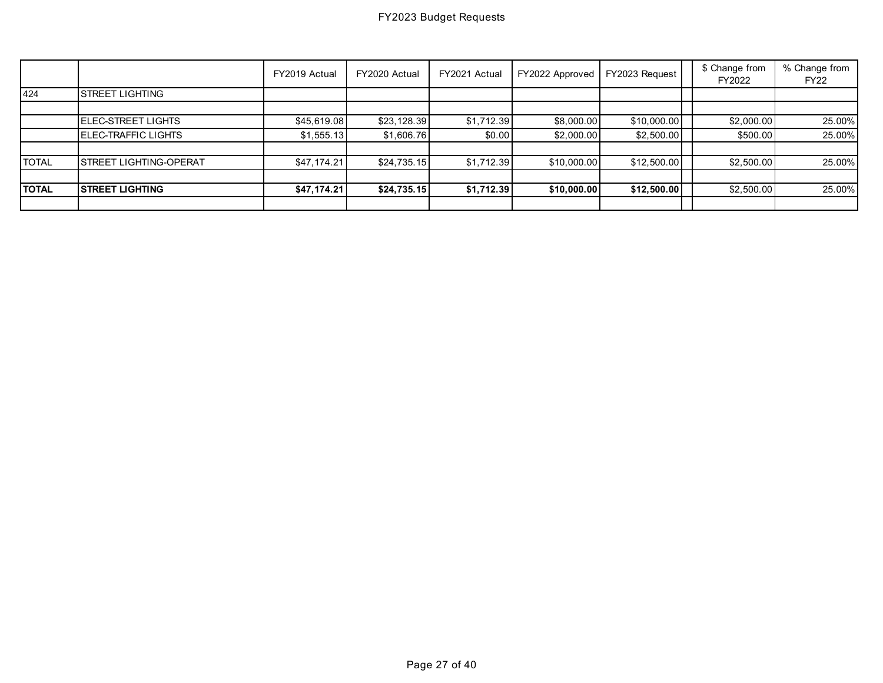# FY2023 Budget Requests

| | | FY2019 Actual | FY2020 Actual | FY2021 Actual | FY2022 Approved | FY2023 Request | | $ Change from FY2022 | % Change from FY22 |
|---|---|---|---|---|---|---|---|---|---|
| 424 | STREET LIGHTING | | | | | | | | |
| | | | | | | | | | |
| | ELEC-STREET LIGHTS | $45,619.08 | $23,128.39 | $1,712.39 | $8,000.00 | $10,000.00 | | $2,000.00 | 25.00% |
| | ELEC-TRAFFIC LIGHTS | $1,555.13 | $1,606.76 | $0.00 | $2,000.00 | $2,500.00 | | $500.00 | 25.00% |
| | | | | | | | | | |
| TOTAL | STREET LIGHTING-OPERAT | $47,174.21 | $24,735.15 | $1,712.39 | $10,000.00 | $12,500.00 | | $2,500.00 | 25.00% |
| | | | | | | | | | |
| **TOTAL** | **STREET LIGHTING** | **$47,174.21** | **$24,735.15** | **$1,712.39** | **$10,000.00** | **$12,500.00** | | $2,500.00 | 25.00% |
| | | | | | | | | | |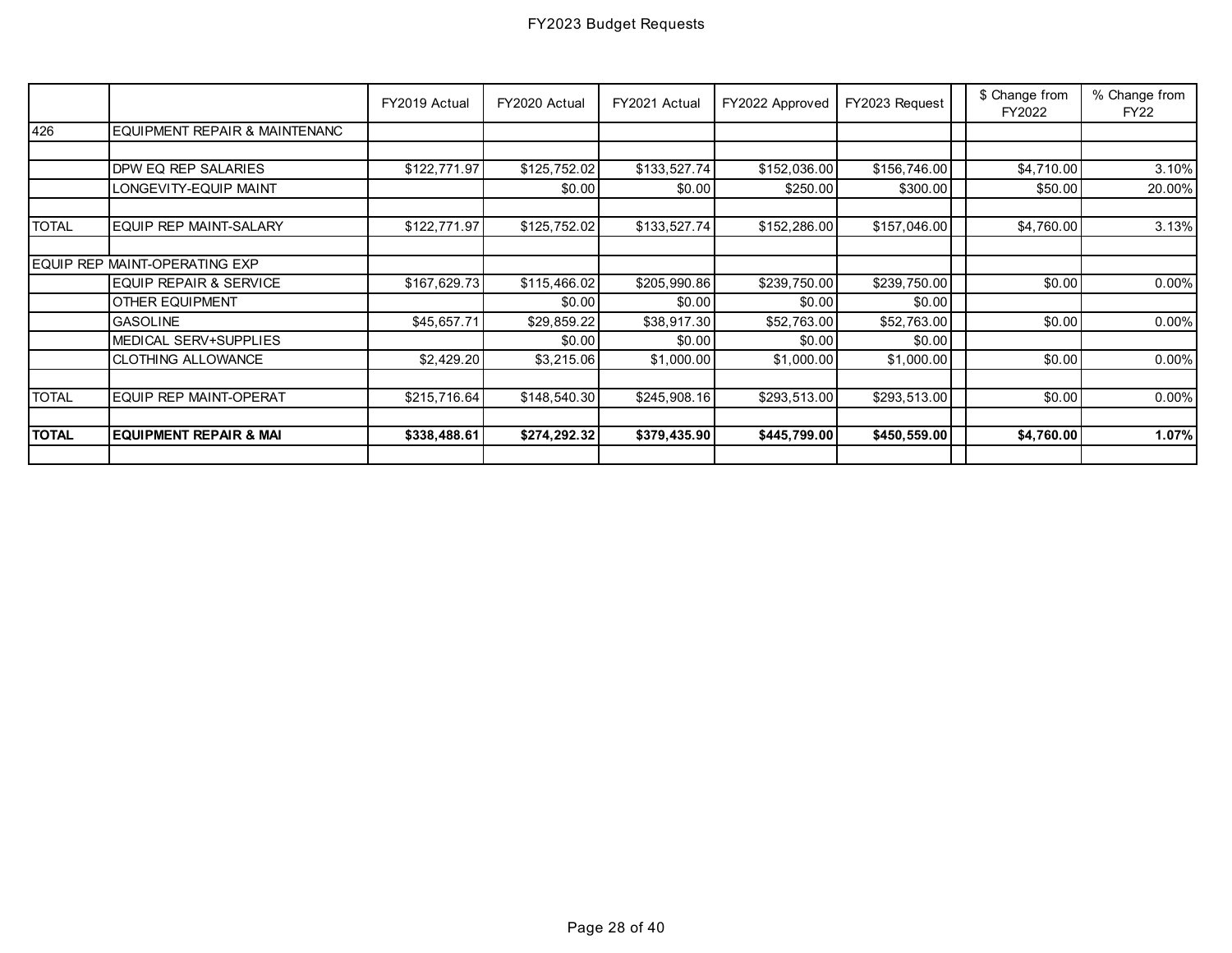# FY2023 Budget Requests

| | | FY2019 Actual | FY2020 Actual | FY2021 Actual | FY2022 Approved | FY2023 Request | | $ Change from FY2022 | % Change from FY22 |
|---|---|---|---|---|---|---|---|---|---|
| 426 | EQUIPMENT REPAIR & MAINTENANC | | | | | | | | |
| | | | | | | | | | |
| | DPW EQ REP SALARIES | $122,771.97 | $125,752.02 | $133,527.74 | $152,036.00 | $156,746.00 | | $4,710.00 | 3.10% |
| | LONGEVITY-EQUIP MAINT | | $0.00 | $0.00 | $250.00 | $300.00 | | $50.00 | 20.00% |
| | | | | | | | | | |
| TOTAL | EQUIP REP MAINT-SALARY | $122,771.97 | $125,752.02 | $133,527.74 | $152,286.00 | $157,046.00 | | $4,760.00 | 3.13% |
| | | | | | | | | | |
| EQUIP REP MAINT-OPERATING EXP | | | | | | | | | |
| | EQUIP REPAIR & SERVICE | $167,629.73 | $115,466.02 | $205,990.86 | $239,750.00 | $239,750.00 | | $0.00 | 0.00% |
| | OTHER EQUIPMENT | | $0.00 | $0.00 | $0.00 | $0.00 | | | |
| | GASOLINE | $45,657.71 | $29,859.22 | $38,917.30 | $52,763.00 | $52,763.00 | | $0.00 | 0.00% |
| | MEDICAL SERV+SUPPLIES | | $0.00 | $0.00 | $0.00 | $0.00 | | | |
| | CLOTHING ALLOWANCE | $2,429.20 | $3,215.06 | $1,000.00 | $1,000.00 | $1,000.00 | | $0.00 | 0.00% |
| | | | | | | | | | |
| TOTAL | EQUIP REP MAINT-OPERAT | $215,716.64 | $148,540.30 | $245,908.16 | $293,513.00 | $293,513.00 | | $0.00 | 0.00% |
| | | | | | | | | | |
| **TOTAL** | **EQUIPMENT REPAIR & MAI** | **$338,488.61** | **$274,292.32** | **$379,435.90** | **$445,799.00** | **$450,559.00** | | **$4,760.00** | **1.07%** |
| | | | | | | | | | |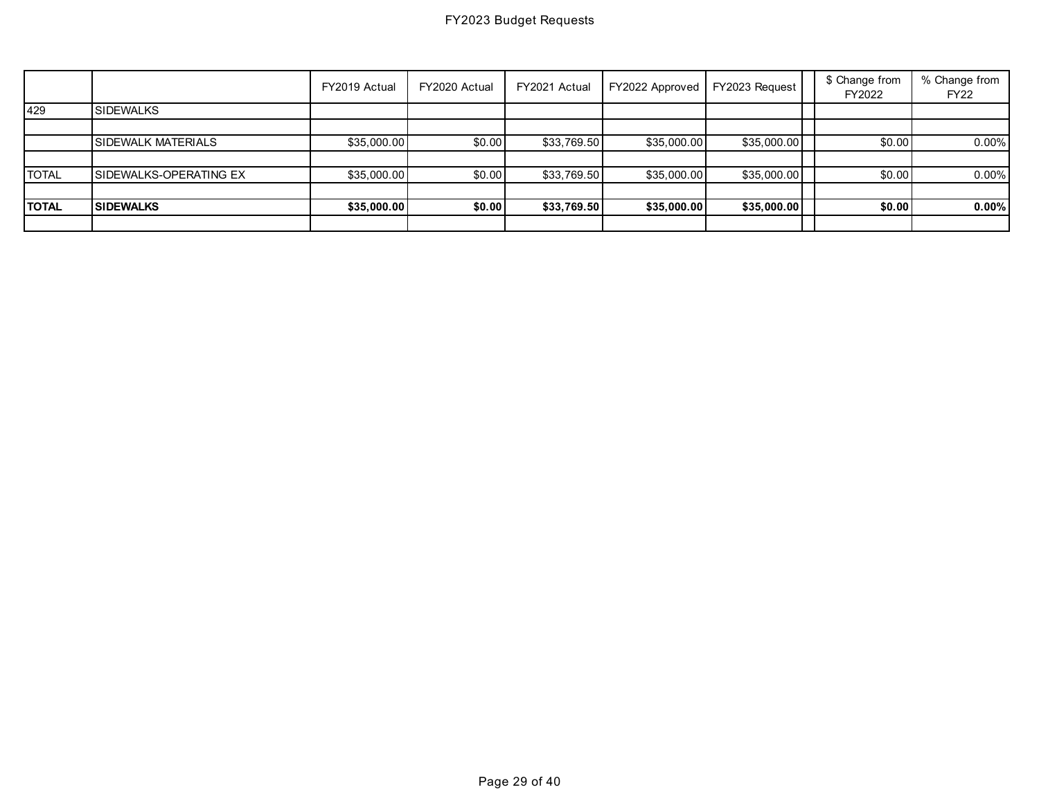# FY2023 Budget Requests

| | | FY2019 Actual | FY2020 Actual | FY2021 Actual | FY2022 Approved | FY2023 Request | | $ Change from FY2022 | % Change from FY22 |
|---|---|---|---|---|---|---|---|---|---|
| 429 | SIDEWALKS | | | | | | | | |
| | | | | | | | | | |
| | SIDEWALK MATERIALS | $35,000.00 | $0.00 | $33,769.50 | $35,000.00 | $35,000.00 | | $0.00 | 0.00% |
| | | | | | | | | | |
| TOTAL | SIDEWALKS-OPERATING EX | $35,000.00 | $0.00 | $33,769.50 | $35,000.00 | $35,000.00 | | $0.00 | 0.00% |
| | | | | | | | | | |
| **TOTAL** | **SIDEWALKS** | **$35,000.00** | **$0.00** | **$33,769.50** | **$35,000.00** | **$35,000.00** | | **$0.00** | **0.00%** |
| | | | | | | | | | |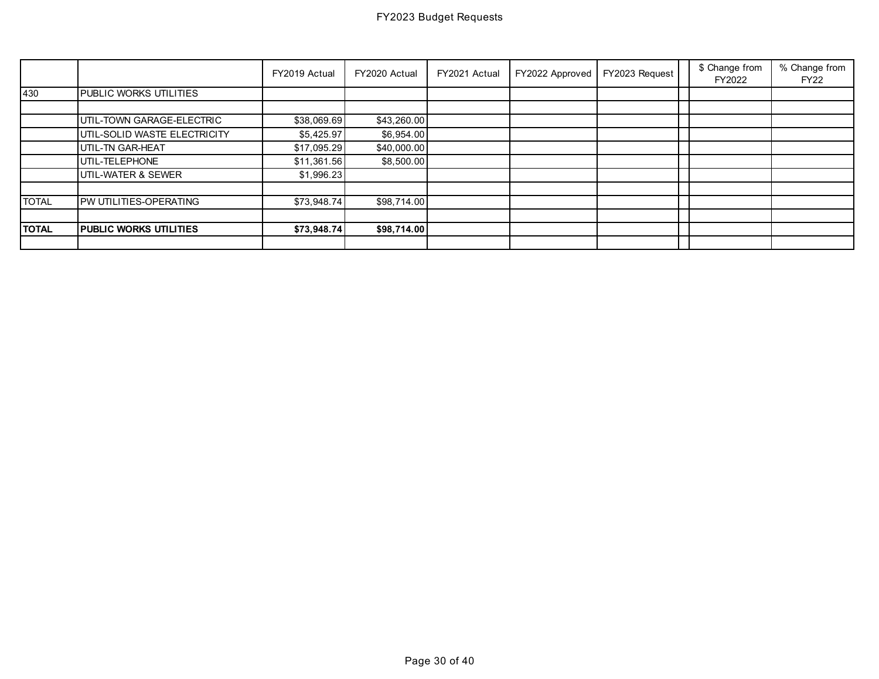# FY2023 Budget Requests

| | | FY2019 Actual | FY2020 Actual | FY2021 Actual | FY2022 Approved | FY2023 Request | | $ Change from FY2022 | % Change from FY22 |
|---|---|---|---|---|---|---|---|---|---|
| 430 | PUBLIC WORKS UTILITIES | | | | | | | | |
| | | | | | | | | | |
| | UTIL-TOWN GARAGE-ELECTRIC | $38,069.69 | $43,260.00 | | | | | | |
| | UTIL-SOLID WASTE ELECTRICITY | $5,425.97 | $6,954.00 | | | | | | |
| | UTIL-TN GAR-HEAT | $17,095.29 | $40,000.00 | | | | | | |
| | UTIL-TELEPHONE | $11,361.56 | $8,500.00 | | | | | | |
| | UTIL-WATER & SEWER | $1,996.23 | | | | | | | |
| | | | | | | | | | |
| TOTAL | PW UTILITIES-OPERATING | $73,948.74 | $98,714.00 | | | | | | |
| | | | | | | | | | |
| **TOTAL** | **PUBLIC WORKS UTILITIES** | **$73,948.74** | **$98,714.00** | | | | | | |
| | | | | | | | | | |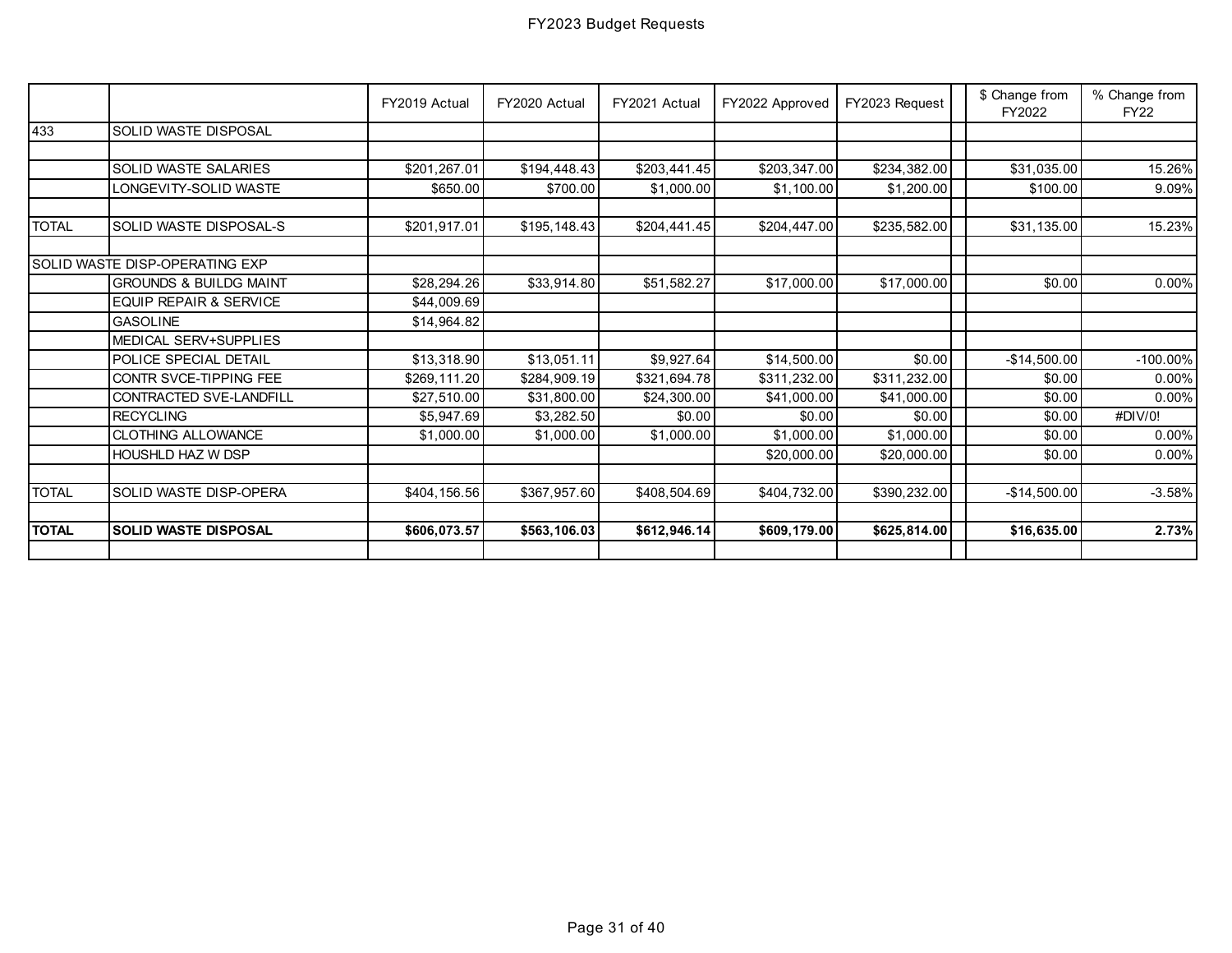# FY2023 Budget Requests

| | | FY2019 Actual | FY2020 Actual | FY2021 Actual | FY2022 Approved | FY2023 Request | | $ Change from FY2022 | % Change from FY22 |
|---|---|---|---|---|---|---|---|---|---|
| 433 | SOLID WASTE DISPOSAL | | | | | | | | |
| | | | | | | | | | |
| | SOLID WASTE SALARIES | $201,267.01 | $194,448.43 | $203,441.45 | $203,347.00 | $234,382.00 | | $31,035.00 | 15.26% |
| | LONGEVITY-SOLID WASTE | $650.00 | $700.00 | $1,000.00 | $1,100.00 | $1,200.00 | | $100.00 | 9.09% |
| | | | | | | | | | |
| TOTAL | SOLID WASTE DISPOSAL-S | $201,917.01 | $195,148.43 | $204,441.45 | $204,447.00 | $235,582.00 | | $31,135.00 | 15.23% |
| | | | | | | | | | |
| SOLID WASTE DISP-OPERATING EXP | | | | | | | | | |
| | GROUNDS & BUILDG MAINT | $28,294.26 | $33,914.80 | $51,582.27 | $17,000.00 | $17,000.00 | | $0.00 | 0.00% |
| | EQUIP REPAIR & SERVICE | $44,009.69 | | | | | | | |
| | GASOLINE | $14,964.82 | | | | | | | |
| | MEDICAL SERV+SUPPLIES | | | | | | | | |
| | POLICE SPECIAL DETAIL | $13,318.90 | $13,051.11 | $9,927.64 | $14,500.00 | $0.00 | | -$14,500.00 | -100.00% |
| | CONTR SVCE-TIPPING FEE | $269,111.20 | $284,909.19 | $321,694.78 | $311,232.00 | $311,232.00 | | $0.00 | 0.00% |
| | CONTRACTED SVE-LANDFILL | $27,510.00 | $31,800.00 | $24,300.00 | $41,000.00 | $41,000.00 | | $0.00 | 0.00% |
| | RECYCLING | $5,947.69 | $3,282.50 | $0.00 | $0.00 | $0.00 | | $0.00 | #DIV/0! |
| | CLOTHING ALLOWANCE | $1,000.00 | $1,000.00 | $1,000.00 | $1,000.00 | $1,000.00 | | $0.00 | 0.00% |
| | HOUSHLD HAZ W DSP | | | | $20,000.00 | $20,000.00 | | $0.00 | 0.00% |
| | | | | | | | | | |
| TOTAL | SOLID WASTE DISP-OPERA | $404,156.56 | $367,957.60 | $408,504.69 | $404,732.00 | $390,232.00 | | -$14,500.00 | -3.58% |
| | | | | | | | | | |
| **TOTAL** | **SOLID WASTE DISPOSAL** | **$606,073.57** | **$563,106.03** | **$612,946.14** | **$609,179.00** | **$625,814.00** | | **$16,635.00** | **2.73%** |
| | | | | | | | | | |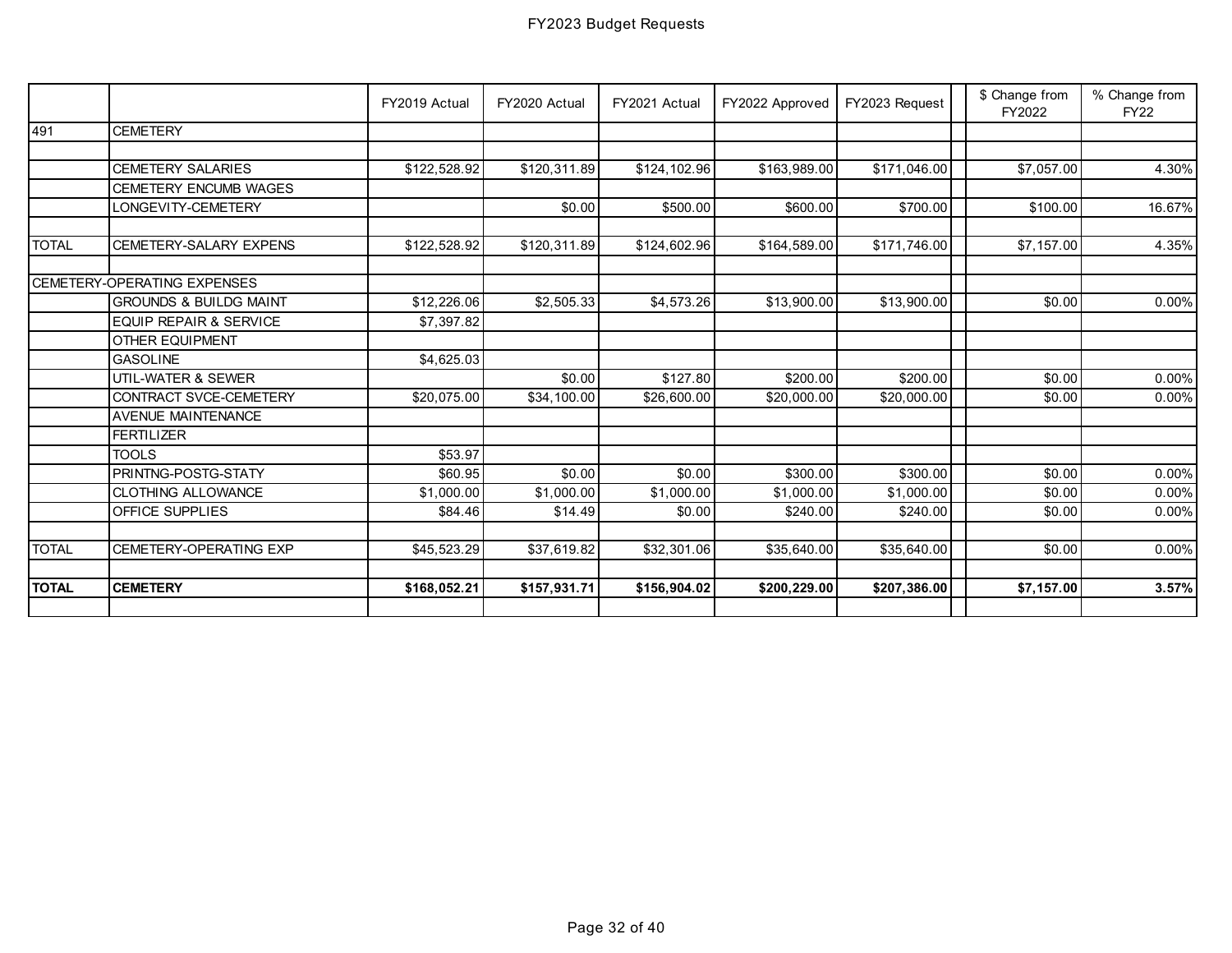# FY2023 Budget Requests

| | | FY2019 Actual | FY2020 Actual | FY2021 Actual | FY2022 Approved | FY2023 Request | | $ Change from FY2022 | % Change from FY22 |
|---|---|---|---|---|---|---|---|---|---|
| 491 | CEMETERY | | | | | | | | |
| | | | | | | | | | |
| | CEMETERY SALARIES | $122,528.92 | $120,311.89 | $124,102.96 | $163,989.00 | $171,046.00 | | $7,057.00 | 4.30% |
| | CEMETERY ENCUMB WAGES | | | | | | | | |
| | LONGEVITY-CEMETERY | | $0.00 | $500.00 | $600.00 | $700.00 | | $100.00 | 16.67% |
| | | | | | | | | | |
| TOTAL | CEMETERY-SALARY EXPENS | $122,528.92 | $120,311.89 | $124,602.96 | $164,589.00 | $171,746.00 | | $7,157.00 | 4.35% |
| | | | | | | | | | |
| CEMETERY-OPERATING EXPENSES | | | | | | | | | |
| | GROUNDS & BUILDG MAINT | $12,226.06 | $2,505.33 | $4,573.26 | $13,900.00 | $13,900.00 | | $0.00 | 0.00% |
| | EQUIP REPAIR & SERVICE | $7,397.82 | | | | | | | |
| | OTHER EQUIPMENT | | | | | | | | |
| | GASOLINE | $4,625.03 | | | | | | | |
| | UTIL-WATER & SEWER | | $0.00 | $127.80 | $200.00 | $200.00 | | $0.00 | 0.00% |
| | CONTRACT SVCE-CEMETERY | $20,075.00 | $34,100.00 | $26,600.00 | $20,000.00 | $20,000.00 | | $0.00 | 0.00% |
| | AVENUE MAINTENANCE | | | | | | | | |
| | FERTILIZER | | | | | | | | |
| | TOOLS | $53.97 | | | | | | | |
| | PRINTNG-POSTG-STATY | $60.95 | $0.00 | $0.00 | $300.00 | $300.00 | | $0.00 | 0.00% |
| | CLOTHING ALLOWANCE | $1,000.00 | $1,000.00 | $1,000.00 | $1,000.00 | $1,000.00 | | $0.00 | 0.00% |
| | OFFICE SUPPLIES | $84.46 | $14.49 | $0.00 | $240.00 | $240.00 | | $0.00 | 0.00% |
| | | | | | | | | | |
| TOTAL | CEMETERY-OPERATING EXP | $45,523.29 | $37,619.82 | $32,301.06 | $35,640.00 | $35,640.00 | | $0.00 | 0.00% |
| | | | | | | | | | |
| **TOTAL** | **CEMETERY** | **$168,052.21** | **$157,931.71** | **$156,904.02** | **$200,229.00** | **$207,386.00** | | **$7,157.00** | **3.57%** |
| | | | | | | | | | |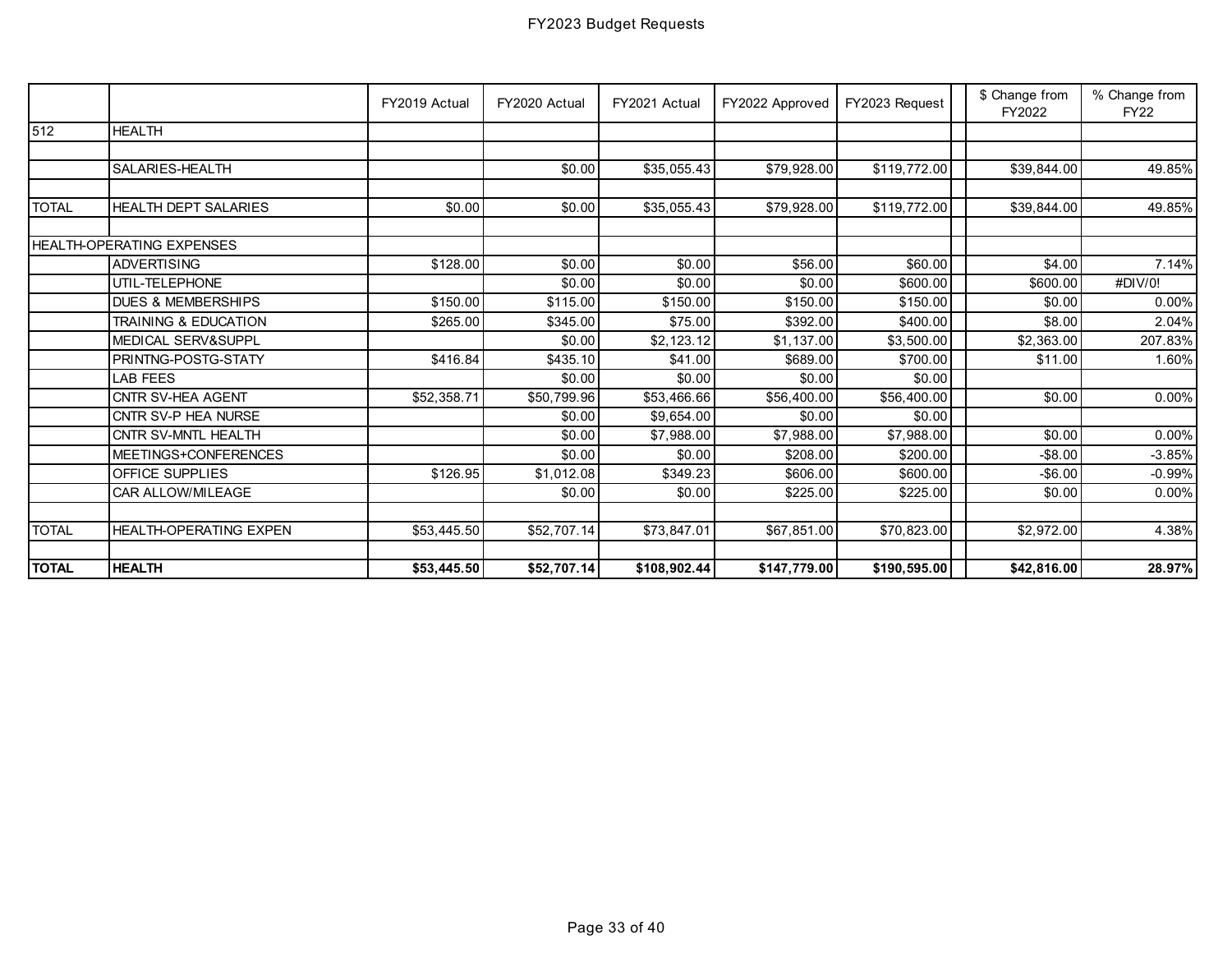# FY2023 Budget Requests

| | | FY2019 Actual | FY2020 Actual | FY2021 Actual | FY2022 Approved | FY2023 Request | | $ Change from FY2022 | % Change from FY22 |
|---|---|---|---|---|---|---|---|---|---|
| 512 | HEALTH | | | | | | | | |
| | | | | | | | | | |
| | SALARIES-HEALTH | | $0.00 | $35,055.43 | $79,928.00 | $119,772.00 | | $39,844.00 | 49.85% |
| | | | | | | | | | |
| TOTAL | HEALTH DEPT SALARIES | $0.00 | $0.00 | $35,055.43 | $79,928.00 | $119,772.00 | | $39,844.00 | 49.85% |
| | | | | | | | | | |
| HEALTH-OPERATING EXPENSES | | | | | | | | | |
| | ADVERTISING | $128.00 | $0.00 | $0.00 | $56.00 | $60.00 | | $4.00 | 7.14% |
| | UTIL-TELEPHONE | | $0.00 | $0.00 | $0.00 | $600.00 | | $600.00 | #DIV/0! |
| | DUES & MEMBERSHIPS | $150.00 | $115.00 | $150.00 | $150.00 | $150.00 | | $0.00 | 0.00% |
| | TRAINING & EDUCATION | $265.00 | $345.00 | $75.00 | $392.00 | $400.00 | | $8.00 | 2.04% |
| | MEDICAL SERV&SUPPL | | $0.00 | $2,123.12 | $1,137.00 | $3,500.00 | | $2,363.00 | 207.83% |
| | PRINTNG-POSTG-STATY | $416.84 | $435.10 | $41.00 | $689.00 | $700.00 | | $11.00 | 1.60% |
| | LAB FEES | | $0.00 | $0.00 | $0.00 | $0.00 | | | |
| | CNTR SV-HEA AGENT | $52,358.71 | $50,799.96 | $53,466.66 | $56,400.00 | $56,400.00 | | $0.00 | 0.00% |
| | CNTR SV-P HEA NURSE | | $0.00 | $9,654.00 | $0.00 | $0.00 | | | |
| | CNTR SV-MNTL HEALTH | | $0.00 | $7,988.00 | $7,988.00 | $7,988.00 | | $0.00 | 0.00% |
| | MEETINGS+CONFERENCES | | $0.00 | $0.00 | $208.00 | $200.00 | | -$8.00 | -3.85% |
| | OFFICE SUPPLIES | $126.95 | $1,012.08 | $349.23 | $606.00 | $600.00 | | -$6.00 | -0.99% |
| | CAR ALLOW/MILEAGE | | $0.00 | $0.00 | $225.00 | $225.00 | | $0.00 | 0.00% |
| | | | | | | | | | |
| TOTAL | HEALTH-OPERATING EXPEN | $53,445.50 | $52,707.14 | $73,847.01 | $67,851.00 | $70,823.00 | | $2,972.00 | 4.38% |
| | | | | | | | | | |
| **TOTAL** | **HEALTH** | **$53,445.50** | **$52,707.14** | **$108,902.44** | **$147,779.00** | **$190,595.00** | | **$42,816.00** | **28.97%** |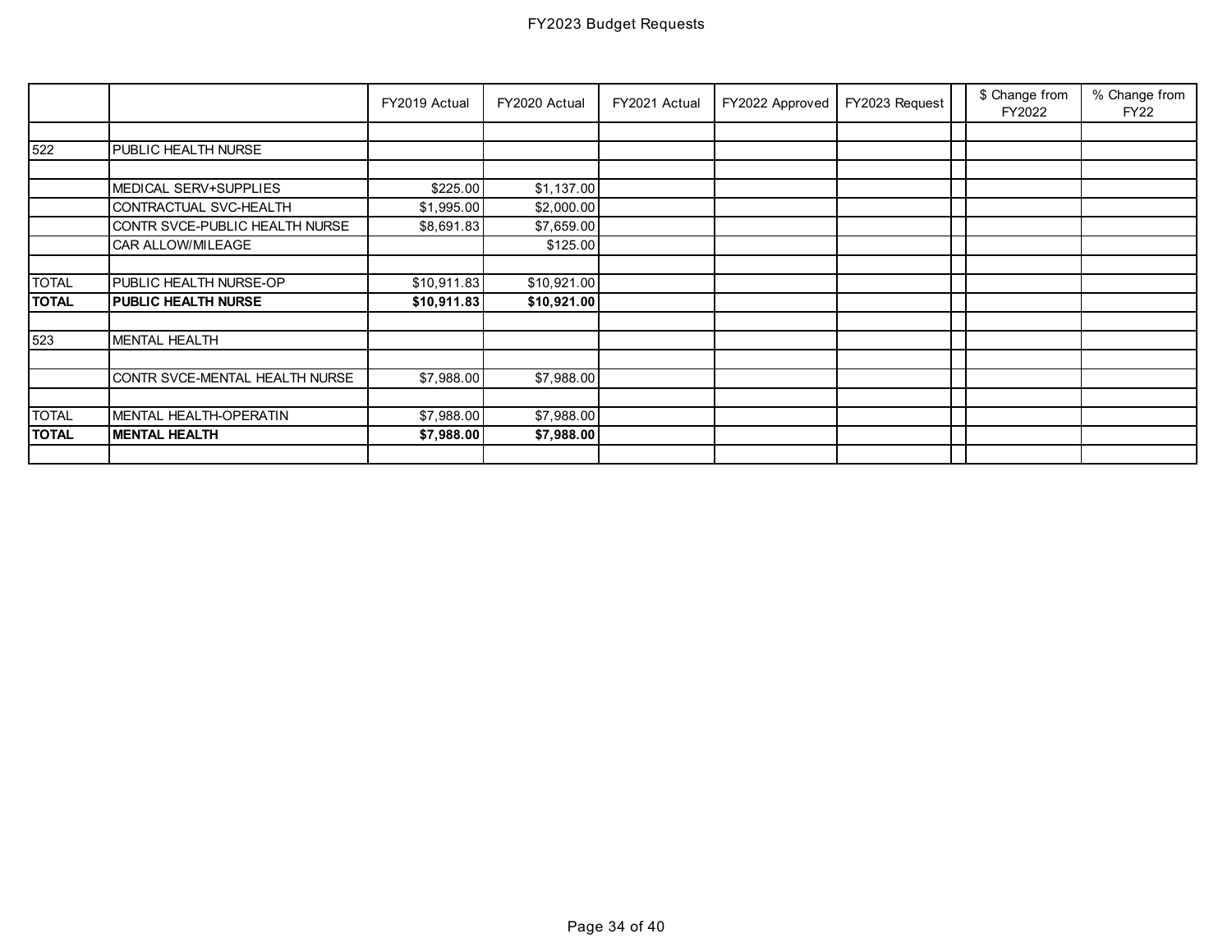# FY2023 Budget Requests

| | | FY2019 Actual | FY2020 Actual | FY2021 Actual | FY2022 Approved | FY2023 Request | | $ Change from FY2022 | % Change from FY22 |
|---|---|---|---|---|---|---|---|---|---|
| | | | | | | | | | |
| 522 | PUBLIC HEALTH NURSE | | | | | | | | |
| | | | | | | | | | |
| | MEDICAL SERV+SUPPLIES | $225.00 | $1,137.00 | | | | | | |
| | CONTRACTUAL SVC-HEALTH | $1,995.00 | $2,000.00 | | | | | | |
| | CONTR SVCE-PUBLIC HEALTH NURSE | $8,691.83 | $7,659.00 | | | | | | |
| | CAR ALLOW/MILEAGE | | $125.00 | | | | | | |
| | | | | | | | | | |
| TOTAL | PUBLIC HEALTH NURSE-OP | $10,911.83 | $10,921.00 | | | | | | |
| **TOTAL** | **PUBLIC HEALTH NURSE** | **$10,911.83** | **$10,921.00** | | | | | | |
| | | | | | | | | | |
| 523 | MENTAL HEALTH | | | | | | | | |
| | | | | | | | | | |
| | CONTR SVCE-MENTAL HEALTH NURSE | $7,988.00 | $7,988.00 | | | | | | |
| | | | | | | | | | |
| TOTAL | MENTAL HEALTH-OPERATIN | $7,988.00 | $7,988.00 | | | | | | |
| **TOTAL** | **MENTAL HEALTH** | **$7,988.00** | **$7,988.00** | | | | | | |
| | | | | | | | | | |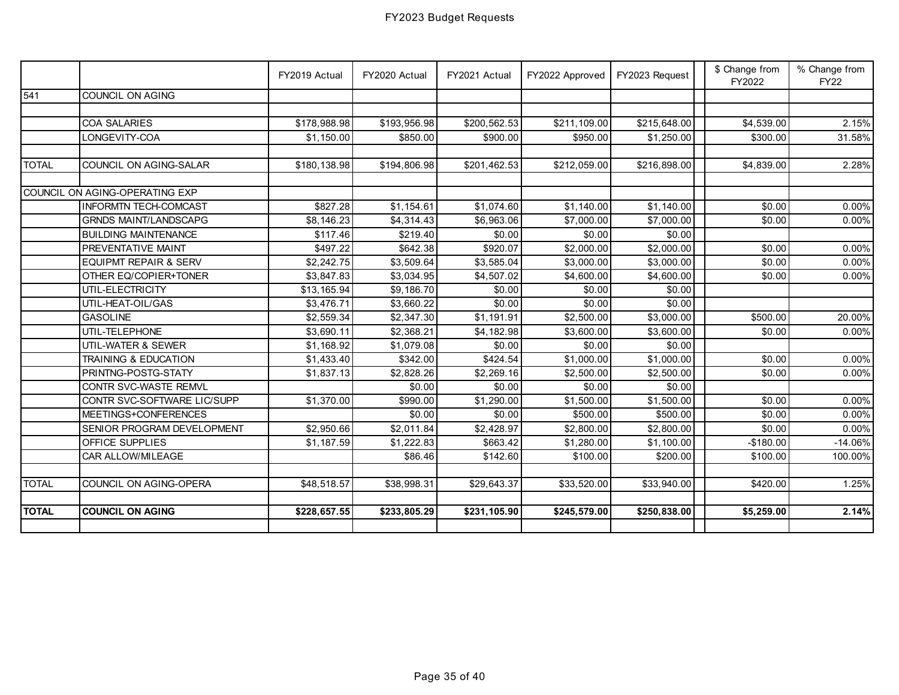# FY2023 Budget Requests

| | | FY2019 Actual | FY2020 Actual | FY2021 Actual | FY2022 Approved | FY2023 Request | | $ Change from FY2022 | % Change from FY22 |
|---|---|---|---|---|---|---|---|---|---|
| 541 | COUNCIL ON AGING | | | | | | | | |
| | | | | | | | | | |
| | COA SALARIES | $178,988.98 | $193,956.98 | $200,562.53 | $211,109.00 | $215,648.00 | | $4,539.00 | 2.15% |
| | LONGEVITY-COA | $1,150.00 | $850.00 | $900.00 | $950.00 | $1,250.00 | | $300.00 | 31.58% |
| | | | | | | | | | |
| TOTAL | COUNCIL ON AGING-SALAR | $180,138.98 | $194,806.98 | $201,462.53 | $212,059.00 | $216,898.00 | | $4,839.00 | 2.28% |
| | | | | | | | | | |
| COUNCIL ON AGING-OPERATING EXP | | | | | | | | | |
| | INFORMTN TECH-COMCAST | $827.28 | $1,154.61 | $1,074.60 | $1,140.00 | $1,140.00 | | $0.00 | 0.00% |
| | GRNDS MAINT/LANDSCAPG | $8,146.23 | $4,314.43 | $6,963.06 | $7,000.00 | $7,000.00 | | $0.00 | 0.00% |
| | BUILDING MAINTENANCE | $117.46 | $219.40 | $0.00 | $0.00 | $0.00 | | | |
| | PREVENTATIVE MAINT | $497.22 | $642.38 | $920.07 | $2,000.00 | $2,000.00 | | $0.00 | 0.00% |
| | EQUIPMT REPAIR & SERV | $2,242.75 | $3,509.64 | $3,585.04 | $3,000.00 | $3,000.00 | | $0.00 | 0.00% |
| | OTHER EQ/COPIER+TONER | $3,847.83 | $3,034.95 | $4,507.02 | $4,600.00 | $4,600.00 | | $0.00 | 0.00% |
| | UTIL-ELECTRICITY | $13,165.94 | $9,186.70 | $0.00 | $0.00 | $0.00 | | | |
| | UTIL-HEAT-OIL/GAS | $3,476.71 | $3,660.22 | $0.00 | $0.00 | $0.00 | | | |
| | GASOLINE | $2,559.34 | $2,347.30 | $1,191.91 | $2,500.00 | $3,000.00 | | $500.00 | 20.00% |
| | UTIL-TELEPHONE | $3,690.11 | $2,368.21 | $4,182.98 | $3,600.00 | $3,600.00 | | $0.00 | 0.00% |
| | UTIL-WATER & SEWER | $1,168.92 | $1,079.08 | $0.00 | $0.00 | $0.00 | | | |
| | TRAINING & EDUCATION | $1,433.40 | $342.00 | $424.54 | $1,000.00 | $1,000.00 | | $0.00 | 0.00% |
| | PRINTNG-POSTG-STATY | $1,837.13 | $2,828.26 | $2,269.16 | $2,500.00 | $2,500.00 | | $0.00 | 0.00% |
| | CONTR SVC-WASTE REMVL | | $0.00 | $0.00 | $0.00 | $0.00 | | | |
| | CONTR SVC-SOFTWARE LIC/SUPP | $1,370.00 | $990.00 | $1,290.00 | $1,500.00 | $1,500.00 | | $0.00 | 0.00% |
| | MEETINGS+CONFERENCES | | $0.00 | $0.00 | $500.00 | $500.00 | | $0.00 | 0.00% |
| | SENIOR PROGRAM DEVELOPMENT | $2,950.66 | $2,011.84 | $2,428.97 | $2,800.00 | $2,800.00 | | $0.00 | 0.00% |
| | OFFICE SUPPLIES | $1,187.59 | $1,222.83 | $663.42 | $1,280.00 | $1,100.00 | | -$180.00 | -14.06% |
| | CAR ALLOW/MILEAGE | | $86.46 | $142.60 | $100.00 | $200.00 | | $100.00 | 100.00% |
| | | | | | | | | | |
| TOTAL | COUNCIL ON AGING-OPERA | $48,518.57 | $38,998.31 | $29,643.37 | $33,520.00 | $33,940.00 | | $420.00 | 1.25% |
| | | | | | | | | | |
| **TOTAL** | **COUNCIL ON AGING** | **$228,657.55** | **$233,805.29** | **$231,105.90** | **$245,579.00** | **$250,838.00** | | **$5,259.00** | **2.14%** |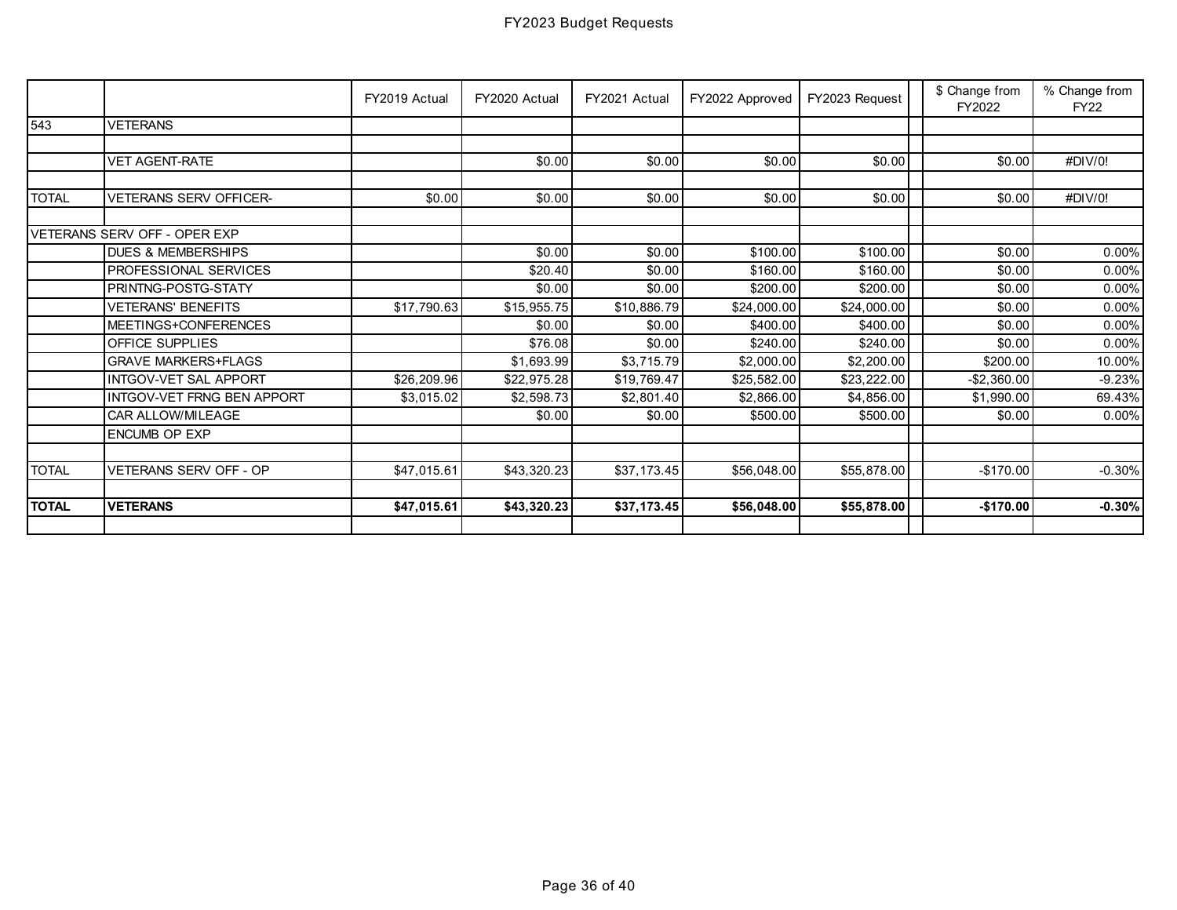# FY2023 Budget Requests

| | | FY2019 Actual | FY2020 Actual | FY2021 Actual | FY2022 Approved | FY2023 Request | | $ Change from FY2022 | % Change from FY22 |
|---|---|---|---|---|---|---|---|---|---|
| 543 | VETERANS | | | | | | | | |
| | | | | | | | | | |
| | VET AGENT-RATE | | $0.00 | $0.00 | $0.00 | $0.00 | | $0.00 | #DIV/0! |
| | | | | | | | | | |
| TOTAL | VETERANS SERV OFFICER- | $0.00 | $0.00 | $0.00 | $0.00 | $0.00 | | $0.00 | #DIV/0! |
| | | | | | | | | | |
| VETERANS SERV OFF - OPER EXP | | | | | | | | | |
| | DUES & MEMBERSHIPS | | $0.00 | $0.00 | $100.00 | $100.00 | | $0.00 | 0.00% |
| | PROFESSIONAL SERVICES | | $20.40 | $0.00 | $160.00 | $160.00 | | $0.00 | 0.00% |
| | PRINTNG-POSTG-STATY | | $0.00 | $0.00 | $200.00 | $200.00 | | $0.00 | 0.00% |
| | VETERANS' BENEFITS | $17,790.63 | $15,955.75 | $10,886.79 | $24,000.00 | $24,000.00 | | $0.00 | 0.00% |
| | MEETINGS+CONFERENCES | | $0.00 | $0.00 | $400.00 | $400.00 | | $0.00 | 0.00% |
| | OFFICE SUPPLIES | | $76.08 | $0.00 | $240.00 | $240.00 | | $0.00 | 0.00% |
| | GRAVE MARKERS+FLAGS | | $1,693.99 | $3,715.79 | $2,000.00 | $2,200.00 | | $200.00 | 10.00% |
| | INTGOV-VET SAL APPORT | $26,209.96 | $22,975.28 | $19,769.47 | $25,582.00 | $23,222.00 | | -$2,360.00 | -9.23% |
| | INTGOV-VET FRNG BEN APPORT | $3,015.02 | $2,598.73 | $2,801.40 | $2,866.00 | $4,856.00 | | $1,990.00 | 69.43% |
| | CAR ALLOW/MILEAGE | | $0.00 | $0.00 | $500.00 | $500.00 | | $0.00 | 0.00% |
| | ENCUMB OP EXP | | | | | | | | |
| | | | | | | | | | |
| TOTAL | VETERANS SERV OFF - OP | $47,015.61 | $43,320.23 | $37,173.45 | $56,048.00 | $55,878.00 | | -$170.00 | -0.30% |
| | | | | | | | | | |
| **TOTAL** | **VETERANS** | **$47,015.61** | **$43,320.23** | **$37,173.45** | **$56,048.00** | **$55,878.00** | | **-$170.00** | **-0.30%** |
| | | | | | | | | | |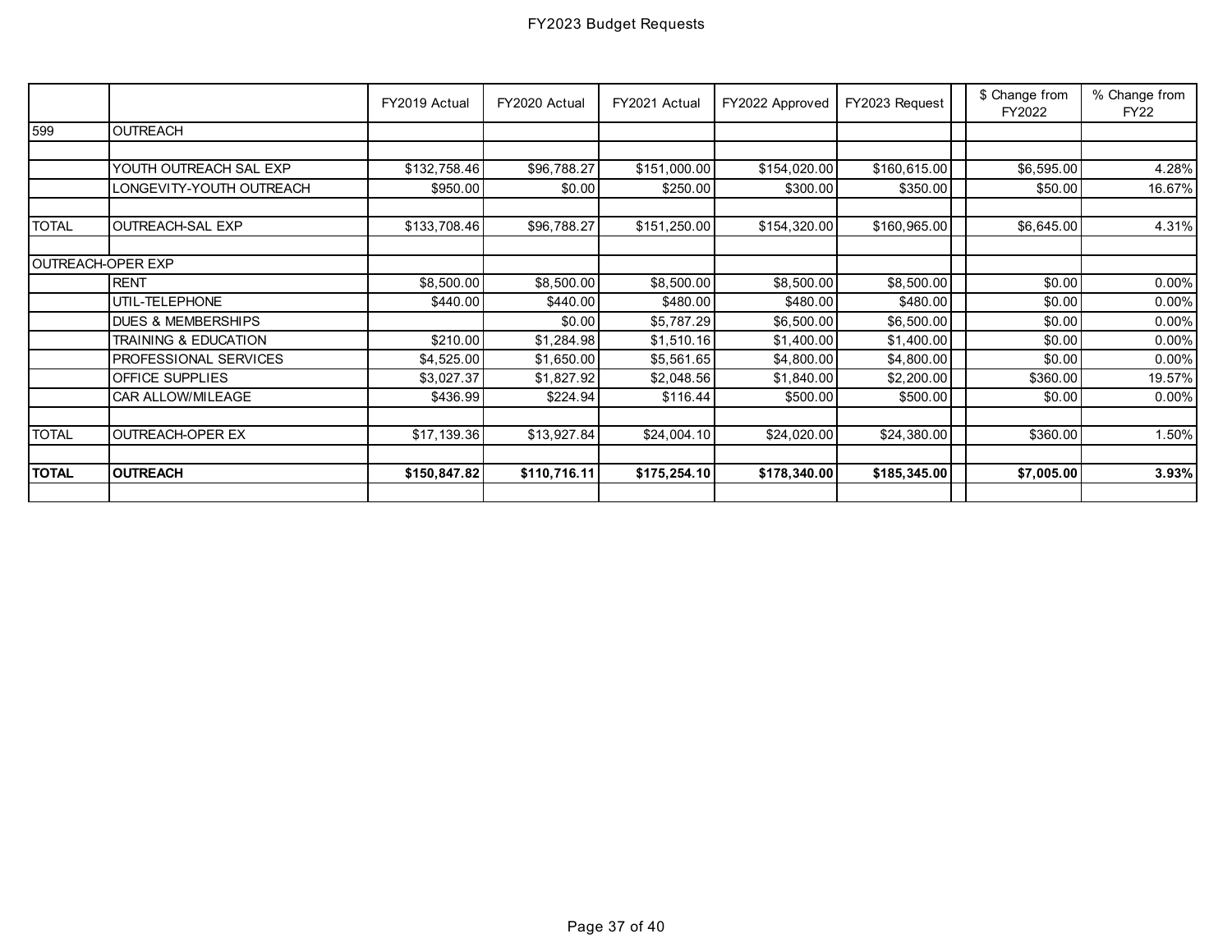# FY2023 Budget Requests

| | | FY2019 Actual | FY2020 Actual | FY2021 Actual | FY2022 Approved | FY2023 Request | | $ Change from FY2022 | % Change from FY22 |
|---|---|---|---|---|---|---|---|---|---|
| 599 | OUTREACH | | | | | | | | |
| | | | | | | | | | |
| | YOUTH OUTREACH SAL EXP | $132,758.46 | $96,788.27 | $151,000.00 | $154,020.00 | $160,615.00 | | $6,595.00 | 4.28% |
| | LONGEVITY-YOUTH OUTREACH | $950.00 | $0.00 | $250.00 | $300.00 | $350.00 | | $50.00 | 16.67% |
| | | | | | | | | | |
| TOTAL | OUTREACH-SAL EXP | $133,708.46 | $96,788.27 | $151,250.00 | $154,320.00 | $160,965.00 | | $6,645.00 | 4.31% |
| | | | | | | | | | |
| OUTREACH-OPER EXP | | | | | | | | | |
| | RENT | $8,500.00 | $8,500.00 | $8,500.00 | $8,500.00 | $8,500.00 | | $0.00 | 0.00% |
| | UTIL-TELEPHONE | $440.00 | $440.00 | $480.00 | $480.00 | $480.00 | | $0.00 | 0.00% |
| | DUES & MEMBERSHIPS | | $0.00 | $5,787.29 | $6,500.00 | $6,500.00 | | $0.00 | 0.00% |
| | TRAINING & EDUCATION | $210.00 | $1,284.98 | $1,510.16 | $1,400.00 | $1,400.00 | | $0.00 | 0.00% |
| | PROFESSIONAL SERVICES | $4,525.00 | $1,650.00 | $5,561.65 | $4,800.00 | $4,800.00 | | $0.00 | 0.00% |
| | OFFICE SUPPLIES | $3,027.37 | $1,827.92 | $2,048.56 | $1,840.00 | $2,200.00 | | $360.00 | 19.57% |
| | CAR ALLOW/MILEAGE | $436.99 | $224.94 | $116.44 | $500.00 | $500.00 | | $0.00 | 0.00% |
| | | | | | | | | | |
| TOTAL | OUTREACH-OPER EX | $17,139.36 | $13,927.84 | $24,004.10 | $24,020.00 | $24,380.00 | | $360.00 | 1.50% |
| | | | | | | | | | |
| **TOTAL** | **OUTREACH** | **$150,847.82** | **$110,716.11** | **$175,254.10** | **$178,340.00** | **$185,345.00** | | **$7,005.00** | **3.93%** |
| | | | | | | | | | |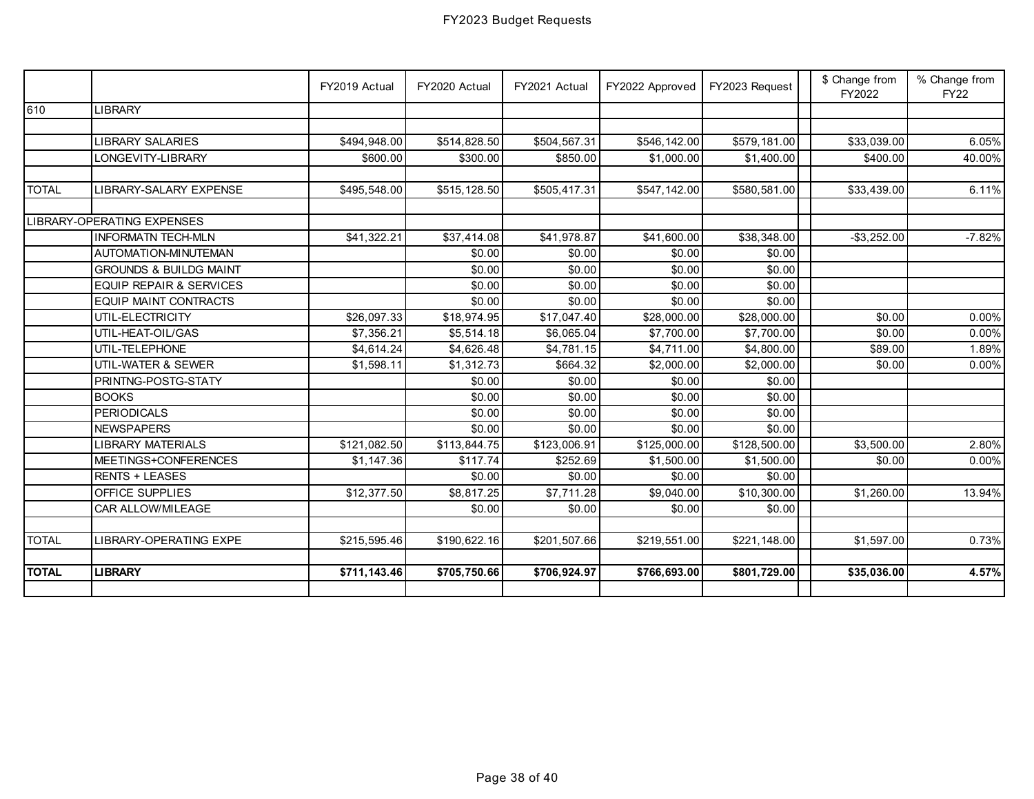# FY2023 Budget Requests

| | | FY2019 Actual | FY2020 Actual | FY2021 Actual | FY2022 Approved | FY2023 Request | | $ Change from FY2022 | % Change from FY22 |
|---|---|---|---|---|---|---|---|---|---|
| 610 | LIBRARY | | | | | | | | |
| | | | | | | | | | |
| | LIBRARY SALARIES | $494,948.00 | $514,828.50 | $504,567.31 | $546,142.00 | $579,181.00 | | $33,039.00 | 6.05% |
| | LONGEVITY-LIBRARY | $600.00 | $300.00 | $850.00 | $1,000.00 | $1,400.00 | | $400.00 | 40.00% |
| | | | | | | | | | |
| TOTAL | LIBRARY-SALARY EXPENSE | $495,548.00 | $515,128.50 | $505,417.31 | $547,142.00 | $580,581.00 | | $33,439.00 | 6.11% |
| | | | | | | | | | |
| LIBRARY-OPERATING EXPENSES | | | | | | | | | |
| | INFORMATN TECH-MLN | $41,322.21 | $37,414.08 | $41,978.87 | $41,600.00 | $38,348.00 | | -$3,252.00 | -7.82% |
| | AUTOMATION-MINUTEMAN | | $0.00 | $0.00 | $0.00 | $0.00 | | | |
| | GROUNDS & BUILDG MAINT | | $0.00 | $0.00 | $0.00 | $0.00 | | | |
| | EQUIP REPAIR & SERVICES | | $0.00 | $0.00 | $0.00 | $0.00 | | | |
| | EQUIP MAINT CONTRACTS | | $0.00 | $0.00 | $0.00 | $0.00 | | | |
| | UTIL-ELECTRICITY | $26,097.33 | $18,974.95 | $17,047.40 | $28,000.00 | $28,000.00 | | $0.00 | 0.00% |
| | UTIL-HEAT-OIL/GAS | $7,356.21 | $5,514.18 | $6,065.04 | $7,700.00 | $7,700.00 | | $0.00 | 0.00% |
| | UTIL-TELEPHONE | $4,614.24 | $4,626.48 | $4,781.15 | $4,711.00 | $4,800.00 | | $89.00 | 1.89% |
| | UTIL-WATER & SEWER | $1,598.11 | $1,312.73 | $664.32 | $2,000.00 | $2,000.00 | | $0.00 | 0.00% |
| | PRINTNG-POSTG-STATY | | $0.00 | $0.00 | $0.00 | $0.00 | | | |
| | BOOKS | | $0.00 | $0.00 | $0.00 | $0.00 | | | |
| | PERIODICALS | | $0.00 | $0.00 | $0.00 | $0.00 | | | |
| | NEWSPAPERS | | $0.00 | $0.00 | $0.00 | $0.00 | | | |
| | LIBRARY MATERIALS | $121,082.50 | $113,844.75 | $123,006.91 | $125,000.00 | $128,500.00 | | $3,500.00 | 2.80% |
| | MEETINGS+CONFERENCES | $1,147.36 | $117.74 | $252.69 | $1,500.00 | $1,500.00 | | $0.00 | 0.00% |
| | RENTS + LEASES | | $0.00 | $0.00 | $0.00 | $0.00 | | | |
| | OFFICE SUPPLIES | $12,377.50 | $8,817.25 | $7,711.28 | $9,040.00 | $10,300.00 | | $1,260.00 | 13.94% |
| | CAR ALLOW/MILEAGE | | $0.00 | $0.00 | $0.00 | $0.00 | | | |
| | | | | | | | | | |
| TOTAL | LIBRARY-OPERATING EXPE | $215,595.46 | $190,622.16 | $201,507.66 | $219,551.00 | $221,148.00 | | $1,597.00 | 0.73% |
| | | | | | | | | | |
| **TOTAL** | **LIBRARY** | **$711,143.46** | **$705,750.66** | **$706,924.97** | **$766,693.00** | **$801,729.00** | | **$35,036.00** | **4.57%** |
| | | | | | | | | | |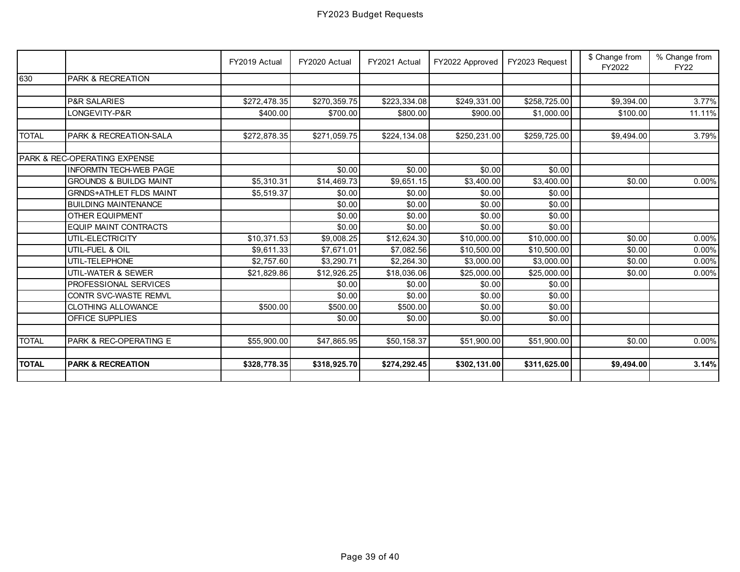# FY2023 Budget Requests

| | | FY2019 Actual | FY2020 Actual | FY2021 Actual | FY2022 Approved | FY2023 Request | | $ Change from FY2022 | % Change from FY22 |
|---|---|---|---|---|---|---|---|---|---|
| 630 | PARK & RECREATION | | | | | | | | |
| | | | | | | | | | |
| | P&R SALARIES | $272,478.35 | $270,359.75 | $223,334.08 | $249,331.00 | $258,725.00 | | $9,394.00 | 3.77% |
| | LONGEVITY-P&R | $400.00 | $700.00 | $800.00 | $900.00 | $1,000.00 | | $100.00 | 11.11% |
| | | | | | | | | | |
| TOTAL | PARK & RECREATION-SALA | $272,878.35 | $271,059.75 | $224,134.08 | $250,231.00 | $259,725.00 | | $9,494.00 | 3.79% |
| | | | | | | | | | |
| PARK & REC-OPERATING EXPENSE | | | | | | | | | |
| | INFORMTN TECH-WEB PAGE | | $0.00 | $0.00 | $0.00 | $0.00 | | | |
| | GROUNDS & BUILDG MAINT | $5,310.31 | $14,469.73 | $9,651.15 | $3,400.00 | $3,400.00 | | $0.00 | 0.00% |
| | GRNDS+ATHLET FLDS MAINT | $5,519.37 | $0.00 | $0.00 | $0.00 | $0.00 | | | |
| | BUILDING MAINTENANCE | | $0.00 | $0.00 | $0.00 | $0.00 | | | |
| | OTHER EQUIPMENT | | $0.00 | $0.00 | $0.00 | $0.00 | | | |
| | EQUIP MAINT CONTRACTS | | $0.00 | $0.00 | $0.00 | $0.00 | | | |
| | UTIL-ELECTRICITY | $10,371.53 | $9,008.25 | $12,624.30 | $10,000.00 | $10,000.00 | | $0.00 | 0.00% |
| | UTIL-FUEL & OIL | $9,611.33 | $7,671.01 | $7,082.56 | $10,500.00 | $10,500.00 | | $0.00 | 0.00% |
| | UTIL-TELEPHONE | $2,757.60 | $3,290.71 | $2,264.30 | $3,000.00 | $3,000.00 | | $0.00 | 0.00% |
| | UTIL-WATER & SEWER | $21,829.86 | $12,926.25 | $18,036.06 | $25,000.00 | $25,000.00 | | $0.00 | 0.00% |
| | PROFESSIONAL SERVICES | | $0.00 | $0.00 | $0.00 | $0.00 | | | |
| | CONTR SVC-WASTE REMVL | | $0.00 | $0.00 | $0.00 | $0.00 | | | |
| | CLOTHING ALLOWANCE | $500.00 | $500.00 | $500.00 | $0.00 | $0.00 | | | |
| | OFFICE SUPPLIES | | $0.00 | $0.00 | $0.00 | $0.00 | | | |
| | | | | | | | | | |
| TOTAL | PARK & REC-OPERATING E | $55,900.00 | $47,865.95 | $50,158.37 | $51,900.00 | $51,900.00 | | $0.00 | 0.00% |
| | | | | | | | | | |
| **TOTAL** | **PARK & RECREATION** | **$328,778.35** | **$318,925.70** | **$274,292.45** | **$302,131.00** | **$311,625.00** | | **$9,494.00** | **3.14%** |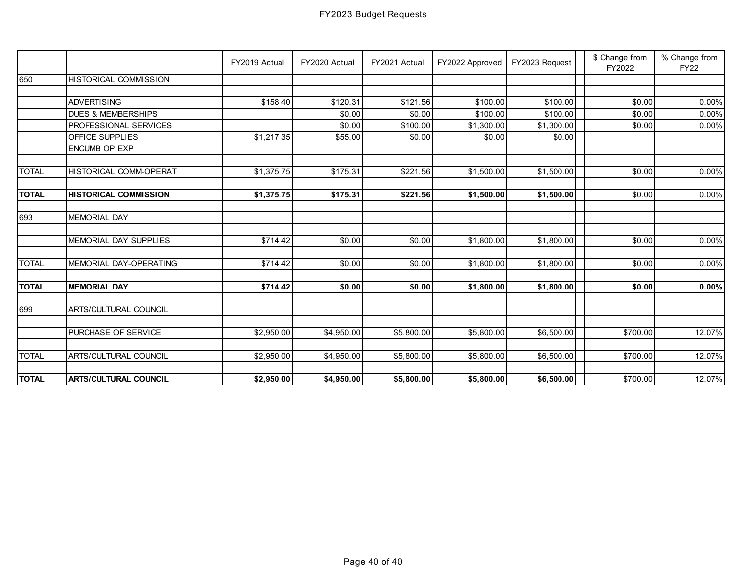# FY2023 Budget Requests

| | | FY2019 Actual | FY2020 Actual | FY2021 Actual | FY2022 Approved | FY2023 Request | | $ Change from FY2022 | % Change from FY22 |
|---|---|---|---|---|---|---|---|---|---|
| 650 | HISTORICAL COMMISSION | | | | | | | | |
| | | | | | | | | | |
| | ADVERTISING | $158.40 | $120.31 | $121.56 | $100.00 | $100.00 | | $0.00 | 0.00% |
| | DUES & MEMBERSHIPS | | $0.00 | $0.00 | $100.00 | $100.00 | | $0.00 | 0.00% |
| | PROFESSIONAL SERVICES | | $0.00 | $100.00 | $1,300.00 | $1,300.00 | | $0.00 | 0.00% |
| | OFFICE SUPPLIES | $1,217.35 | $55.00 | $0.00 | $0.00 | $0.00 | | | |
| | ENCUMB OP EXP | | | | | | | | |
| | | | | | | | | | |
| TOTAL | HISTORICAL COMM-OPERAT | $1,375.75 | $175.31 | $221.56 | $1,500.00 | $1,500.00 | | $0.00 | 0.00% |
| | | | | | | | | | |
| **TOTAL** | **HISTORICAL COMMISSION** | **$1,375.75** | **$175.31** | **$221.56** | **$1,500.00** | **$1,500.00** | | $0.00 | 0.00% |
| | | | | | | | | | |
| 693 | MEMORIAL DAY | | | | | | | | |
| | | | | | | | | | |
| | MEMORIAL DAY SUPPLIES | $714.42 | $0.00 | $0.00 | $1,800.00 | $1,800.00 | | $0.00 | 0.00% |
| | | | | | | | | | |
| TOTAL | MEMORIAL DAY-OPERATING | $714.42 | $0.00 | $0.00 | $1,800.00 | $1,800.00 | | $0.00 | 0.00% |
| | | | | | | | | | |
| **TOTAL** | **MEMORIAL DAY** | **$714.42** | **$0.00** | **$0.00** | **$1,800.00** | **$1,800.00** | | **$0.00** | **0.00%** |
| | | | | | | | | | |
| 699 | ARTS/CULTURAL COUNCIL | | | | | | | | |
| | | | | | | | | | |
| | PURCHASE OF SERVICE | $2,950.00 | $4,950.00 | $5,800.00 | $5,800.00 | $6,500.00 | | $700.00 | 12.07% |
| | | | | | | | | | |
| TOTAL | ARTS/CULTURAL COUNCIL | $2,950.00 | $4,950.00 | $5,800.00 | $5,800.00 | $6,500.00 | | $700.00 | 12.07% |
| | | | | | | | | | |
| **TOTAL** | **ARTS/CULTURAL COUNCIL** | **$2,950.00** | **$4,950.00** | **$5,800.00** | **$5,800.00** | **$6,500.00** | | $700.00 | 12.07% |